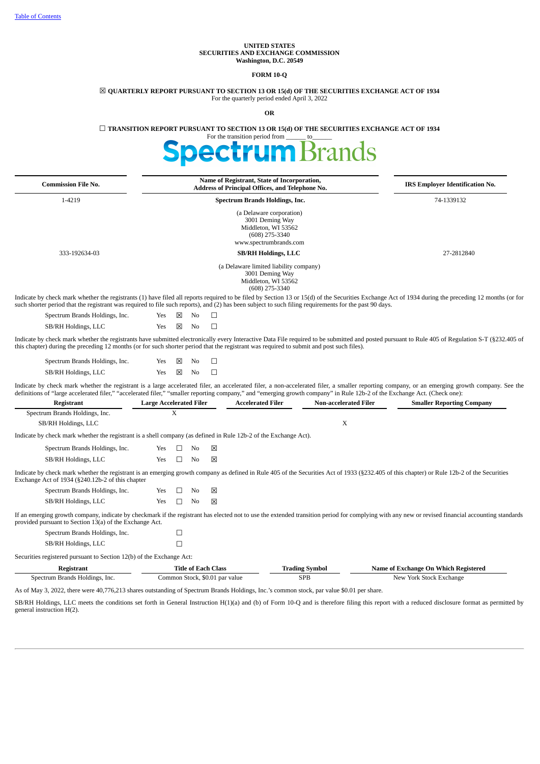[Table of Contents](#)

**UNITED STATES**
**SECURITIES AND EXCHANGE COMMISSION**
**Washington, D.C. 20549**

**FORM 10-Q**

☒ **QUARTERLY REPORT PURSUANT TO SECTION 13 OR 15(d) OF THE SECURITIES EXCHANGE ACT OF 1934**
For the quarterly period ended April 3, 2022

**OR**

☐ **TRANSITION REPORT PURSUANT TO SECTION 13 OR 15(d) OF THE SECURITIES EXCHANGE ACT OF 1934**
For the transition period from ______ to______

Spectrum Brands

| Commission File No. | Name of Registrant, State of Incorporation, Address of Principal Offices, and Telephone No. | IRS Employer Identification No. |
|---|---|---|
| 1-4219 | **Spectrum Brands Holdings, Inc.**<br>(a Delaware corporation)<br>3001 Deming Way<br>Middleton, WI 53562<br>(608) 275-3340<br>www.spectrumbrands.com | 74-1339132 |
| 333-192634-03 | **SB/RH Holdings, LLC**<br>(a Delaware limited liability company)<br>3001 Deming Way<br>Middleton, WI 53562<br>(608) 275-3340 | 27-2812840 |

Indicate by check mark whether the registrants (1) have filed all reports required to be filed by Section 13 or 15(d) of the Securities Exchange Act of 1934 during the preceding 12 months (or for such shorter period that the registrant was required to file such reports), and (2) has been subject to such filing requirements for the past 90 days.

| | | | | |
|---|---|---|---|---|
| Spectrum Brands Holdings, Inc. | Yes | ☒ | No | ☐ |
| SB/RH Holdings, LLC | Yes | ☒ | No | ☐ |

Indicate by check mark whether the registrants have submitted electronically every Interactive Data File required to be submitted and posted pursuant to Rule 405 of Regulation S-T (§232.405 of this chapter) during the preceding 12 months (or for such shorter period that the registrant was required to submit and post such files).

| | | | | |
|---|---|---|---|---|
| Spectrum Brands Holdings, Inc. | Yes | ☒ | No | ☐ |
| SB/RH Holdings, LLC | Yes | ☒ | No | ☐ |

Indicate by check mark whether the registrant is a large accelerated filer, an accelerated filer, a non-accelerated filer, a smaller reporting company, or an emerging growth company. See the definitions of "large accelerated filer," "accelerated filer," "smaller reporting company," and "emerging growth company" in Rule 12b-2 of the Exchange Act. (Check one):

| Registrant | Large Accelerated Filer | Accelerated Filer | Non-accelerated Filer | Smaller Reporting Company |
|---|---|---|---|---|
| Spectrum Brands Holdings, Inc. | X | | | |
| SB/RH Holdings, LLC | | | X | |

Indicate by check mark whether the registrant is a shell company (as defined in Rule 12b-2 of the Exchange Act).

| | | | | |
|---|---|---|---|---|
| Spectrum Brands Holdings, Inc. | Yes | ☐ | No | ☒ |
| SB/RH Holdings, LLC | Yes | ☐ | No | ☒ |

Indicate by check mark whether the registrant is an emerging growth company as defined in Rule 405 of the Securities Act of 1933 (§232.405 of this chapter) or Rule 12b-2 of the Securities Exchange Act of 1934 (§240.12b-2 of this chapter

| | | | | |
|---|---|---|---|---|
| Spectrum Brands Holdings, Inc. | Yes | ☐ | No | ☒ |
| SB/RH Holdings, LLC | Yes | ☐ | No | ☒ |

If an emerging growth company, indicate by checkmark if the registrant has elected not to use the extended transition period for complying with any new or revised financial accounting standards provided pursuant to Section 13(a) of the Exchange Act.

| | |
|---|---|
| Spectrum Brands Holdings, Inc. | ☐ |
| SB/RH Holdings, LLC | ☐ |

Securities registered pursuant to Section 12(b) of the Exchange Act:

| Registrant | Title of Each Class | Trading Symbol | Name of Exchange On Which Registered |
|---|---|---|---|
| Spectrum Brands Holdings, Inc. | Common Stock, $0.01 par value | SPB | New York Stock Exchange |

As of May 3, 2022, there were 40,776,213 shares outstanding of Spectrum Brands Holdings, Inc.'s common stock, par value $0.01 per share.

SB/RH Holdings, LLC meets the conditions set forth in General Instruction H(1)(a) and (b) of Form 10-Q and is therefore filing this report with a reduced disclosure format as permitted by general instruction H(2).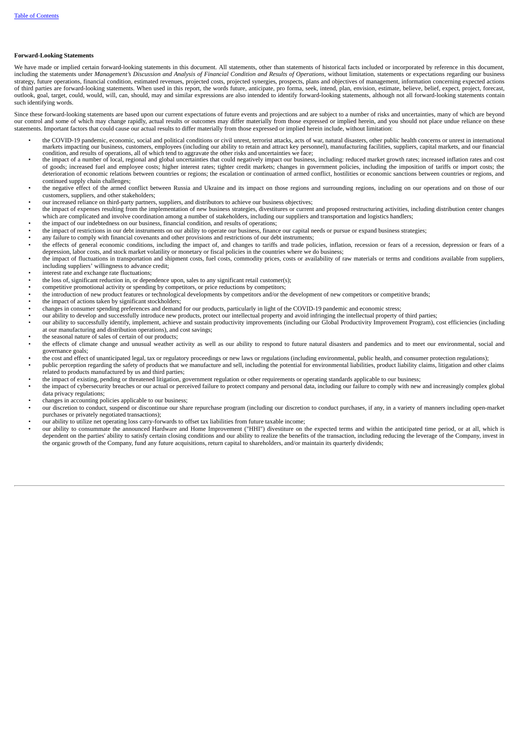[Table of Contents](#)

**Forward-Looking Statements**

We have made or implied certain forward-looking statements in this document. All statements, other than statements of historical facts included or incorporated by reference in this document, including the statements under *Management's Discussion and Analysis of Financial Condition and Results of Operations*, without limitation, statements or expectations regarding our business strategy, future operations, financial condition, estimated revenues, projected costs, projected synergies, prospects, plans and objectives of management, information concerning expected actions of third parties are forward-looking statements. When used in this report, the words future, anticipate, pro forma, seek, intend, plan, envision, estimate, believe, belief, expect, project, forecast, outlook, goal, target, could, would, will, can, should, may and similar expressions are also intended to identify forward-looking statements, although not all forward-looking statements contain such identifying words.

Since these forward-looking statements are based upon our current expectations of future events and projections and are subject to a number of risks and uncertainties, many of which are beyond our control and some of which may change rapidly, actual results or outcomes may differ materially from those expressed or implied herein, and you should not place undue reliance on these statements. Important factors that could cause our actual results to differ materially from those expressed or implied herein include, without limitation:

- the COVID-19 pandemic, economic, social and political conditions or civil unrest, terrorist attacks, acts of war, natural disasters, other public health concerns or unrest in international markets impacting our business, customers, employees (including our ability to retain and attract key personnel), manufacturing facilities, suppliers, capital markets, and our financial condition, and results of operations, all of which tend to aggravate the other risks and uncertainties we face;
- the impact of a number of local, regional and global uncertainties that could negatively impact our business, including: reduced market growth rates; increased inflation rates and cost of goods; increased fuel and employee costs; higher interest rates; tighter credit markets; changes in government policies, including the imposition of tariffs or import costs; the deterioration of economic relations between countries or regions; the escalation or continuation of armed conflict, hostilities or economic sanctions between countries or regions, and continued supply chain challenges;
- the negative effect of the armed conflict between Russia and Ukraine and its impact on those regions and surrounding regions, including on our operations and on those of our customers, suppliers, and other stakeholders;
- our increased reliance on third-party partners, suppliers, and distributors to achieve our business objectives;
- the impact of expenses resulting from the implementation of new business strategies, divestitures or current and proposed restructuring activities, including distribution center changes which are complicated and involve coordination among a number of stakeholders, including our suppliers and transportation and logistics handlers;
- the impact of our indebtedness on our business, financial condition, and results of operations;
- the impact of restrictions in our debt instruments on our ability to operate our business, finance our capital needs or pursue or expand business strategies;
- any failure to comply with financial covenants and other provisions and restrictions of our debt instruments;
- the effects of general economic conditions, including the impact of, and changes to tariffs and trade policies, inflation, recession or fears of a recession, depression or fears of a depression, labor costs, and stock market volatility or monetary or fiscal policies in the countries where we do business;
- the impact of fluctuations in transportation and shipment costs, fuel costs, commodity prices, costs or availability of raw materials or terms and conditions available from suppliers, including suppliers' willingness to advance credit;
- interest rate and exchange rate fluctuations;
- the loss of, significant reduction in, or dependence upon, sales to any significant retail customer(s);
- competitive promotional activity or spending by competitors, or price reductions by competitors;
- the introduction of new product features or technological developments by competitors and/or the development of new competitors or competitive brands;
- the impact of actions taken by significant stockholders;
- changes in consumer spending preferences and demand for our products, particularly in light of the COVID-19 pandemic and economic stress;
- our ability to develop and successfully introduce new products, protect our intellectual property and avoid infringing the intellectual property of third parties;
- our ability to successfully identify, implement, achieve and sustain productivity improvements (including our Global Productivity Improvement Program), cost efficiencies (including at our manufacturing and distribution operations), and cost savings;
- the seasonal nature of sales of certain of our products;
- the effects of climate change and unusual weather activity as well as our ability to respond to future natural disasters and pandemics and to meet our environmental, social and governance goals;
- the cost and effect of unanticipated legal, tax or regulatory proceedings or new laws or regulations (including environmental, public health, and consumer protection regulations);
- public perception regarding the safety of products that we manufacture and sell, including the potential for environmental liabilities, product liability claims, litigation and other claims related to products manufactured by us and third parties;
- the impact of existing, pending or threatened litigation, government regulation or other requirements or operating standards applicable to our business;
- the impact of cybersecurity breaches or our actual or perceived failure to protect company and personal data, including our failure to comply with new and increasingly complex global data privacy regulations;
- changes in accounting policies applicable to our business;
- our discretion to conduct, suspend or discontinue our share repurchase program (including our discretion to conduct purchases, if any, in a variety of manners including open-market purchases or privately negotiated transactions);
- our ability to utilize net operating loss carry-forwards to offset tax liabilities from future taxable income;
- our ability to consummate the announced Hardware and Home Improvement ("HHI") divestiture on the expected terms and within the anticipated time period, or at all, which is dependent on the parties' ability to satisfy certain closing conditions and our ability to realize the benefits of the transaction, including reducing the leverage of the Company, invest in the organic growth of the Company, fund any future acquisitions, return capital to shareholders, and/or maintain its quarterly dividends;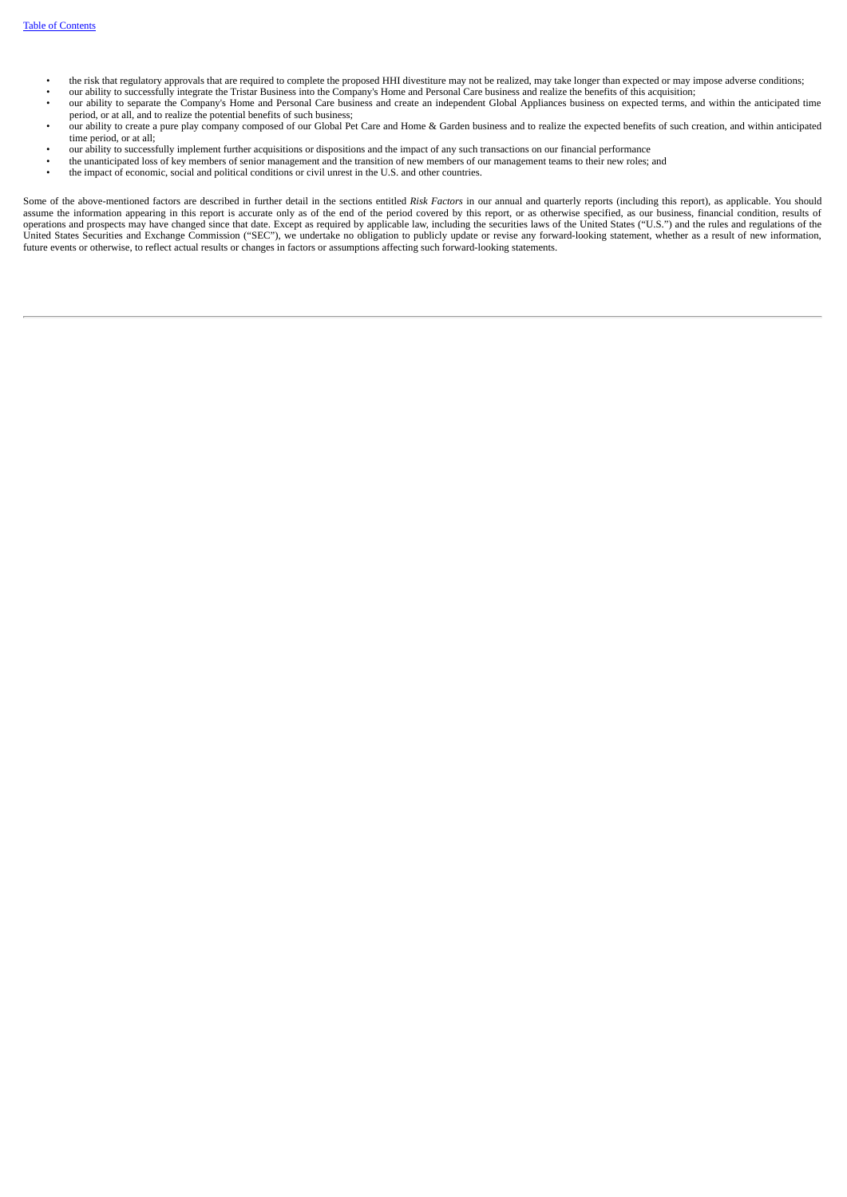- the risk that regulatory approvals that are required to complete the proposed HHI divestiture may not be realized, may take longer than expected or may impose adverse conditions;
- our ability to successfully integrate the Tristar Business into the Company's Home and Personal Care business and realize the benefits of this acquisition;
- our ability to separate the Company's Home and Personal Care business and create an independent Global Appliances business on expected terms, and within the anticipated time period, or at all, and to realize the potential benefits of such business;
- our ability to create a pure play company composed of our Global Pet Care and Home & Garden business and to realize the expected benefits of such creation, and within anticipated time period, or at all;
- our ability to successfully implement further acquisitions or dispositions and the impact of any such transactions on our financial performance
- the unanticipated loss of key members of senior management and the transition of new members of our management teams to their new roles; and
- the impact of economic, social and political conditions or civil unrest in the U.S. and other countries.

Some of the above-mentioned factors are described in further detail in the sections entitled *Risk Factors* in our annual and quarterly reports (including this report), as applicable. You should assume the information appearing in this report is accurate only as of the end of the period covered by this report, or as otherwise specified, as our business, financial condition, results of operations and prospects may have changed since that date. Except as required by applicable law, including the securities laws of the United States ("U.S.") and the rules and regulations of the United States Securities and Exchange Commission ("SEC"), we undertake no obligation to publicly update or revise any forward-looking statement, whether as a result of new information, future events or otherwise, to reflect actual results or changes in factors or assumptions affecting such forward-looking statements.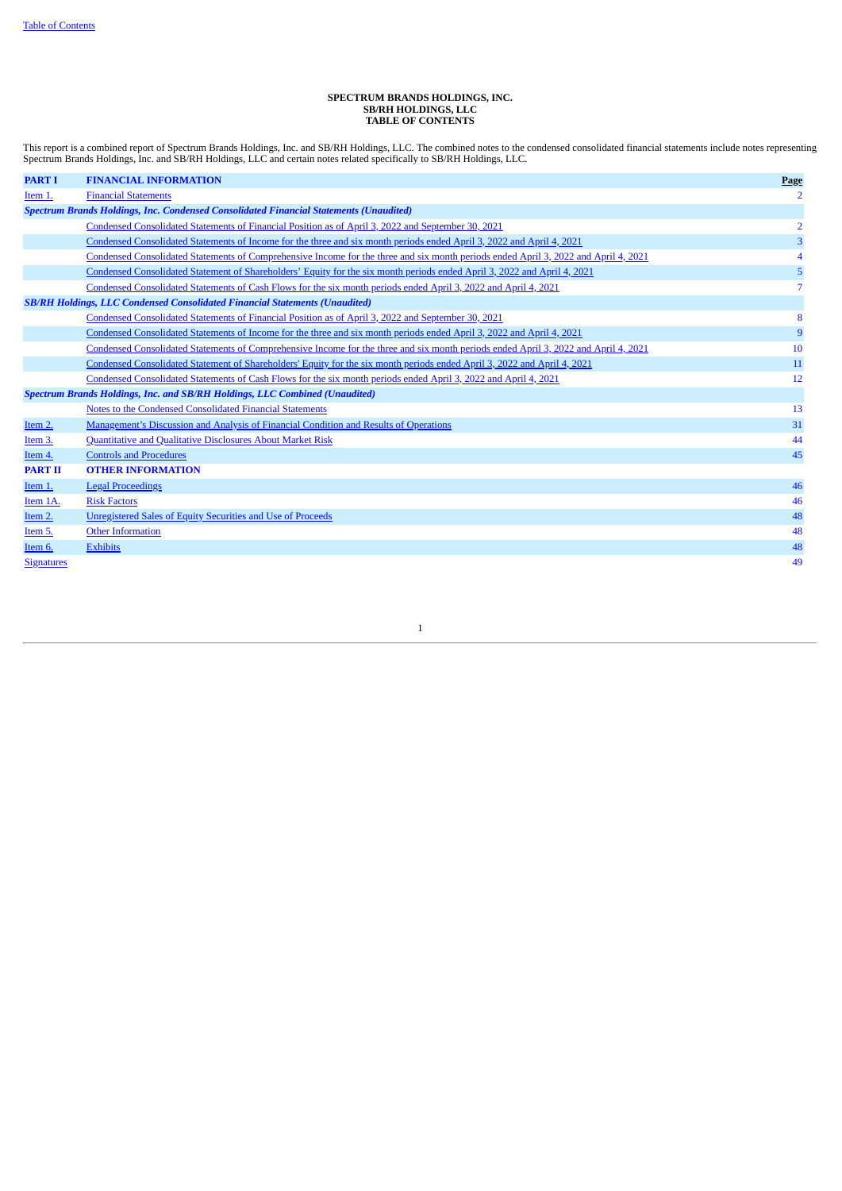**SPECTRUM BRANDS HOLDINGS, INC.**
**SB/RH HOLDINGS, LLC**
**TABLE OF CONTENTS**

This report is a combined report of Spectrum Brands Holdings, Inc. and SB/RH Holdings, LLC. The combined notes to the condensed consolidated financial statements include notes representing Spectrum Brands Holdings, Inc. and SB/RH Holdings, LLC and certain notes related specifically to SB/RH Holdings, LLC.

| **PART I** | **FINANCIAL INFORMATION** | **Page** |
|---|---|---|
| Item 1. | Financial Statements | 2 |
| ***Spectrum Brands Holdings, Inc. Condensed Consolidated Financial Statements (Unaudited)*** | | |
| | Condensed Consolidated Statements of Financial Position as of April 3, 2022 and September 30, 2021 | 2 |
| | Condensed Consolidated Statements of Income for the three and six month periods ended April 3, 2022 and April 4, 2021 | 3 |
| | Condensed Consolidated Statements of Comprehensive Income for the three and six month periods ended April 3, 2022 and April 4, 2021 | 4 |
| | Condensed Consolidated Statement of Shareholders' Equity for the six month periods ended April 3, 2022 and April 4, 2021 | 5 |
| | Condensed Consolidated Statements of Cash Flows for the six month periods ended April 3, 2022 and April 4, 2021 | 7 |
| ***SB/RH Holdings, LLC Condensed Consolidated Financial Statements (Unaudited)*** | | |
| | Condensed Consolidated Statements of Financial Position as of April 3, 2022 and September 30, 2021 | 8 |
| | Condensed Consolidated Statements of Income for the three and six month periods ended April 3, 2022 and April 4, 2021 | 9 |
| | Condensed Consolidated Statements of Comprehensive Income for the three and six month periods ended April 3, 2022 and April 4, 2021 | 10 |
| | Condensed Consolidated Statement of Shareholders' Equity for the six month periods ended April 3, 2022 and April 4, 2021 | 11 |
| | Condensed Consolidated Statements of Cash Flows for the six month periods ended April 3, 2022 and April 4, 2021 | 12 |
| ***Spectrum Brands Holdings, Inc. and SB/RH Holdings, LLC Combined (Unaudited)*** | | |
| | Notes to the Condensed Consolidated Financial Statements | 13 |
| Item 2. | Management's Discussion and Analysis of Financial Condition and Results of Operations | 31 |
| Item 3. | Quantitative and Qualitative Disclosures About Market Risk | 44 |
| Item 4. | Controls and Procedures | 45 |
| **PART II** | **OTHER INFORMATION** | |
| Item 1. | Legal Proceedings | 46 |
| Item 1A. | Risk Factors | 46 |
| Item 2. | Unregistered Sales of Equity Securities and Use of Proceeds | 48 |
| Item 5. | Other Information | 48 |
| Item 6. | Exhibits | 48 |
| Signatures | | 49 |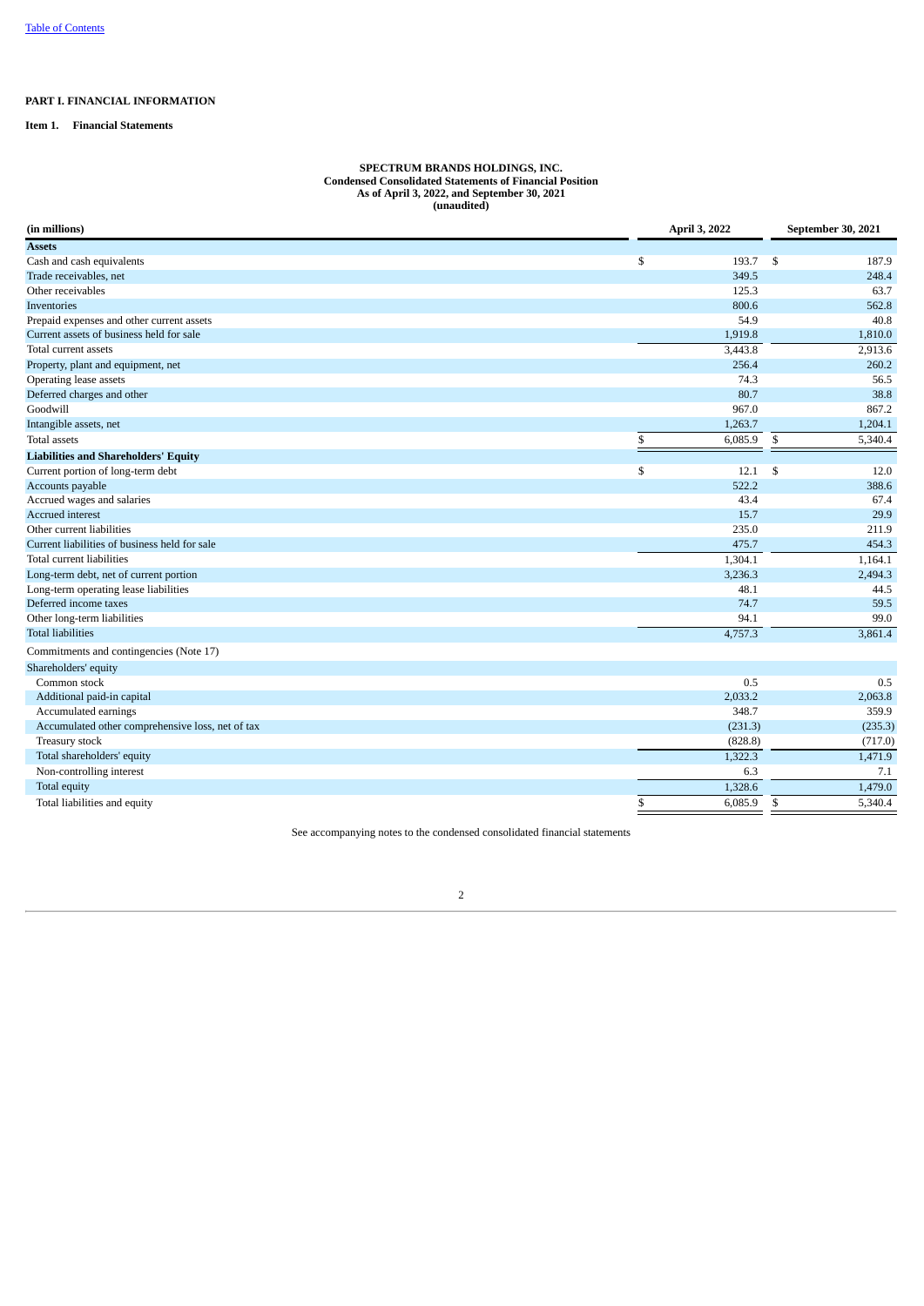# PART I. FINANCIAL INFORMATION

## Item 1. Financial Statements

**SPECTRUM BRANDS HOLDINGS, INC.**
**Condensed Consolidated Statements of Financial Position**
**As of April 3, 2022, and September 30, 2021**
**(unaudited)**

| (in millions) | April 3, 2022 | September 30, 2021 |
|---|---|---|
| **Assets** | | |
| Cash and cash equivalents | $ 193.7 | $ 187.9 |
| Trade receivables, net | 349.5 | 248.4 |
| Other receivables | 125.3 | 63.7 |
| Inventories | 800.6 | 562.8 |
| Prepaid expenses and other current assets | 54.9 | 40.8 |
| Current assets of business held for sale | 1,919.8 | 1,810.0 |
| Total current assets | 3,443.8 | 2,913.6 |
| Property, plant and equipment, net | 256.4 | 260.2 |
| Operating lease assets | 74.3 | 56.5 |
| Deferred charges and other | 80.7 | 38.8 |
| Goodwill | 967.0 | 867.2 |
| Intangible assets, net | 1,263.7 | 1,204.1 |
| Total assets | $ 6,085.9 | $ 5,340.4 |
| **Liabilities and Shareholders' Equity** | | |
| Current portion of long-term debt | $ 12.1 | $ 12.0 |
| Accounts payable | 522.2 | 388.6 |
| Accrued wages and salaries | 43.4 | 67.4 |
| Accrued interest | 15.7 | 29.9 |
| Other current liabilities | 235.0 | 211.9 |
| Current liabilities of business held for sale | 475.7 | 454.3 |
| Total current liabilities | 1,304.1 | 1,164.1 |
| Long-term debt, net of current portion | 3,236.3 | 2,494.3 |
| Long-term operating lease liabilities | 48.1 | 44.5 |
| Deferred income taxes | 74.7 | 59.5 |
| Other long-term liabilities | 94.1 | 99.0 |
| Total liabilities | 4,757.3 | 3,861.4 |
| Commitments and contingencies (Note 17) | | |
| Shareholders' equity | | |
| Common stock | 0.5 | 0.5 |
| Additional paid-in capital | 2,033.2 | 2,063.8 |
| Accumulated earnings | 348.7 | 359.9 |
| Accumulated other comprehensive loss, net of tax | (231.3) | (235.3) |
| Treasury stock | (828.8) | (717.0) |
| Total shareholders' equity | 1,322.3 | 1,471.9 |
| Non-controlling interest | 6.3 | 7.1 |
| Total equity | 1,328.6 | 1,479.0 |
| Total liabilities and equity | $ 6,085.9 | $ 5,340.4 |

See accompanying notes to the condensed consolidated financial statements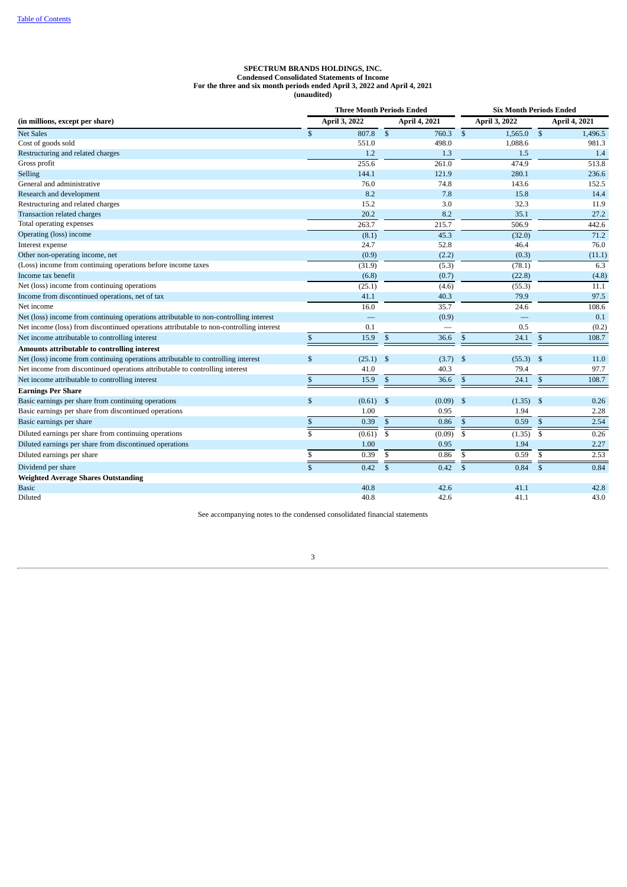**SPECTRUM BRANDS HOLDINGS, INC.**
**Condensed Consolidated Statements of Income**
**For the three and six month periods ended April 3, 2022 and April 4, 2021**
**(unaudited)**

| | Three Month Periods Ended | | Six Month Periods Ended | |
|---|---|---|---|---|
| **(in millions, except per share)** | **April 3, 2022** | **April 4, 2021** | **April 3, 2022** | **April 4, 2021** |
| Net Sales | $ 807.8 | $ 760.3 | $ 1,565.0 | $ 1,496.5 |
| Cost of goods sold | 551.0 | 498.0 | 1,088.6 | 981.3 |
| Restructuring and related charges | 1.2 | 1.3 | 1.5 | 1.4 |
| Gross profit | 255.6 | 261.0 | 474.9 | 513.8 |
| Selling | 144.1 | 121.9 | 280.1 | 236.6 |
| General and administrative | 76.0 | 74.8 | 143.6 | 152.5 |
| Research and development | 8.2 | 7.8 | 15.8 | 14.4 |
| Restructuring and related charges | 15.2 | 3.0 | 32.3 | 11.9 |
| Transaction related charges | 20.2 | 8.2 | 35.1 | 27.2 |
| Total operating expenses | 263.7 | 215.7 | 506.9 | 442.6 |
| Operating (loss) income | (8.1) | 45.3 | (32.0) | 71.2 |
| Interest expense | 24.7 | 52.8 | 46.4 | 76.0 |
| Other non-operating income, net | (0.9) | (2.2) | (0.3) | (11.1) |
| (Loss) income from continuing operations before income taxes | (31.9) | (5.3) | (78.1) | 6.3 |
| Income tax benefit | (6.8) | (0.7) | (22.8) | (4.8) |
| Net (loss) income from continuing operations | (25.1) | (4.6) | (55.3) | 11.1 |
| Income from discontinued operations, net of tax | 41.1 | 40.3 | 79.9 | 97.5 |
| Net income | 16.0 | 35.7 | 24.6 | 108.6 |
| Net (loss) income from continuing operations attributable to non-controlling interest | — | (0.9) | — | 0.1 |
| Net income (loss) from discontinued operations attributable to non-controlling interest | 0.1 | — | 0.5 | (0.2) |
| Net income attributable to controlling interest | $ 15.9 | $ 36.6 | $ 24.1 | $ 108.7 |
| **Amounts attributable to controlling interest** | | | | |
| Net (loss) income from continuing operations attributable to controlling interest | $ (25.1) | $ (3.7) | $ (55.3) | $ 11.0 |
| Net income from discontinued operations attributable to controlling interest | 41.0 | 40.3 | 79.4 | 97.7 |
| Net income attributable to controlling interest | $ 15.9 | $ 36.6 | $ 24.1 | $ 108.7 |
| **Earnings Per Share** | | | | |
| Basic earnings per share from continuing operations | $ (0.61) | $ (0.09) | $ (1.35) | $ 0.26 |
| Basic earnings per share from discontinued operations | 1.00 | 0.95 | 1.94 | 2.28 |
| Basic earnings per share | $ 0.39 | $ 0.86 | $ 0.59 | $ 2.54 |
| Diluted earnings per share from continuing operations | $ (0.61) | $ (0.09) | $ (1.35) | $ 0.26 |
| Diluted earnings per share from discontinued operations | 1.00 | 0.95 | 1.94 | 2.27 |
| Diluted earnings per share | $ 0.39 | $ 0.86 | $ 0.59 | $ 2.53 |
| Dividend per share | $ 0.42 | $ 0.42 | $ 0.84 | $ 0.84 |
| **Weighted Average Shares Outstanding** | | | | |
| Basic | 40.8 | 42.6 | 41.1 | 42.8 |
| Diluted | 40.8 | 42.6 | 41.1 | 43.0 |

See accompanying notes to the condensed consolidated financial statements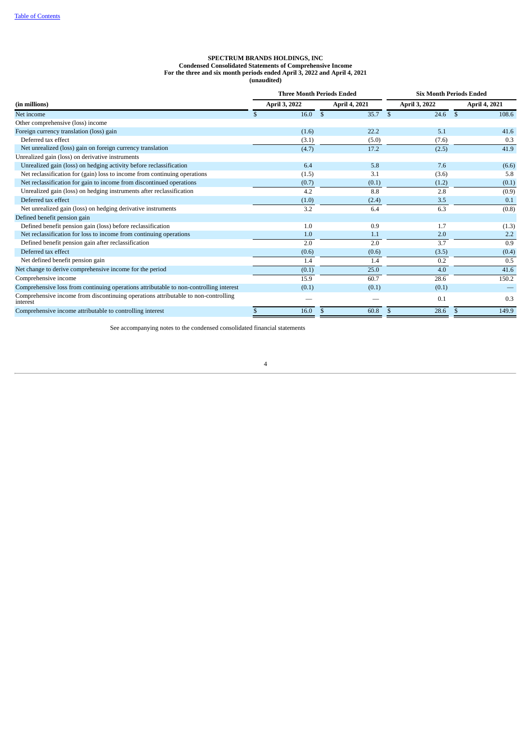**SPECTRUM BRANDS HOLDINGS, INC**
**Condensed Consolidated Statements of Comprehensive Income**
**For the three and six month periods ended April 3, 2022 and April 4, 2021**
**(unaudited)**

| (in millions) | Three Month Periods Ended | | Six Month Periods Ended | |
|---|---|---|---|---|
| | April 3, 2022 | April 4, 2021 | April 3, 2022 | April 4, 2021 |
| Net income | $ 16.0 | $ 35.7 | $ 24.6 | $ 108.6 |
| Other comprehensive (loss) income | | | | |
| Foreign currency translation (loss) gain | (1.6) | 22.2 | 5.1 | 41.6 |
| Deferred tax effect | (3.1) | (5.0) | (7.6) | 0.3 |
| Net unrealized (loss) gain on foreign currency translation | (4.7) | 17.2 | (2.5) | 41.9 |
| Unrealized gain (loss) on derivative instruments | | | | |
| Unrealized gain (loss) on hedging activity before reclassification | 6.4 | 5.8 | 7.6 | (6.6) |
| Net reclassification for (gain) loss to income from continuing operations | (1.5) | 3.1 | (3.6) | 5.8 |
| Net reclassification for gain to income from discontinued operations | (0.7) | (0.1) | (1.2) | (0.1) |
| Unrealized gain (loss) on hedging instruments after reclassification | 4.2 | 8.8 | 2.8 | (0.9) |
| Deferred tax effect | (1.0) | (2.4) | 3.5 | 0.1 |
| Net unrealized gain (loss) on hedging derivative instruments | 3.2 | 6.4 | 6.3 | (0.8) |
| Defined benefit pension gain | | | | |
| Defined benefit pension gain (loss) before reclassification | 1.0 | 0.9 | 1.7 | (1.3) |
| Net reclassification for loss to income from continuing operations | 1.0 | 1.1 | 2.0 | 2.2 |
| Defined benefit pension gain after reclassification | 2.0 | 2.0 | 3.7 | 0.9 |
| Deferred tax effect | (0.6) | (0.6) | (3.5) | (0.4) |
| Net defined benefit pension gain | 1.4 | 1.4 | 0.2 | 0.5 |
| Net change to derive comprehensive income for the period | (0.1) | 25.0 | 4.0 | 41.6 |
| Comprehensive income | 15.9 | 60.7 | 28.6 | 150.2 |
| Comprehensive loss from continuing operations attributable to non-controlling interest | (0.1) | (0.1) | (0.1) | — |
| Comprehensive income from discontinuing operations attributable to non-controlling interest | — | — | 0.1 | 0.3 |
| Comprehensive income attributable to controlling interest | $ 16.0 | $ 60.8 | $ 28.6 | $ 149.9 |

See accompanying notes to the condensed consolidated financial statements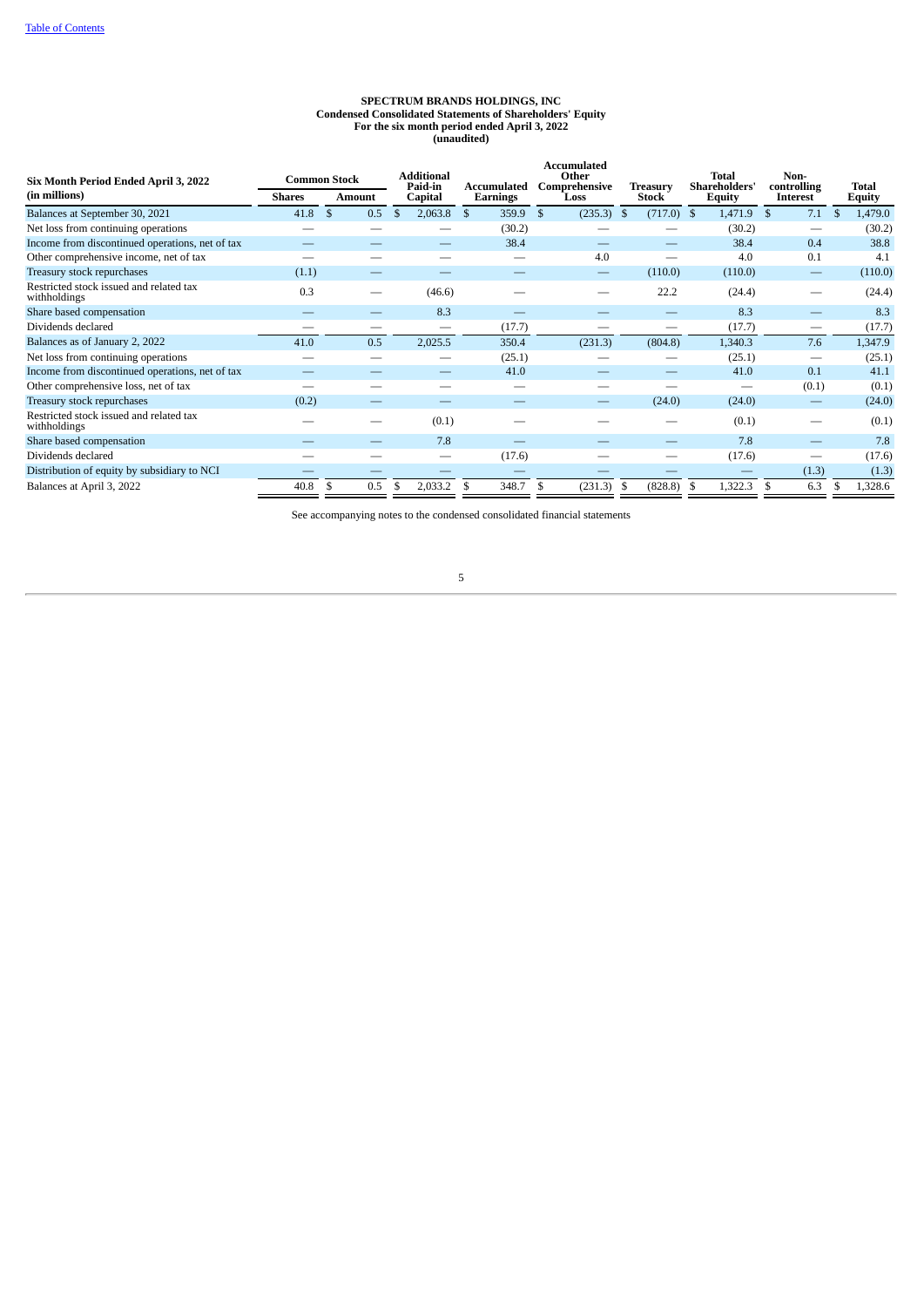**SPECTRUM BRANDS HOLDINGS, INC**
**Condensed Consolidated Statements of Shareholders' Equity**
**For the six month period ended April 3, 2022**
**(unaudited)**

| Six Month Period Ended April 3, 2022 (in millions) | Common Stock | | Additional Paid-in Capital | Accumulated Earnings | Accumulated Other Comprehensive Loss | Treasury Stock | Total Shareholders' Equity | Non-controlling Interest | Total Equity |
|---|---|---|---|---|---|---|---|---|---|
| | Shares | Amount | | | | | | | |
| Balances at September 30, 2021 | 41.8 | $ 0.5 | $ 2,063.8 | $ 359.9 | $ (235.3) | $ (717.0) | $ 1,471.9 | $ 7.1 | $ 1,479.0 |
| Net loss from continuing operations | — | — | — | (30.2) | — | — | (30.2) | — | (30.2) |
| Income from discontinued operations, net of tax | — | — | — | 38.4 | — | — | 38.4 | 0.4 | 38.8 |
| Other comprehensive income, net of tax | — | — | — | — | 4.0 | — | 4.0 | 0.1 | 4.1 |
| Treasury stock repurchases | (1.1) | — | — | — | — | (110.0) | (110.0) | — | (110.0) |
| Restricted stock issued and related tax withholdings | 0.3 | — | (46.6) | — | — | 22.2 | (24.4) | — | (24.4) |
| Share based compensation | — | — | 8.3 | — | — | — | 8.3 | — | 8.3 |
| Dividends declared | — | — | — | (17.7) | — | — | (17.7) | — | (17.7) |
| Balances as of January 2, 2022 | 41.0 | 0.5 | 2,025.5 | 350.4 | (231.3) | (804.8) | 1,340.3 | 7.6 | 1,347.9 |
| Net loss from continuing operations | — | — | — | (25.1) | — | — | (25.1) | — | (25.1) |
| Income from discontinued operations, net of tax | — | — | — | 41.0 | — | — | 41.0 | 0.1 | 41.1 |
| Other comprehensive loss, net of tax | — | — | — | — | — | — | — | (0.1) | (0.1) |
| Treasury stock repurchases | (0.2) | — | — | — | — | (24.0) | (24.0) | — | (24.0) |
| Restricted stock issued and related tax withholdings | — | — | (0.1) | — | — | — | (0.1) | — | (0.1) |
| Share based compensation | — | — | 7.8 | — | — | — | 7.8 | — | 7.8 |
| Dividends declared | — | — | — | (17.6) | — | — | (17.6) | — | (17.6) |
| Distribution of equity by subsidiary to NCI | — | — | — | — | — | — | — | (1.3) | (1.3) |
| Balances at April 3, 2022 | 40.8 | $ 0.5 | $ 2,033.2 | $ 348.7 | $ (231.3) | $ (828.8) | $ 1,322.3 | $ 6.3 | $ 1,328.6 |

See accompanying notes to the condensed consolidated financial statements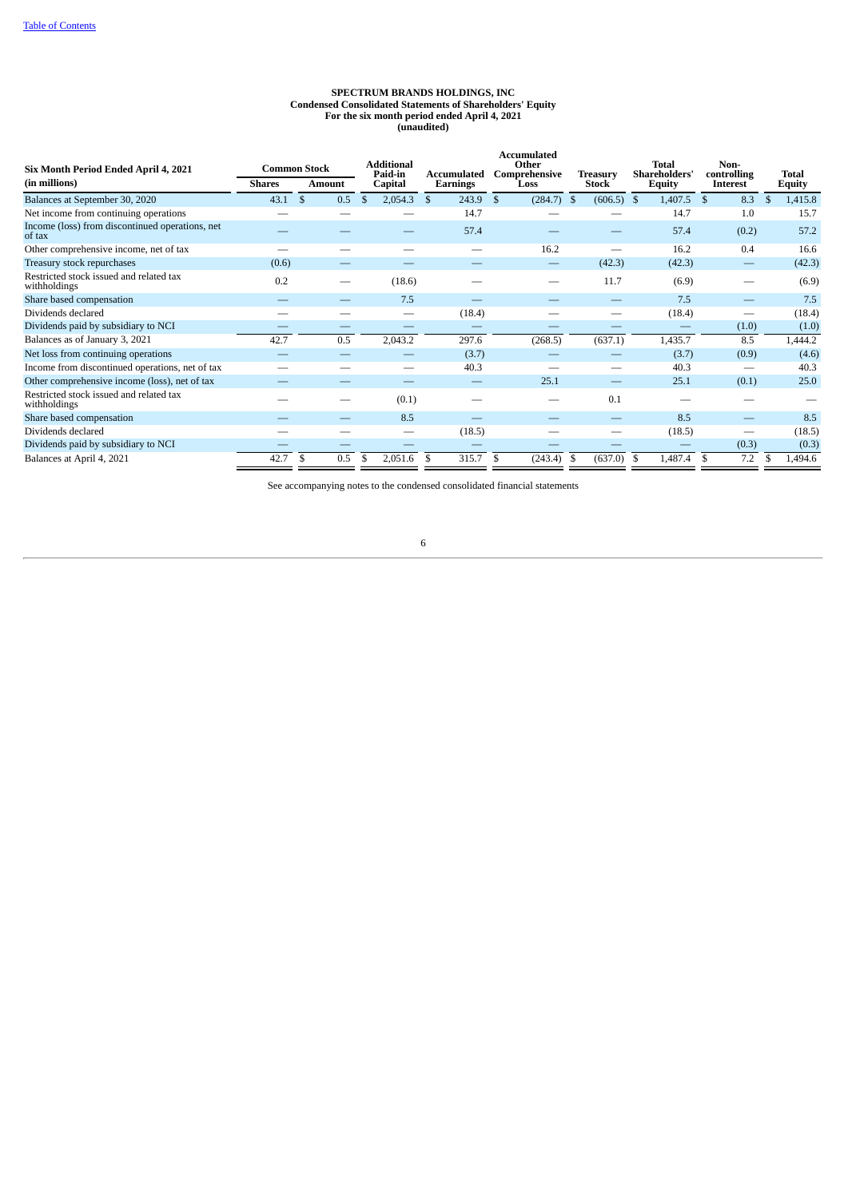**SPECTRUM BRANDS HOLDINGS, INC**
**Condensed Consolidated Statements of Shareholders' Equity**
**For the six month period ended April 4, 2021**
**(unaudited)**

| Six Month Period Ended April 4, 2021 (in millions) | Common Stock Shares | Common Stock Amount | Additional Paid-in Capital | Accumulated Earnings | Accumulated Other Comprehensive Loss | Treasury Stock | Total Shareholders' Equity | Non-controlling Interest | Total Equity |
|---|---|---|---|---|---|---|---|---|---|
| Balances at September 30, 2020 | 43.1 | $ 0.5 | $ 2,054.3 | $ 243.9 | $ (284.7) | $ (606.5) | $ 1,407.5 | $ 8.3 | $ 1,415.8 |
| Net income from continuing operations | — | — | — | 14.7 | — | — | 14.7 | 1.0 | 15.7 |
| Income (loss) from discontinued operations, net of tax | — | — | — | 57.4 | — | — | 57.4 | (0.2) | 57.2 |
| Other comprehensive income, net of tax | — | — | — | — | 16.2 | — | 16.2 | 0.4 | 16.6 |
| Treasury stock repurchases | (0.6) | — | — | — | — | (42.3) | (42.3) | — | (42.3) |
| Restricted stock issued and related tax withholdings | 0.2 | — | (18.6) | — | — | 11.7 | (6.9) | — | (6.9) |
| Share based compensation | — | — | 7.5 | — | — | — | 7.5 | — | 7.5 |
| Dividends declared | — | — | — | (18.4) | — | — | (18.4) | — | (18.4) |
| Dividends paid by subsidiary to NCI | — | — | — | — | — | — | — | (1.0) | (1.0) |
| Balances as of January 3, 2021 | 42.7 | 0.5 | 2,043.2 | 297.6 | (268.5) | (637.1) | 1,435.7 | 8.5 | 1,444.2 |
| Net loss from continuing operations | — | — | — | (3.7) | — | — | (3.7) | (0.9) | (4.6) |
| Income from discontinued operations, net of tax | — | — | — | 40.3 | — | — | 40.3 | — | 40.3 |
| Other comprehensive income (loss), net of tax | — | — | — | — | 25.1 | — | 25.1 | (0.1) | 25.0 |
| Restricted stock issued and related tax withholdings | — | — | (0.1) | — | — | 0.1 | — | — | — |
| Share based compensation | — | — | 8.5 | — | — | — | 8.5 | — | 8.5 |
| Dividends declared | — | — | — | (18.5) | — | — | (18.5) | — | (18.5) |
| Dividends paid by subsidiary to NCI | — | — | — | — | — | — | — | (0.3) | (0.3) |
| Balances at April 4, 2021 | 42.7 | $ 0.5 | $ 2,051.6 | $ 315.7 | $ (243.4) | $ (637.0) | $ 1,487.4 | $ 7.2 | $ 1,494.6 |

See accompanying notes to the condensed consolidated financial statements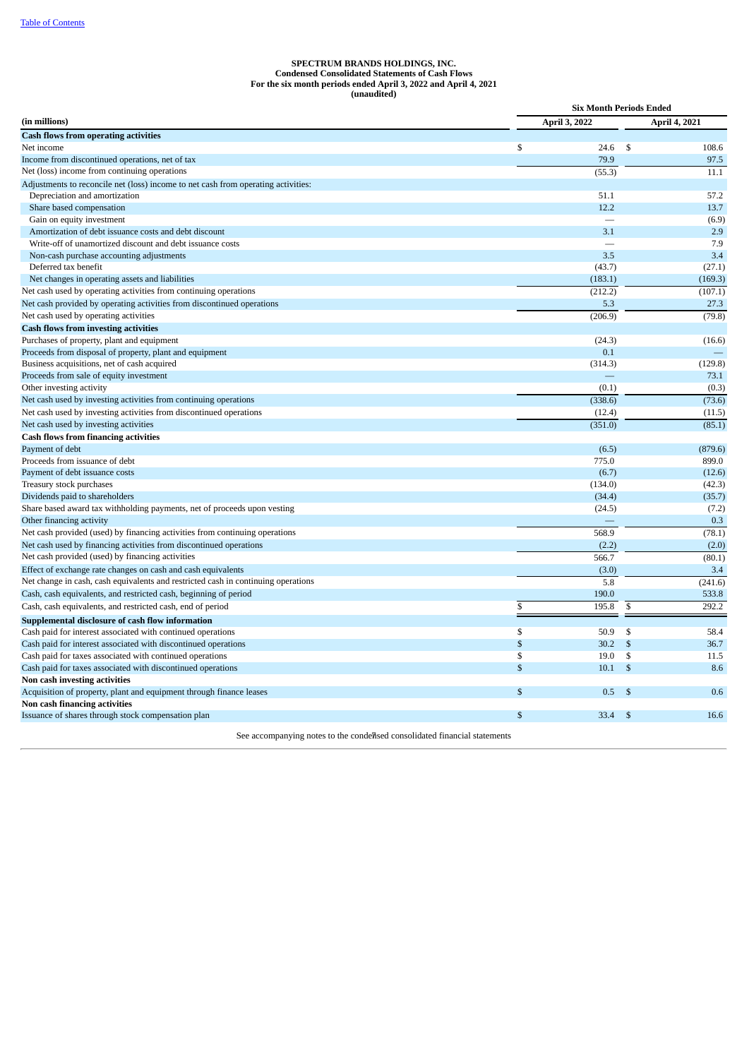[Table of Contents](#)

**SPECTRUM BRANDS HOLDINGS, INC.**
**Condensed Consolidated Statements of Cash Flows**
**For the six month periods ended April 3, 2022 and April 4, 2021**
**(unaudited)**

| | Six Month Periods Ended | |
|---|---|---|
| **(in millions)** | **April 3, 2022** | **April 4, 2021** |
| **Cash flows from operating activities** | | |
| Net income | $ 24.6 | $ 108.6 |
| Income from discontinued operations, net of tax | 79.9 | 97.5 |
| Net (loss) income from continuing operations | (55.3) | 11.1 |
| Adjustments to reconcile net (loss) income to net cash from operating activities: | | |
| Depreciation and amortization | 51.1 | 57.2 |
| Share based compensation | 12.2 | 13.7 |
| Gain on equity investment | — | (6.9) |
| Amortization of debt issuance costs and debt discount | 3.1 | 2.9 |
| Write-off of unamortized discount and debt issuance costs | — | 7.9 |
| Non-cash purchase accounting adjustments | 3.5 | 3.4 |
| Deferred tax benefit | (43.7) | (27.1) |
| Net changes in operating assets and liabilities | (183.1) | (169.3) |
| Net cash used by operating activities from continuing operations | (212.2) | (107.1) |
| Net cash provided by operating activities from discontinued operations | 5.3 | 27.3 |
| Net cash used by operating activities | (206.9) | (79.8) |
| **Cash flows from investing activities** | | |
| Purchases of property, plant and equipment | (24.3) | (16.6) |
| Proceeds from disposal of property, plant and equipment | 0.1 | — |
| Business acquisitions, net of cash acquired | (314.3) | (129.8) |
| Proceeds from sale of equity investment | — | 73.1 |
| Other investing activity | (0.1) | (0.3) |
| Net cash used by investing activities from continuing operations | (338.6) | (73.6) |
| Net cash used by investing activities from discontinued operations | (12.4) | (11.5) |
| Net cash used by investing activities | (351.0) | (85.1) |
| **Cash flows from financing activities** | | |
| Payment of debt | (6.5) | (879.6) |
| Proceeds from issuance of debt | 775.0 | 899.0 |
| Payment of debt issuance costs | (6.7) | (12.6) |
| Treasury stock purchases | (134.0) | (42.3) |
| Dividends paid to shareholders | (34.4) | (35.7) |
| Share based award tax withholding payments, net of proceeds upon vesting | (24.5) | (7.2) |
| Other financing activity | — | 0.3 |
| Net cash provided (used) by financing activities from continuing operations | 568.9 | (78.1) |
| Net cash used by financing activities from discontinued operations | (2.2) | (2.0) |
| Net cash provided (used) by financing activities | 566.7 | (80.1) |
| Effect of exchange rate changes on cash and cash equivalents | (3.0) | 3.4 |
| Net change in cash, cash equivalents and restricted cash in continuing operations | 5.8 | (241.6) |
| Cash, cash equivalents, and restricted cash, beginning of period | 190.0 | 533.8 |
| Cash, cash equivalents, and restricted cash, end of period | $ 195.8 | $ 292.2 |
| **Supplemental disclosure of cash flow information** | | |
| Cash paid for interest associated with continued operations | $ 50.9 | $ 58.4 |
| Cash paid for interest associated with discontinued operations | $ 30.2 | $ 36.7 |
| Cash paid for taxes associated with continued operations | $ 19.0 | $ 11.5 |
| Cash paid for taxes associated with discontinued operations | $ 10.1 | $ 8.6 |
| **Non cash investing activities** | | |
| Acquisition of property, plant and equipment through finance leases | $ 0.5 | $ 0.6 |
| **Non cash financing activities** | | |
| Issuance of shares through stock compensation plan | $ 33.4 | $ 16.6 |

See accompanying notes to the condensed consolidated financial statements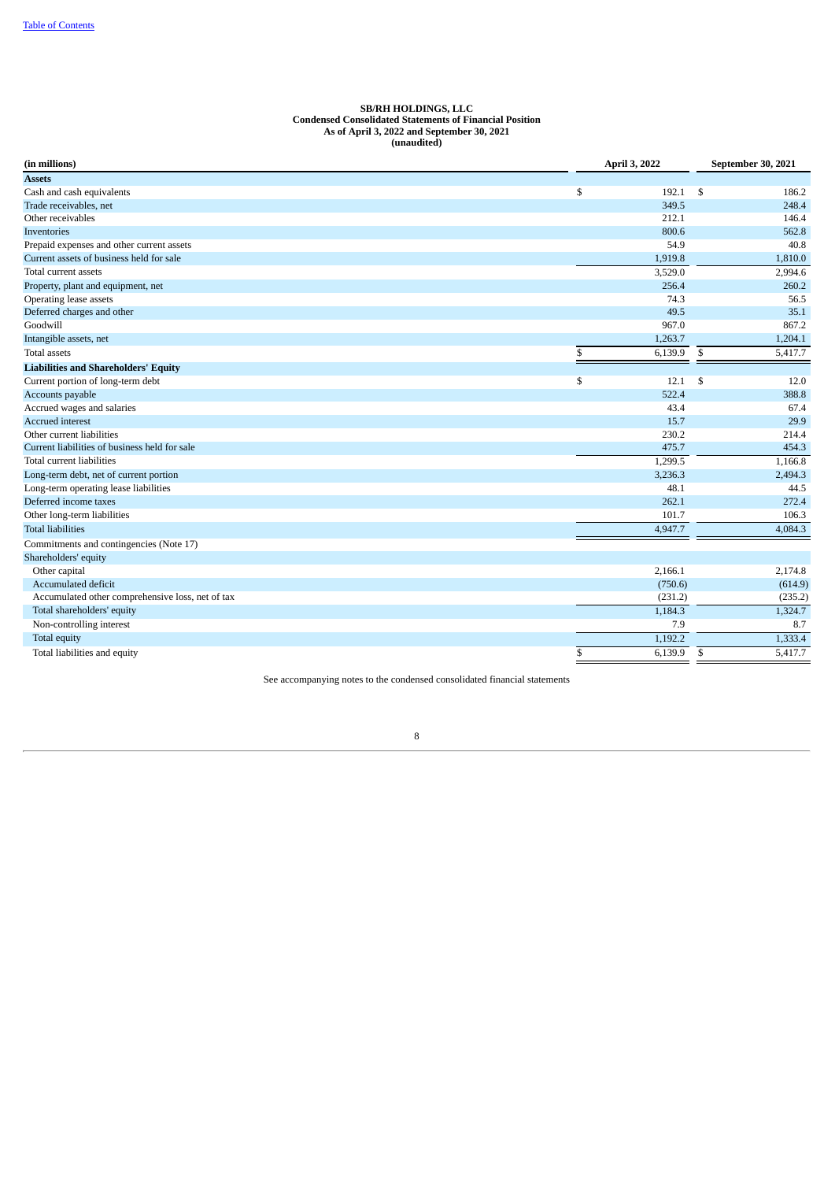**SB/RH HOLDINGS, LLC**
**Condensed Consolidated Statements of Financial Position**
**As of April 3, 2022 and September 30, 2021**
**(unaudited)**

| (in millions) | April 3, 2022 | September 30, 2021 |
|---|---|---|
| **Assets** | | |
| Cash and cash equivalents | $ 192.1 | $ 186.2 |
| Trade receivables, net | 349.5 | 248.4 |
| Other receivables | 212.1 | 146.4 |
| Inventories | 800.6 | 562.8 |
| Prepaid expenses and other current assets | 54.9 | 40.8 |
| Current assets of business held for sale | 1,919.8 | 1,810.0 |
| Total current assets | 3,529.0 | 2,994.6 |
| Property, plant and equipment, net | 256.4 | 260.2 |
| Operating lease assets | 74.3 | 56.5 |
| Deferred charges and other | 49.5 | 35.1 |
| Goodwill | 967.0 | 867.2 |
| Intangible assets, net | 1,263.7 | 1,204.1 |
| Total assets | $ 6,139.9 | $ 5,417.7 |
| **Liabilities and Shareholders' Equity** | | |
| Current portion of long-term debt | $ 12.1 | $ 12.0 |
| Accounts payable | 522.4 | 388.8 |
| Accrued wages and salaries | 43.4 | 67.4 |
| Accrued interest | 15.7 | 29.9 |
| Other current liabilities | 230.2 | 214.4 |
| Current liabilities of business held for sale | 475.7 | 454.3 |
| Total current liabilities | 1,299.5 | 1,166.8 |
| Long-term debt, net of current portion | 3,236.3 | 2,494.3 |
| Long-term operating lease liabilities | 48.1 | 44.5 |
| Deferred income taxes | 262.1 | 272.4 |
| Other long-term liabilities | 101.7 | 106.3 |
| Total liabilities | 4,947.7 | 4,084.3 |
| Commitments and contingencies (Note 17) | | |
| Shareholders' equity | | |
| Other capital | 2,166.1 | 2,174.8 |
| Accumulated deficit | (750.6) | (614.9) |
| Accumulated other comprehensive loss, net of tax | (231.2) | (235.2) |
| Total shareholders' equity | 1,184.3 | 1,324.7 |
| Non-controlling interest | 7.9 | 8.7 |
| Total equity | 1,192.2 | 1,333.4 |
| Total liabilities and equity | $ 6,139.9 | $ 5,417.7 |

See accompanying notes to the condensed consolidated financial statements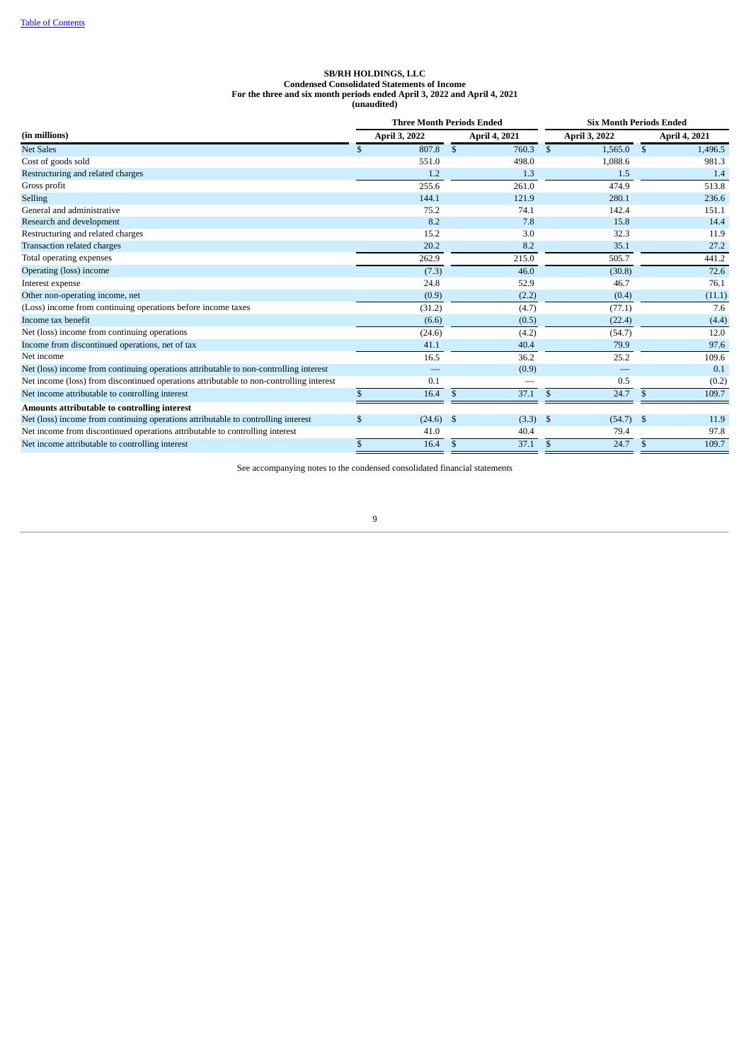**SB/RH HOLDINGS, LLC**
**Condensed Consolidated Statements of Income**
**For the three and six month periods ended April 3, 2022 and April 4, 2021**
**(unaudited)**

| (in millions) | Three Month Periods Ended | | Six Month Periods Ended | |
|---|---|---|---|---|
| | April 3, 2022 | April 4, 2021 | April 3, 2022 | April 4, 2021 |
| Net Sales | $ 807.8 | $ 760.3 | $ 1,565.0 | $ 1,496.5 |
| Cost of goods sold | 551.0 | 498.0 | 1,088.6 | 981.3 |
| Restructuring and related charges | 1.2 | 1.3 | 1.5 | 1.4 |
| Gross profit | 255.6 | 261.0 | 474.9 | 513.8 |
| Selling | 144.1 | 121.9 | 280.1 | 236.6 |
| General and administrative | 75.2 | 74.1 | 142.4 | 151.1 |
| Research and development | 8.2 | 7.8 | 15.8 | 14.4 |
| Restructuring and related charges | 15.2 | 3.0 | 32.3 | 11.9 |
| Transaction related charges | 20.2 | 8.2 | 35.1 | 27.2 |
| Total operating expenses | 262.9 | 215.0 | 505.7 | 441.2 |
| Operating (loss) income | (7.3) | 46.0 | (30.8) | 72.6 |
| Interest expense | 24.8 | 52.9 | 46.7 | 76.1 |
| Other non-operating income, net | (0.9) | (2.2) | (0.4) | (11.1) |
| (Loss) income from continuing operations before income taxes | (31.2) | (4.7) | (77.1) | 7.6 |
| Income tax benefit | (6.6) | (0.5) | (22.4) | (4.4) |
| Net (loss) income from continuing operations | (24.6) | (4.2) | (54.7) | 12.0 |
| Income from discontinued operations, net of tax | 41.1 | 40.4 | 79.9 | 97.6 |
| Net income | 16.5 | 36.2 | 25.2 | 109.6 |
| Net (loss) income from continuing operations attributable to non-controlling interest | — | (0.9) | — | 0.1 |
| Net income (loss) from discontinued operations attributable to non-controlling interest | 0.1 | — | 0.5 | (0.2) |
| Net income attributable to controlling interest | $ 16.4 | $ 37.1 | $ 24.7 | $ 109.7 |
| **Amounts attributable to controlling interest** | | | | |
| Net (loss) income from continuing operations attributable to controlling interest | $ (24.6) | $ (3.3) | $ (54.7) | $ 11.9 |
| Net income from discontinued operations attributable to controlling interest | 41.0 | 40.4 | 79.4 | 97.8 |
| Net income attributable to controlling interest | $ 16.4 | $ 37.1 | $ 24.7 | $ 109.7 |

See accompanying notes to the condensed consolidated financial statements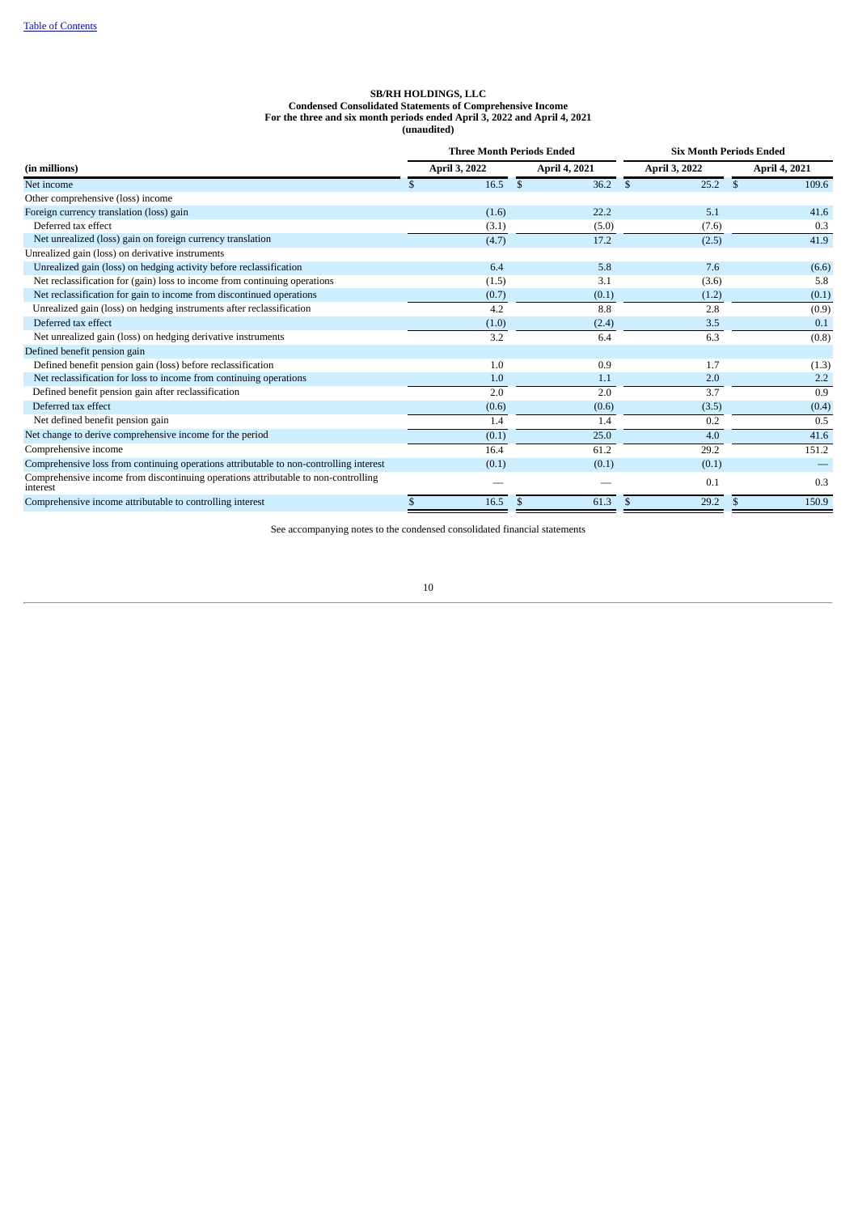**SB/RH HOLDINGS, LLC**
**Condensed Consolidated Statements of Comprehensive Income**
**For the three and six month periods ended April 3, 2022 and April 4, 2021**
**(unaudited)**

| | Three Month Periods Ended | | Six Month Periods Ended | |
|---|---|---|---|---|
| **(in millions)** | **April 3, 2022** | **April 4, 2021** | **April 3, 2022** | **April 4, 2021** |
| Net income | $ 16.5 | $ 36.2 | $ 25.2 | $ 109.6 |
| Other comprehensive (loss) income | | | | |
| Foreign currency translation (loss) gain | (1.6) | 22.2 | 5.1 | 41.6 |
| Deferred tax effect | (3.1) | (5.0) | (7.6) | 0.3 |
| Net unrealized (loss) gain on foreign currency translation | (4.7) | 17.2 | (2.5) | 41.9 |
| Unrealized gain (loss) on derivative instruments | | | | |
| Unrealized gain (loss) on hedging activity before reclassification | 6.4 | 5.8 | 7.6 | (6.6) |
| Net reclassification for (gain) loss to income from continuing operations | (1.5) | 3.1 | (3.6) | 5.8 |
| Net reclassification for gain to income from discontinued operations | (0.7) | (0.1) | (1.2) | (0.1) |
| Unrealized gain (loss) on hedging instruments after reclassification | 4.2 | 8.8 | 2.8 | (0.9) |
| Deferred tax effect | (1.0) | (2.4) | 3.5 | 0.1 |
| Net unrealized gain (loss) on hedging derivative instruments | 3.2 | 6.4 | 6.3 | (0.8) |
| Defined benefit pension gain | | | | |
| Defined benefit pension gain (loss) before reclassification | 1.0 | 0.9 | 1.7 | (1.3) |
| Net reclassification for loss to income from continuing operations | 1.0 | 1.1 | 2.0 | 2.2 |
| Defined benefit pension gain after reclassification | 2.0 | 2.0 | 3.7 | 0.9 |
| Deferred tax effect | (0.6) | (0.6) | (3.5) | (0.4) |
| Net defined benefit pension gain | 1.4 | 1.4 | 0.2 | 0.5 |
| Net change to derive comprehensive income for the period | (0.1) | 25.0 | 4.0 | 41.6 |
| Comprehensive income | 16.4 | 61.2 | 29.2 | 151.2 |
| Comprehensive loss from continuing operations attributable to non-controlling interest | (0.1) | (0.1) | (0.1) | — |
| Comprehensive income from discontinuing operations attributable to non-controlling interest | — | — | 0.1 | 0.3 |
| Comprehensive income attributable to controlling interest | $ 16.5 | $ 61.3 | $ 29.2 | $ 150.9 |

See accompanying notes to the condensed consolidated financial statements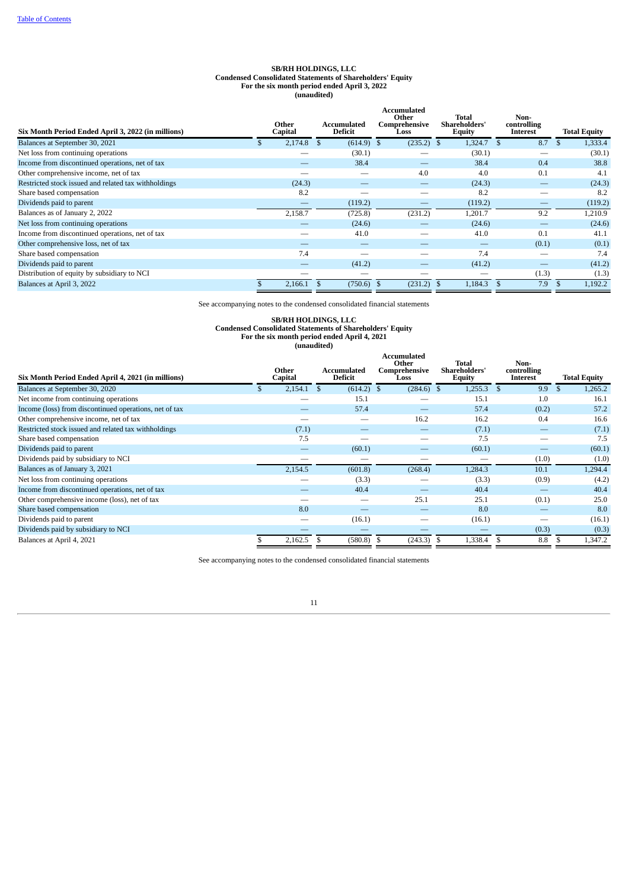**SB/RH HOLDINGS, LLC**
**Condensed Consolidated Statements of Shareholders' Equity**
**For the six month period ended April 3, 2022**
**(unaudited)**

| Six Month Period Ended April 3, 2022 (in millions) | Other Capital | Accumulated Deficit | Accumulated Other Comprehensive Loss | Total Shareholders' Equity | Non-controlling Interest | Total Equity |
|---|---|---|---|---|---|---|
| Balances at September 30, 2021 | $ 2,174.8 | $ (614.9) | $ (235.2) | $ 1,324.7 | $ 8.7 | $ 1,333.4 |
| Net loss from continuing operations | — | (30.1) | — | (30.1) | — | (30.1) |
| Income from discontinued operations, net of tax | — | 38.4 | — | 38.4 | 0.4 | 38.8 |
| Other comprehensive income, net of tax | — | — | 4.0 | 4.0 | 0.1 | 4.1 |
| Restricted stock issued and related tax withholdings | (24.3) | — | — | (24.3) | — | (24.3) |
| Share based compensation | 8.2 | — | — | 8.2 | — | 8.2 |
| Dividends paid to parent | — | (119.2) | — | (119.2) | — | (119.2) |
| Balances as of January 2, 2022 | 2,158.7 | (725.8) | (231.2) | 1,201.7 | 9.2 | 1,210.9 |
| Net loss from continuing operations | — | (24.6) | — | (24.6) | — | (24.6) |
| Income from discontinued operations, net of tax | — | 41.0 | — | 41.0 | 0.1 | 41.1 |
| Other comprehensive loss, net of tax | — | — | — | — | (0.1) | (0.1) |
| Share based compensation | 7.4 | — | — | 7.4 | — | 7.4 |
| Dividends paid to parent | — | (41.2) | — | (41.2) | — | (41.2) |
| Distribution of equity by subsidiary to NCI | — | — | — | — | (1.3) | (1.3) |
| Balances at April 3, 2022 | $ 2,166.1 | $ (750.6) | $ (231.2) | $ 1,184.3 | $ 7.9 | $ 1,192.2 |

See accompanying notes to the condensed consolidated financial statements

**SB/RH HOLDINGS, LLC**
**Condensed Consolidated Statements of Shareholders' Equity**
**For the six month period ended April 4, 2021**
**(unaudited)**

| Six Month Period Ended April 4, 2021 (in millions) | Other Capital | Accumulated Deficit | Accumulated Other Comprehensive Loss | Total Shareholders' Equity | Non-controlling Interest | Total Equity |
|---|---|---|---|---|---|---|
| Balances at September 30, 2020 | $ 2,154.1 | $ (614.2) | $ (284.6) | $ 1,255.3 | $ 9.9 | $ 1,265.2 |
| Net income from continuing operations | — | 15.1 | — | 15.1 | 1.0 | 16.1 |
| Income (loss) from discontinued operations, net of tax | — | 57.4 | — | 57.4 | (0.2) | 57.2 |
| Other comprehensive income, net of tax | — | — | 16.2 | 16.2 | 0.4 | 16.6 |
| Restricted stock issued and related tax withholdings | (7.1) | — | — | (7.1) | — | (7.1) |
| Share based compensation | 7.5 | — | — | 7.5 | — | 7.5 |
| Dividends paid to parent | — | (60.1) | — | (60.1) | — | (60.1) |
| Dividends paid by subsidiary to NCI | — | — | — | — | (1.0) | (1.0) |
| Balances as of January 3, 2021 | 2,154.5 | (601.8) | (268.4) | 1,284.3 | 10.1 | 1,294.4 |
| Net loss from continuing operations | — | (3.3) | — | (3.3) | (0.9) | (4.2) |
| Income from discontinued operations, net of tax | — | 40.4 | — | 40.4 | — | 40.4 |
| Other comprehensive income (loss), net of tax | — | — | 25.1 | 25.1 | (0.1) | 25.0 |
| Share based compensation | 8.0 | — | — | 8.0 | — | 8.0 |
| Dividends paid to parent | — | (16.1) | — | (16.1) | — | (16.1) |
| Dividends paid by subsidiary to NCI | — | — | — | — | (0.3) | (0.3) |
| Balances at April 4, 2021 | $ 2,162.5 | $ (580.8) | $ (243.3) | $ 1,338.4 | $ 8.8 | $ 1,347.2 |

See accompanying notes to the condensed consolidated financial statements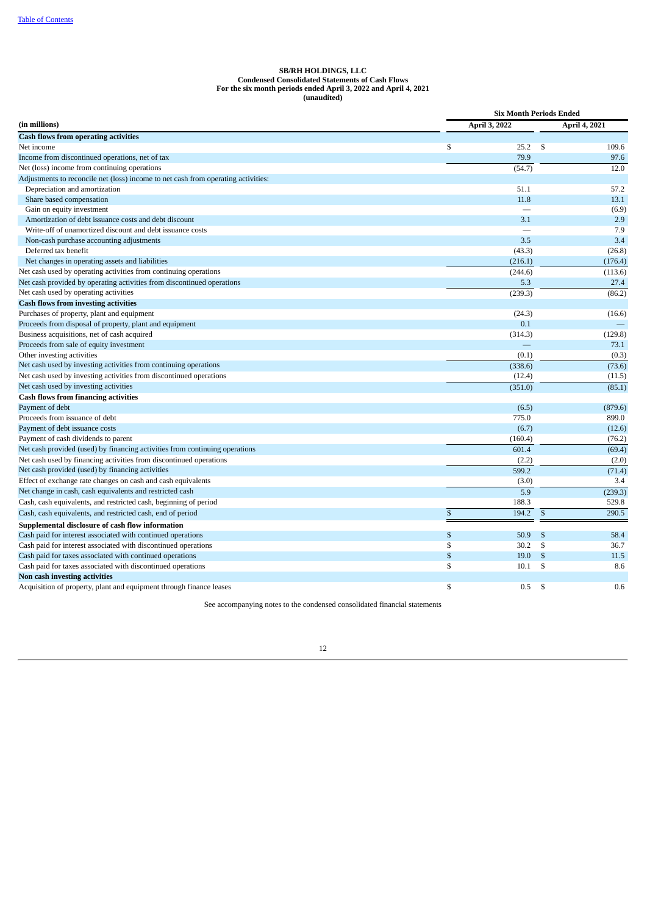[Table of Contents](#)

**SB/RH HOLDINGS, LLC**
**Condensed Consolidated Statements of Cash Flows**
**For the six month periods ended April 3, 2022 and April 4, 2021**
**(unaudited)**

| | Six Month Periods Ended | |
|---|---|---|
| **(in millions)** | **April 3, 2022** | **April 4, 2021** |
| **Cash flows from operating activities** | | |
| Net income | $ 25.2 | $ 109.6 |
| Income from discontinued operations, net of tax | 79.9 | 97.6 |
| Net (loss) income from continuing operations | (54.7) | 12.0 |
| Adjustments to reconcile net (loss) income to net cash from operating activities: | | |
| Depreciation and amortization | 51.1 | 57.2 |
| Share based compensation | 11.8 | 13.1 |
| Gain on equity investment | — | (6.9) |
| Amortization of debt issuance costs and debt discount | 3.1 | 2.9 |
| Write-off of unamortized discount and debt issuance costs | — | 7.9 |
| Non-cash purchase accounting adjustments | 3.5 | 3.4 |
| Deferred tax benefit | (43.3) | (26.8) |
| Net changes in operating assets and liabilities | (216.1) | (176.4) |
| Net cash used by operating activities from continuing operations | (244.6) | (113.6) |
| Net cash provided by operating activities from discontinued operations | 5.3 | 27.4 |
| Net cash used by operating activities | (239.3) | (86.2) |
| **Cash flows from investing activities** | | |
| Purchases of property, plant and equipment | (24.3) | (16.6) |
| Proceeds from disposal of property, plant and equipment | 0.1 | — |
| Business acquisitions, net of cash acquired | (314.3) | (129.8) |
| Proceeds from sale of equity investment | — | 73.1 |
| Other investing activities | (0.1) | (0.3) |
| Net cash used by investing activities from continuing operations | (338.6) | (73.6) |
| Net cash used by investing activities from discontinued operations | (12.4) | (11.5) |
| Net cash used by investing activities | (351.0) | (85.1) |
| **Cash flows from financing activities** | | |
| Payment of debt | (6.5) | (879.6) |
| Proceeds from issuance of debt | 775.0 | 899.0 |
| Payment of debt issuance costs | (6.7) | (12.6) |
| Payment of cash dividends to parent | (160.4) | (76.2) |
| Net cash provided (used) by financing activities from continuing operations | 601.4 | (69.4) |
| Net cash used by financing activities from discontinued operations | (2.2) | (2.0) |
| Net cash provided (used) by financing activities | 599.2 | (71.4) |
| Effect of exchange rate changes on cash and cash equivalents | (3.0) | 3.4 |
| Net change in cash, cash equivalents and restricted cash | 5.9 | (239.3) |
| Cash, cash equivalents, and restricted cash, beginning of period | 188.3 | 529.8 |
| Cash, cash equivalents, and restricted cash, end of period | $ 194.2 | $ 290.5 |
| **Supplemental disclosure of cash flow information** | | |
| Cash paid for interest associated with continued operations | $ 50.9 | $ 58.4 |
| Cash paid for interest associated with discontinued operations | $ 30.2 | $ 36.7 |
| Cash paid for taxes associated with continued operations | $ 19.0 | $ 11.5 |
| Cash paid for taxes associated with discontinued operations | $ 10.1 | $ 8.6 |
| **Non cash investing activities** | | |
| Acquisition of property, plant and equipment through finance leases | $ 0.5 | $ 0.6 |

See accompanying notes to the condensed consolidated financial statements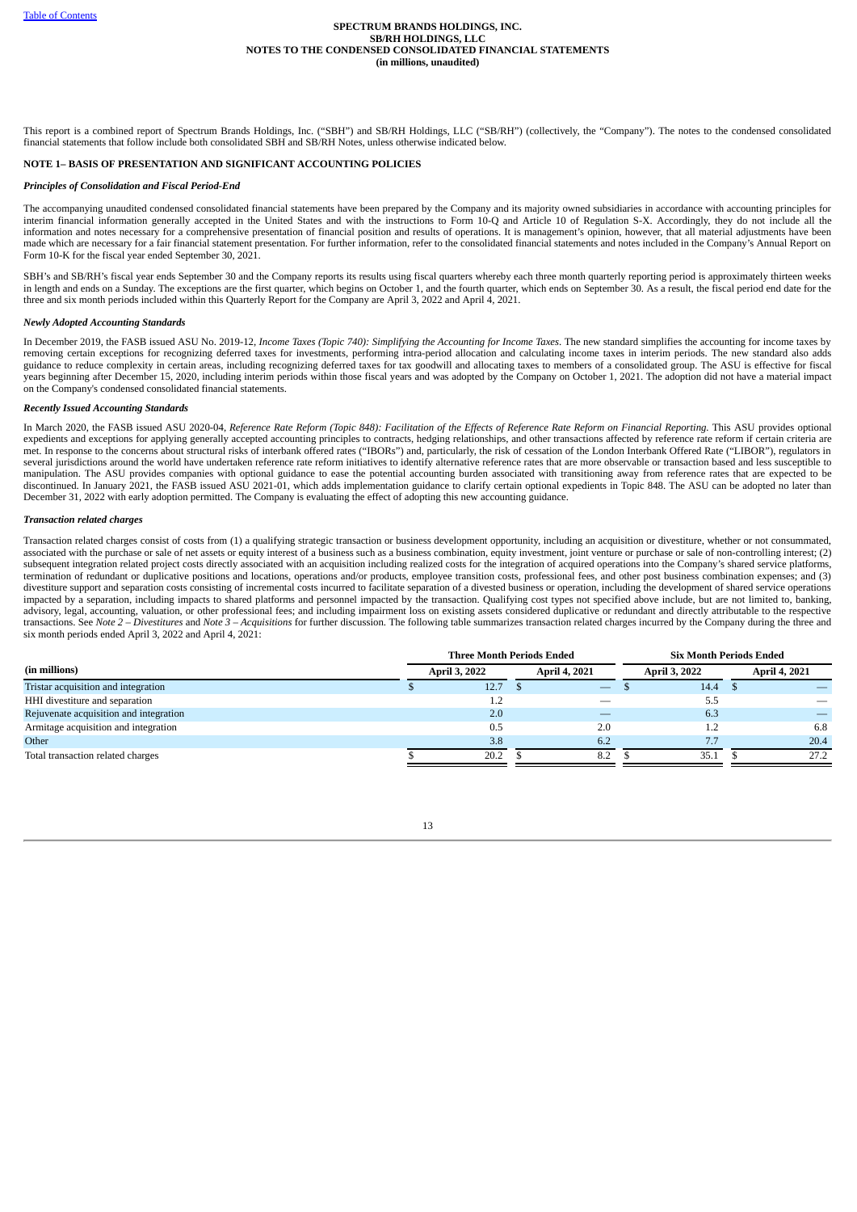This report is a combined report of Spectrum Brands Holdings, Inc. ("SBH") and SB/RH Holdings, LLC ("SB/RH") (collectively, the "Company"). The notes to the condensed consolidated financial statements that follow include both consolidated SBH and SB/RH Notes, unless otherwise indicated below.

## NOTE 1– BASIS OF PRESENTATION AND SIGNIFICANT ACCOUNTING POLICIES

### *Principles of Consolidation and Fiscal Period-End*

The accompanying unaudited condensed consolidated financial statements have been prepared by the Company and its majority owned subsidiaries in accordance with accounting principles for interim financial information generally accepted in the United States and with the instructions to Form 10-Q and Article 10 of Regulation S-X. Accordingly, they do not include all the information and notes necessary for a comprehensive presentation of financial position and results of operations. It is management's opinion, however, that all material adjustments have been made which are necessary for a fair financial statement presentation. For further information, refer to the consolidated financial statements and notes included in the Company's Annual Report on Form 10-K for the fiscal year ended September 30, 2021.

SBH's and SB/RH's fiscal year ends September 30 and the Company reports its results using fiscal quarters whereby each three month quarterly reporting period is approximately thirteen weeks in length and ends on a Sunday. The exceptions are the first quarter, which begins on October 1, and the fourth quarter, which ends on September 30. As a result, the fiscal period end date for the three and six month periods included within this Quarterly Report for the Company are April 3, 2022 and April 4, 2021.

### *Newly Adopted Accounting Standards*

In December 2019, the FASB issued ASU No. 2019-12, *Income Taxes (Topic 740): Simplifying the Accounting for Income Taxes*. The new standard simplifies the accounting for income taxes by removing certain exceptions for recognizing deferred taxes for investments, performing intra-period allocation and calculating income taxes in interim periods. The new standard also adds guidance to reduce complexity in certain areas, including recognizing deferred taxes for tax goodwill and allocating taxes to members of a consolidated group. The ASU is effective for fiscal years beginning after December 15, 2020, including interim periods within those fiscal years and was adopted by the Company on October 1, 2021. The adoption did not have a material impact on the Company's condensed consolidated financial statements.

### *Recently Issued Accounting Standards*

In March 2020, the FASB issued ASU 2020-04, *Reference Rate Reform (Topic 848): Facilitation of the Effects of Reference Rate Reform on Financial Reporting*. This ASU provides optional expedients and exceptions for applying generally accepted accounting principles to contracts, hedging relationships, and other transactions affected by reference rate reform if certain criteria are met. In response to the concerns about structural risks of interbank offered rates ("IBORs") and, particularly, the risk of cessation of the London Interbank Offered Rate ("LIBOR"), regulators in several jurisdictions around the world have undertaken reference rate reform initiatives to identify alternative reference rates that are more observable or transaction based and less susceptible to manipulation. The ASU provides companies with optional guidance to ease the potential accounting burden associated with transitioning away from reference rates that are expected to be discontinued. In January 2021, the FASB issued ASU 2021-01, which adds implementation guidance to clarify certain optional expedients in Topic 848. The ASU can be adopted no later than December 31, 2022 with early adoption permitted. The Company is evaluating the effect of adopting this new accounting guidance.

### *Transaction related charges*

Transaction related charges consist of costs from (1) a qualifying strategic transaction or business development opportunity, including an acquisition or divestiture, whether or not consummated, associated with the purchase or sale of net assets or equity interest of a business such as a business combination, equity investment, joint venture or purchase or sale of non-controlling interest; (2) subsequent integration related project costs directly associated with an acquisition including realized costs for the integration of acquired operations into the Company's shared service platforms, termination of redundant or duplicative positions and locations, operations and/or products, employee transition costs, professional fees, and other post business combination expenses; and (3) divestiture support and separation costs consisting of incremental costs incurred to facilitate separation of a divested business or operation, including the development of shared service operations impacted by a separation, including impacts to shared platforms and personnel impacted by the transaction. Qualifying cost types not specified above include, but are not limited to, banking, advisory, legal, accounting, valuation, or other professional fees; and including impairment loss on existing assets considered duplicative or redundant and directly attributable to the respective transactions. See *Note 2 – Divestitures* and *Note 3 – Acquisitions* for further discussion. The following table summarizes transaction related charges incurred by the Company during the three and six month periods ended April 3, 2022 and April 4, 2021:

| | Three Month Periods Ended | | Six Month Periods Ended | |
|---|---|---|---|---|
| **(in millions)** | **April 3, 2022** | **April 4, 2021** | **April 3, 2022** | **April 4, 2021** |
| Tristar acquisition and integration | $ 12.7 | $ — | $ 14.4 | $ — |
| HHI divestiture and separation | 1.2 | — | 5.5 | — |
| Rejuvenate acquisition and integration | 2.0 | — | 6.3 | — |
| Armitage acquisition and integration | 0.5 | 2.0 | 1.2 | 6.8 |
| Other | 3.8 | 6.2 | 7.7 | 20.4 |
| Total transaction related charges | $ 20.2 | $ 8.2 | $ 35.1 | $ 27.2 |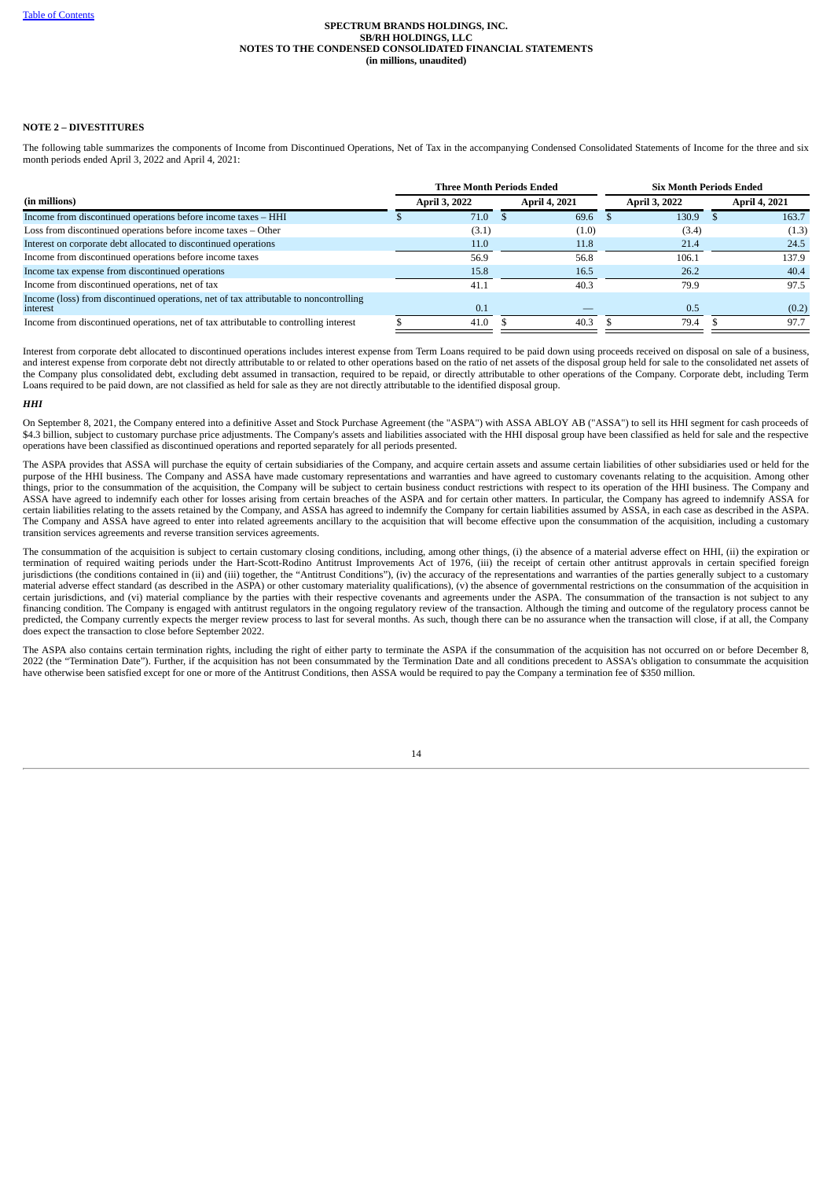**SPECTRUM BRANDS HOLDINGS, INC.**
**SB/RH HOLDINGS, LLC**
**NOTES TO THE CONDENSED CONSOLIDATED FINANCIAL STATEMENTS**
**(in millions, unaudited)**

## NOTE 2 – DIVESTITURES

The following table summarizes the components of Income from Discontinued Operations, Net of Tax in the accompanying Condensed Consolidated Statements of Income for the three and six month periods ended April 3, 2022 and April 4, 2021:

| | Three Month Periods Ended | | Six Month Periods Ended | |
|---|---|---|---|---|
| (in millions) | April 3, 2022 | April 4, 2021 | April 3, 2022 | April 4, 2021 |
| Income from discontinued operations before income taxes – HHI | $ 71.0 | $ 69.6 | $ 130.9 | $ 163.7 |
| Loss from discontinued operations before income taxes – Other | (3.1) | (1.0) | (3.4) | (1.3) |
| Interest on corporate debt allocated to discontinued operations | 11.0 | 11.8 | 21.4 | 24.5 |
| Income from discontinued operations before income taxes | 56.9 | 56.8 | 106.1 | 137.9 |
| Income tax expense from discontinued operations | 15.8 | 16.5 | 26.2 | 40.4 |
| Income from discontinued operations, net of tax | 41.1 | 40.3 | 79.9 | 97.5 |
| Income (loss) from discontinued operations, net of tax attributable to noncontrolling interest | 0.1 | — | 0.5 | (0.2) |
| Income from discontinued operations, net of tax attributable to controlling interest | $ 41.0 | $ 40.3 | $ 79.4 | $ 97.7 |

Interest from corporate debt allocated to discontinued operations includes interest expense from Term Loans required to be paid down using proceeds received on disposal on sale of a business, and interest expense from corporate debt not directly attributable to or related to other operations based on the ratio of net assets of the disposal group held for sale to the consolidated net assets of the Company plus consolidated debt, excluding debt assumed in transaction, required to be repaid, or directly attributable to other operations of the Company. Corporate debt, including Term Loans required to be paid down, are not classified as held for sale as they are not directly attributable to the identified disposal group.

***HHI***

On September 8, 2021, the Company entered into a definitive Asset and Stock Purchase Agreement (the "ASPA") with ASSA ABLOY AB ("ASSA") to sell its HHI segment for cash proceeds of $4.3 billion, subject to customary purchase price adjustments. The Company's assets and liabilities associated with the HHI disposal group have been classified as held for sale and the respective operations have been classified as discontinued operations and reported separately for all periods presented.

The ASPA provides that ASSA will purchase the equity of certain subsidiaries of the Company, and acquire certain assets and assume certain liabilities of other subsidiaries used or held for the purpose of the HHI business. The Company and ASSA have made customary representations and warranties and have agreed to customary covenants relating to the acquisition. Among other things, prior to the consummation of the acquisition, the Company will be subject to certain business conduct restrictions with respect to its operation of the HHI business. The Company and ASSA have agreed to indemnify each other for losses arising from certain breaches of the ASPA and for certain other matters. In particular, the Company has agreed to indemnify ASSA for certain liabilities relating to the assets retained by the Company, and ASSA has agreed to indemnify the Company for certain liabilities assumed by ASSA, in each case as described in the ASPA. The Company and ASSA have agreed to enter into related agreements ancillary to the acquisition that will become effective upon the consummation of the acquisition, including a customary transition services agreements and reverse transition services agreements.

The consummation of the acquisition is subject to certain customary closing conditions, including, among other things, (i) the absence of a material adverse effect on HHI, (ii) the expiration or termination of required waiting periods under the Hart-Scott-Rodino Antitrust Improvements Act of 1976, (iii) the receipt of certain other antitrust approvals in certain specified foreign jurisdictions (the conditions contained in (ii) and (iii) together, the "Antitrust Conditions"), (iv) the accuracy of the representations and warranties of the parties generally subject to a customary material adverse effect standard (as described in the ASPA) or other customary materiality qualifications), (v) the absence of governmental restrictions on the consummation of the acquisition in certain jurisdictions, and (vi) material compliance by the parties with their respective covenants and agreements under the ASPA. The consummation of the transaction is not subject to any financing condition. The Company is engaged with antitrust regulators in the ongoing regulatory review of the transaction. Although the timing and outcome of the regulatory process cannot be predicted, the Company currently expects the merger review process to last for several months. As such, though there can be no assurance when the transaction will close, if at all, the Company does expect the transaction to close before September 2022.

The ASPA also contains certain termination rights, including the right of either party to terminate the ASPA if the consummation of the acquisition has not occurred on or before December 8, 2022 (the "Termination Date"). Further, if the acquisition has not been consummated by the Termination Date and all conditions precedent to ASSA's obligation to consummate the acquisition have otherwise been satisfied except for one or more of the Antitrust Conditions, then ASSA would be required to pay the Company a termination fee of $350 million.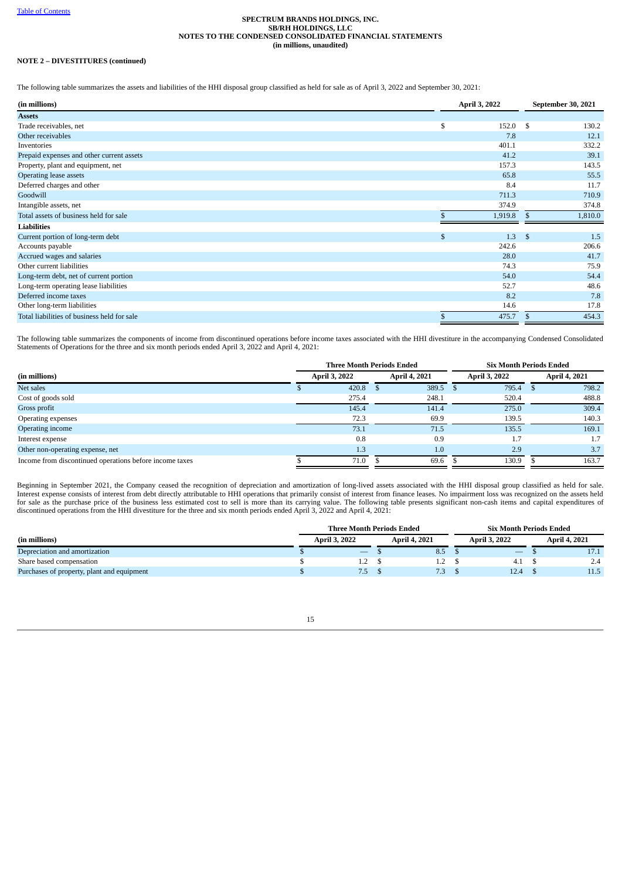## NOTE 2 – DIVESTITURES (continued)

The following table summarizes the assets and liabilities of the HHI disposal group classified as held for sale as of April 3, 2022 and September 30, 2021:

| (in millions) | April 3, 2022 | September 30, 2021 |
|---|---|---|
| **Assets** | | |
| Trade receivables, net | $ 152.0 | $ 130.2 |
| Other receivables | 7.8 | 12.1 |
| Inventories | 401.1 | 332.2 |
| Prepaid expenses and other current assets | 41.2 | 39.1 |
| Property, plant and equipment, net | 157.3 | 143.5 |
| Operating lease assets | 65.8 | 55.5 |
| Deferred charges and other | 8.4 | 11.7 |
| Goodwill | 711.3 | 710.9 |
| Intangible assets, net | 374.9 | 374.8 |
| Total assets of business held for sale | $ 1,919.8 | $ 1,810.0 |
| **Liabilities** | | |
| Current portion of long-term debt | $ 1.3 | $ 1.5 |
| Accounts payable | 242.6 | 206.6 |
| Accrued wages and salaries | 28.0 | 41.7 |
| Other current liabilities | 74.3 | 75.9 |
| Long-term debt, net of current portion | 54.0 | 54.4 |
| Long-term operating lease liabilities | 52.7 | 48.6 |
| Deferred income taxes | 8.2 | 7.8 |
| Other long-term liabilities | 14.6 | 17.8 |
| Total liabilities of business held for sale | $ 475.7 | $ 454.3 |

The following table summarizes the components of income from discontinued operations before income taxes associated with the HHI divestiture in the accompanying Condensed Consolidated Statements of Operations for the three and six month periods ended April 3, 2022 and April 4, 2021:

| | Three Month Periods Ended | | Six Month Periods Ended | |
|---|---|---|---|---|
| (in millions) | April 3, 2022 | April 4, 2021 | April 3, 2022 | April 4, 2021 |
| Net sales | $ 420.8 | $ 389.5 | $ 795.4 | $ 798.2 |
| Cost of goods sold | 275.4 | 248.1 | 520.4 | 488.8 |
| Gross profit | 145.4 | 141.4 | 275.0 | 309.4 |
| Operating expenses | 72.3 | 69.9 | 139.5 | 140.3 |
| Operating income | 73.1 | 71.5 | 135.5 | 169.1 |
| Interest expense | 0.8 | 0.9 | 1.7 | 1.7 |
| Other non-operating expense, net | 1.3 | 1.0 | 2.9 | 3.7 |
| Income from discontinued operations before income taxes | $ 71.0 | $ 69.6 | $ 130.9 | $ 163.7 |

Beginning in September 2021, the Company ceased the recognition of depreciation and amortization of long-lived assets associated with the HHI disposal group classified as held for sale. Interest expense consists of interest from debt directly attributable to HHI operations that primarily consist of interest from finance leases. No impairment loss was recognized on the assets held for sale as the purchase price of the business less estimated cost to sell is more than its carrying value. The following table presents significant non-cash items and capital expenditures of discontinued operations from the HHI divestiture for the three and six month periods ended April 3, 2022 and April 4, 2021:

| | Three Month Periods Ended | | Six Month Periods Ended | |
|---|---|---|---|---|
| (in millions) | April 3, 2022 | April 4, 2021 | April 3, 2022 | April 4, 2021 |
| Depreciation and amortization | $ — | $ 8.5 | $ — | $ 17.1 |
| Share based compensation | $ 1.2 | $ 1.2 | $ 4.1 | $ 2.4 |
| Purchases of property, plant and equipment | $ 7.5 | $ 7.3 | $ 12.4 | $ 11.5 |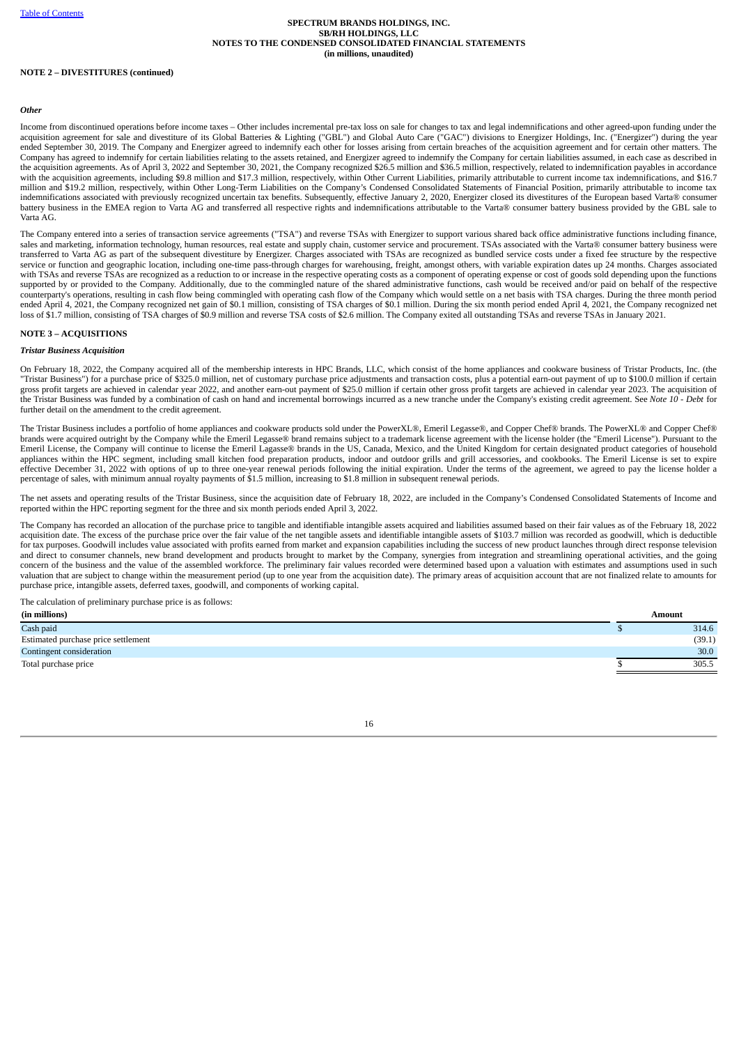**NOTE 2 – DIVESTITURES (continued)**

***Other***

Income from discontinued operations before income taxes – Other includes incremental pre-tax loss on sale for changes to tax and legal indemnifications and other agreed-upon funding under the acquisition agreement for sale and divestiture of its Global Batteries & Lighting ("GBL") and Global Auto Care ("GAC") divisions to Energizer Holdings, Inc. ("Energizer") during the year ended September 30, 2019. The Company and Energizer agreed to indemnify each other for losses arising from certain breaches of the acquisition agreement and for certain other matters. The Company has agreed to indemnify for certain liabilities relating to the assets retained, and Energizer agreed to indemnify the Company for certain liabilities assumed, in each case as described in the acquisition agreements. As of April 3, 2022 and September 30, 2021, the Company recognized $26.5 million and $36.5 million, respectively, related to indemnification payables in accordance with the acquisition agreements, including $9.8 million and $17.3 million, respectively, within Other Current Liabilities, primarily attributable to current income tax indemnifications, and $16.7 million and $19.2 million, respectively, within Other Long-Term Liabilities on the Company's Condensed Consolidated Statements of Financial Position, primarily attributable to income tax indemnifications associated with previously recognized uncertain tax benefits. Subsequently, effective January 2, 2020, Energizer closed its divestitures of the European based Varta® consumer battery business in the EMEA region to Varta AG and transferred all respective rights and indemnifications attributable to the Varta® consumer battery business provided by the GBL sale to Varta AG.

The Company entered into a series of transaction service agreements ("TSA") and reverse TSAs with Energizer to support various shared back office administrative functions including finance, sales and marketing, information technology, human resources, real estate and supply chain, customer service and procurement. TSAs associated with the Varta® consumer battery business were transferred to Varta AG as part of the subsequent divestiture by Energizer. Charges associated with TSAs are recognized as bundled service costs under a fixed fee structure by the respective service or function and geographic location, including one-time pass-through charges for warehousing, freight, amongst others, with variable expiration dates up 24 months. Charges associated with TSAs and reverse TSAs are recognized as a reduction to or increase in the respective operating costs as a component of operating expense or cost of goods sold depending upon the functions supported by or provided to the Company. Additionally, due to the commingled nature of the shared administrative functions, cash would be received and/or paid on behalf of the respective counterparty's operations, resulting in cash flow being commingled with operating cash flow of the Company which would settle on a net basis with TSA charges. During the three month period ended April 4, 2021, the Company recognized net gain of $0.1 million, consisting of TSA charges of $0.1 million. During the six month period ended April 4, 2021, the Company recognized net loss of $1.7 million, consisting of TSA charges of $0.9 million and reverse TSA costs of $2.6 million. The Company exited all outstanding TSAs and reverse TSAs in January 2021.

**NOTE 3 – ACQUISITIONS**

***Tristar Business Acquisition***

On February 18, 2022, the Company acquired all of the membership interests in HPC Brands, LLC, which consist of the home appliances and cookware business of Tristar Products, Inc. (the "Tristar Business") for a purchase price of $325.0 million, net of customary purchase price adjustments and transaction costs, plus a potential earn-out payment of up to $100.0 million if certain gross profit targets are achieved in calendar year 2022, and another earn-out payment of $25.0 million if certain other gross profit targets are achieved in calendar year 2023. The acquisition of the Tristar Business was funded by a combination of cash on hand and incremental borrowings incurred as a new tranche under the Company's existing credit agreement. See *Note 10 - Debt* for further detail on the amendment to the credit agreement.

The Tristar Business includes a portfolio of home appliances and cookware products sold under the PowerXL®, Emeril Legasse®, and Copper Chef® brands. The PowerXL® and Copper Chef® brands were acquired outright by the Company while the Emeril Legasse® brand remains subject to a trademark license agreement with the license holder (the "Emeril License"). Pursuant to the Emeril License, the Company will continue to license the Emeril Lagasse® brands in the US, Canada, Mexico, and the United Kingdom for certain designated product categories of household appliances within the HPC segment, including small kitchen food preparation products, indoor and outdoor grills and grill accessories, and cookbooks. The Emeril License is set to expire effective December 31, 2022 with options of up to three one-year renewal periods following the initial expiration. Under the terms of the agreement, we agreed to pay the license holder a percentage of sales, with minimum annual royalty payments of $1.5 million, increasing to $1.8 million in subsequent renewal periods.

The net assets and operating results of the Tristar Business, since the acquisition date of February 18, 2022, are included in the Company's Condensed Consolidated Statements of Income and reported within the HPC reporting segment for the three and six month periods ended April 3, 2022.

The Company has recorded an allocation of the purchase price to tangible and identifiable intangible assets acquired and liabilities assumed based on their fair values as of the February 18, 2022 acquisition date. The excess of the purchase price over the fair value of the net tangible assets and identifiable intangible assets of $103.7 million was recorded as goodwill, which is deductible for tax purposes. Goodwill includes value associated with profits earned from market and expansion capabilities including the success of new product launches through direct response television and direct to consumer channels, new brand development and products brought to market by the Company, synergies from integration and streamlining operational activities, and the going concern of the business and the value of the assembled workforce. The preliminary fair values recorded were determined based upon a valuation with estimates and assumptions used in such valuation that are subject to change within the measurement period (up to one year from the acquisition date). The primary areas of acquisition account that are not finalized relate to amounts for purchase price, intangible assets, deferred taxes, goodwill, and components of working capital.

The calculation of preliminary purchase price is as follows:

| (in millions) | Amount |
|---|---|
| Cash paid | $ 314.6 |
| Estimated purchase price settlement | (39.1) |
| Contingent consideration | 30.0 |
| Total purchase price | $ 305.5 |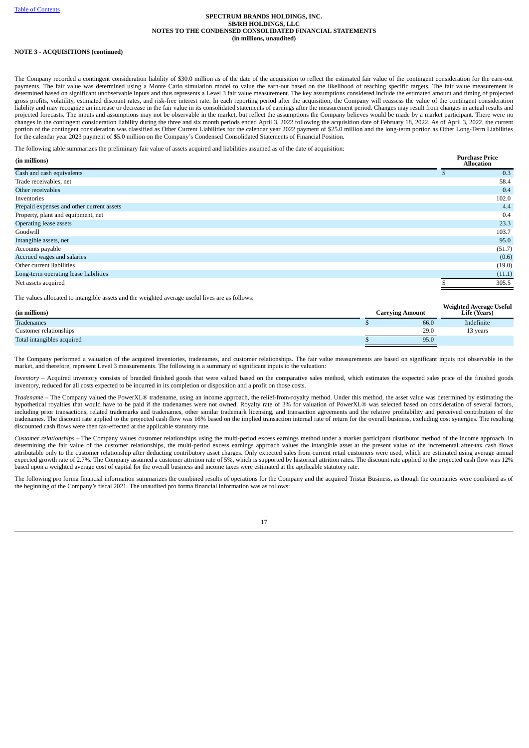**NOTE 3 - ACQUISITIONS (continued)**

The Company recorded a contingent consideration liability of $30.0 million as of the date of the acquisition to reflect the estimated fair value of the contingent consideration for the earn-out payments. The fair value was determined using a Monte Carlo simulation model to value the earn-out based on the likelihood of reaching specific targets. The fair value measurement is determined based on significant unobservable inputs and thus represents a Level 3 fair value measurement. The key assumptions considered include the estimated amount and timing of projected gross profits, volatility, estimated discount rates, and risk-free interest rate. In each reporting period after the acquisition, the Company will reassess the value of the contingent consideration liability and may recognize an increase or decrease in the fair value in its consolidated statements of earnings after the measurement period. Changes may result from changes in actual results and projected forecasts. The inputs and assumptions may not be observable in the market, but reflect the assumptions the Company believes would be made by a market participant. There were no changes in the contingent consideration liability during the three and six month periods ended April 3, 2022 following the acquisition date of February 18, 2022. As of April 3, 2022, the current portion of the contingent consideration was classified as Other Current Liabilities for the calendar year 2022 payment of $25.0 million and the long-term portion as Other Long-Term Liabilities for the calendar year 2023 payment of $5.0 million on the Company's Condensed Consolidated Statements of Financial Position.

The following table summarizes the preliminary fair value of assets acquired and liabilities assumed as of the date of acquisition:

| (in millions) | Purchase Price Allocation |
|---|---|
| Cash and cash equivalents | $ 0.3 |
| Trade receivables, net | 58.4 |
| Other receivables | 0.4 |
| Inventories | 102.0 |
| Prepaid expenses and other current assets | 4.4 |
| Property, plant and equipment, net | 0.4 |
| Operating lease assets | 23.3 |
| Goodwill | 103.7 |
| Intangible assets, net | 95.0 |
| Accounts payable | (51.7) |
| Accrued wages and salaries | (0.6) |
| Other current liabilities | (19.0) |
| Long-term operating lease liabilities | (11.1) |
| Net assets acquired | $ 305.5 |

The values allocated to intangible assets and the weighted average useful lives are as follows:

| (in millions) | Carrying Amount | Weighted Average Useful Life (Years) |
|---|---|---|
| Tradenames | $ 66.0 | Indefinite |
| Customer relationships | 29.0 | 13 years |
| Total intangibles acquired | $ 95.0 | |

The Company performed a valuation of the acquired inventories, tradenames, and customer relationships. The fair value measurements are based on significant inputs not observable in the market, and therefore, represent Level 3 measurements. The following is a summary of significant inputs to the valuation:

*Inventory* – Acquired inventory consists of branded finished goods that were valued based on the comparative sales method, which estimates the expected sales price of the finished goods inventory, reduced for all costs expected to be incurred in its completion or disposition and a profit on those costs.

*Tradename* – The Company valued the PowerXL® tradename, using an income approach, the relief-from-royalty method. Under this method, the asset value was determined by estimating the hypothetical royalties that would have to be paid if the tradenames were not owned. Royalty rate of 3% for valuation of PowerXL® was selected based on consideration of several factors, including prior transactions, related trademarks and tradenames, other similar trademark licensing, and transaction agreements and the relative profitability and perceived contribution of the tradenames. The discount rate applied to the projected cash flow was 16% based on the implied transaction internal rate of return for the overall business, excluding cost synergies. The resulting discounted cash flows were then tax-effected at the applicable statutory rate.

*Customer relationships* – The Company values customer relationships using the multi-period excess earnings method under a market participant distributor method of the income approach. In determining the fair value of the customer relationships, the multi-period excess earnings approach values the intangible asset at the present value of the incremental after-tax cash flows attributable only to the customer relationship after deducting contributory asset charges. Only expected sales from current retail customers were used, which are estimated using average annual expected growth rate of 2.7%. The Company assumed a customer attrition rate of 5%, which is supported by historical attrition rates. The discount rate applied to the projected cash flow was 12% based upon a weighted average cost of capital for the overall business and income taxes were estimated at the applicable statutory rate.

The following pro forma financial information summarizes the combined results of operations for the Company and the acquired Tristar Business, as though the companies were combined as of the beginning of the Company's fiscal 2021. The unaudited pro forma financial information was as follows: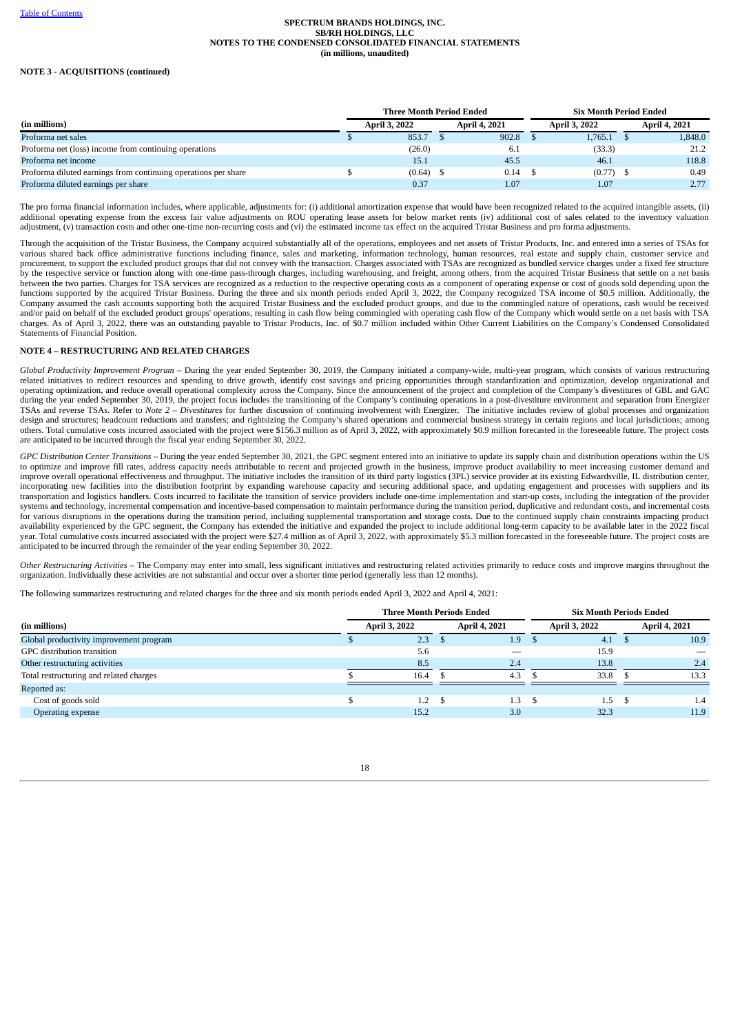**NOTE 3 - ACQUISITIONS (continued)**

| (in millions) | Three Month Period Ended | | Six Month Period Ended | |
|---|---|---|---|---|
| | April 3, 2022 | April 4, 2021 | April 3, 2022 | April 4, 2021 |
| Proforma net sales | $ 853.7 | $ 902.8 | $ 1,765.1 | $ 1,848.0 |
| Proforma net (loss) income from continuing operations | (26.0) | 6.1 | (33.3) | 21.2 |
| Proforma net income | 15.1 | 45.5 | 46.1 | 118.8 |
| Proforma diluted earnings from continuing operations per share | $ (0.64) | $ 0.14 | $ (0.77) | $ 0.49 |
| Proforma diluted earnings per share | 0.37 | 1.07 | 1.07 | 2.77 |

The pro forma financial information includes, where applicable, adjustments for: (i) additional amortization expense that would have been recognized related to the acquired intangible assets, (ii) additional operating expense from the excess fair value adjustments on ROU operating lease assets for below market rents (iv) additional cost of sales related to the inventory valuation adjustment, (v) transaction costs and other one-time non-recurring costs and (vi) the estimated income tax effect on the acquired Tristar Business and pro forma adjustments.

Through the acquisition of the Tristar Business, the Company acquired substantially all of the operations, employees and net assets of Tristar Products, Inc. and entered into a series of TSAs for various shared back office administrative functions including finance, sales and marketing, information technology, human resources, real estate and supply chain, customer service and procurement, to support the excluded product groups that did not convey with the transaction. Charges associated with TSAs are recognized as bundled service charges under a fixed fee structure by the respective service or function along with one-time pass-through charges, including warehousing, and freight, among others, from the acquired Tristar Business that settle on a net basis between the two parties. Charges for TSA services are recognized as a reduction to the respective operating costs as a component of operating expense or cost of goods sold depending upon the functions supported by the acquired Tristar Business. During the three and six month periods ended April 3, 2022, the Company recognized TSA income of $0.5 million. Additionally, the Company assumed the cash accounts supporting both the acquired Tristar Business and the excluded product groups, and due to the commingled nature of operations, cash would be received and/or paid on behalf of the excluded product groups' operations, resulting in cash flow being commingled with operating cash flow of the Company which would settle on a net basis with TSA charges. As of April 3, 2022, there was an outstanding payable to Tristar Products, Inc. of $0.7 million included within Other Current Liabilities on the Company's Condensed Consolidated Statements of Financial Position.

**NOTE 4 – RESTRUCTURING AND RELATED CHARGES**

*Global Productivity Improvement Program* – During the year ended September 30, 2019, the Company initiated a company-wide, multi-year program, which consists of various restructuring related initiatives to redirect resources and spending to drive growth, identify cost savings and pricing opportunities through standardization and optimization, develop organizational and operating optimization, and reduce overall operational complexity across the Company. Since the announcement of the project and completion of the Company's divestitures of GBL and GAC during the year ended September 30, 2019, the project focus includes the transitioning of the Company's continuing operations in a post-divestiture environment and separation from Energizer TSAs and reverse TSAs. Refer to *Note 2 – Divestitures* for further discussion of continuing involvement with Energizer. The initiative includes review of global processes and organization design and structures; headcount reductions and transfers; and rightsizing the Company's shared operations and commercial business strategy in certain regions and local jurisdictions; among others. Total cumulative costs incurred associated with the project were $156.3 million as of April 3, 2022, with approximately $0.9 million forecasted in the foreseeable future. The project costs are anticipated to be incurred through the fiscal year ending September 30, 2022.

*GPC Distribution Center Transitions* – During the year ended September 30, 2021, the GPC segment entered into an initiative to update its supply chain and distribution operations within the US to optimize and improve fill rates, address capacity needs attributable to recent and projected growth in the business, improve product availability to meet increasing customer demand and improve overall operational effectiveness and throughput. The initiative includes the transition of its third party logistics (3PL) service provider at its existing Edwardsville, IL distribution center, incorporating new facilities into the distribution footprint by expanding warehouse capacity and securing additional space, and updating engagement and processes with suppliers and its transportation and logistics handlers. Costs incurred to facilitate the transition of service providers include one-time implementation and start-up costs, including the integration of the provider systems and technology, incremental compensation and incentive-based compensation to maintain performance during the transition period, duplicative and redundant costs, and incremental costs for various disruptions in the operations during the transition period, including supplemental transportation and storage costs. Due to the continued supply chain constraints impacting product availability experienced by the GPC segment, the Company has extended the initiative and expanded the project to include additional long-term capacity to be available later in the 2022 fiscal year. Total cumulative costs incurred associated with the project were $27.4 million as of April 3, 2022, with approximately $5.3 million forecasted in the foreseeable future. The project costs are anticipated to be incurred through the remainder of the year ending September 30, 2022.

*Other Restructuring Activities* – The Company may enter into small, less significant initiatives and restructuring related activities primarily to reduce costs and improve margins throughout the organization. Individually these activities are not substantial and occur over a shorter time period (generally less than 12 months).

The following summarizes restructuring and related charges for the three and six month periods ended April 3, 2022 and April 4, 2021:

| (in millions) | Three Month Periods Ended | | Six Month Periods Ended | |
|---|---|---|---|---|
| | April 3, 2022 | April 4, 2021 | April 3, 2022 | April 4, 2021 |
| Global productivity improvement program | $ 2.3 | $ 1.9 | $ 4.1 | $ 10.9 |
| GPC distribution transition | 5.6 | — | 15.9 | — |
| Other restructuring activities | 8.5 | 2.4 | 13.8 | 2.4 |
| Total restructuring and related charges | $ 16.4 | $ 4.3 | $ 33.8 | $ 13.3 |
| Reported as: | | | | |
| Cost of goods sold | $ 1.2 | $ 1.3 | $ 1.5 | $ 1.4 |
| Operating expense | 15.2 | 3.0 | 32.3 | 11.9 |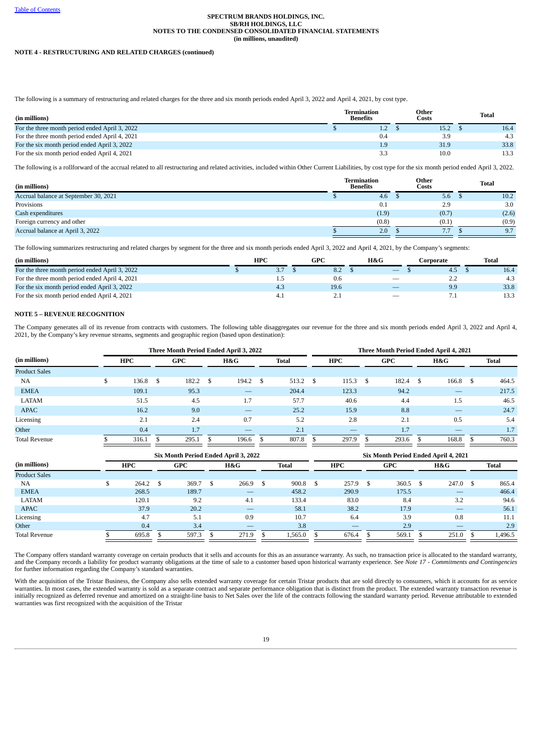**NOTE 4 - RESTRUCTURING AND RELATED CHARGES (continued)**

The following is a summary of restructuring and related charges for the three and six month periods ended April 3, 2022 and April 4, 2021, by cost type.

| (in millions) | Termination Benefits | Other Costs | Total |
|---|---|---|---|
| For the three month period ended April 3, 2022 | $ 1.2 | $ 15.2 | $ 16.4 |
| For the three month period ended April 4, 2021 | 0.4 | 3.9 | 4.3 |
| For the six month period ended April 3, 2022 | 1.9 | 31.9 | 33.8 |
| For the six month period ended April 4, 2021 | 3.3 | 10.0 | 13.3 |

The following is a rollforward of the accrual related to all restructuring and related activities, included within Other Current Liabilities, by cost type for the six month period ended April 3, 2022.

| (in millions) | Termination Benefits | Other Costs | Total |
|---|---|---|---|
| Accrual balance at September 30, 2021 | $ 4.6 | $ 5.6 | $ 10.2 |
| Provisions | 0.1 | 2.9 | 3.0 |
| Cash expenditures | (1.9) | (0.7) | (2.6) |
| Foreign currency and other | (0.8) | (0.1) | (0.9) |
| Accrual balance at April 3, 2022 | $ 2.0 | $ 7.7 | $ 9.7 |

The following summarizes restructuring and related charges by segment for the three and six month periods ended April 3, 2022 and April 4, 2021, by the Company's segments:

| (in millions) | HPC | GPC | H&G | Corporate | Total |
|---|---|---|---|---|---|
| For the three month period ended April 3, 2022 | $ 3.7 | $ 8.2 | $ — | $ 4.5 | $ 16.4 |
| For the three month period ended April 4, 2021 | 1.5 | 0.6 | — | 2.2 | 4.3 |
| For the six month period ended April 3, 2022 | 4.3 | 19.6 | — | 9.9 | 33.8 |
| For the six month period ended April 4, 2021 | 4.1 | 2.1 | — | 7.1 | 13.3 |

**NOTE 5 – REVENUE RECOGNITION**

The Company generates all of its revenue from contracts with customers. The following table disaggregates our revenue for the three and six month periods ended April 3, 2022 and April 4, 2021, by the Company's key revenue streams, segments and geographic region (based upon destination):

| | Three Month Period Ended April 3, 2022 | | | | Three Month Period Ended April 4, 2021 | | | |
|---|---|---|---|---|---|---|---|---|
| (in millions) | HPC | GPC | H&G | Total | HPC | GPC | H&G | Total |
| Product Sales | | | | | | | | |
| NA | $ 136.8 | $ 182.2 | $ 194.2 | $ 513.2 | $ 115.3 | $ 182.4 | $ 166.8 | $ 464.5 |
| EMEA | 109.1 | 95.3 | — | 204.4 | 123.3 | 94.2 | — | 217.5 |
| LATAM | 51.5 | 4.5 | 1.7 | 57.7 | 40.6 | 4.4 | 1.5 | 46.5 |
| APAC | 16.2 | 9.0 | — | 25.2 | 15.9 | 8.8 | — | 24.7 |
| Licensing | 2.1 | 2.4 | 0.7 | 5.2 | 2.8 | 2.1 | 0.5 | 5.4 |
| Other | 0.4 | 1.7 | — | 2.1 | — | 1.7 | — | 1.7 |
| Total Revenue | $ 316.1 | $ 295.1 | $ 196.6 | $ 807.8 | $ 297.9 | $ 293.6 | $ 168.8 | $ 760.3 |

| | Six Month Period Ended April 3, 2022 | | | | Six Month Period Ended April 4, 2021 | | | |
|---|---|---|---|---|---|---|---|---|
| (in millions) | HPC | GPC | H&G | Total | HPC | GPC | H&G | Total |
| Product Sales | | | | | | | | |
| NA | $ 264.2 | $ 369.7 | $ 266.9 | $ 900.8 | $ 257.9 | $ 360.5 | $ 247.0 | $ 865.4 |
| EMEA | 268.5 | 189.7 | — | 458.2 | 290.9 | 175.5 | — | 466.4 |
| LATAM | 120.1 | 9.2 | 4.1 | 133.4 | 83.0 | 8.4 | 3.2 | 94.6 |
| APAC | 37.9 | 20.2 | — | 58.1 | 38.2 | 17.9 | — | 56.1 |
| Licensing | 4.7 | 5.1 | 0.9 | 10.7 | 6.4 | 3.9 | 0.8 | 11.1 |
| Other | 0.4 | 3.4 | — | 3.8 | — | 2.9 | — | 2.9 |
| Total Revenue | $ 695.8 | $ 597.3 | $ 271.9 | $ 1,565.0 | $ 676.4 | $ 569.1 | $ 251.0 | $ 1,496.5 |

The Company offers standard warranty coverage on certain products that it sells and accounts for this as an assurance warranty. As such, no transaction price is allocated to the standard warranty, and the Company records a liability for product warranty obligations at the time of sale to a customer based upon historical warranty experience. See *Note 17 - Commitments and Contingencies* for further information regarding the Company's standard warranties.

With the acquisition of the Tristar Business, the Company also sells extended warranty coverage for certain Tristar products that are sold directly to consumers, which it accounts for as service warranties. In most cases, the extended warranty is sold as a separate contract and separate performance obligation that is distinct from the product. The extended warranty transaction revenue is initially recognized as deferred revenue and amortized on a straight-line basis to Net Sales over the life of the contracts following the standard warranty period. Revenue attributable to extended warranties was first recognized with the acquisition of the Tristar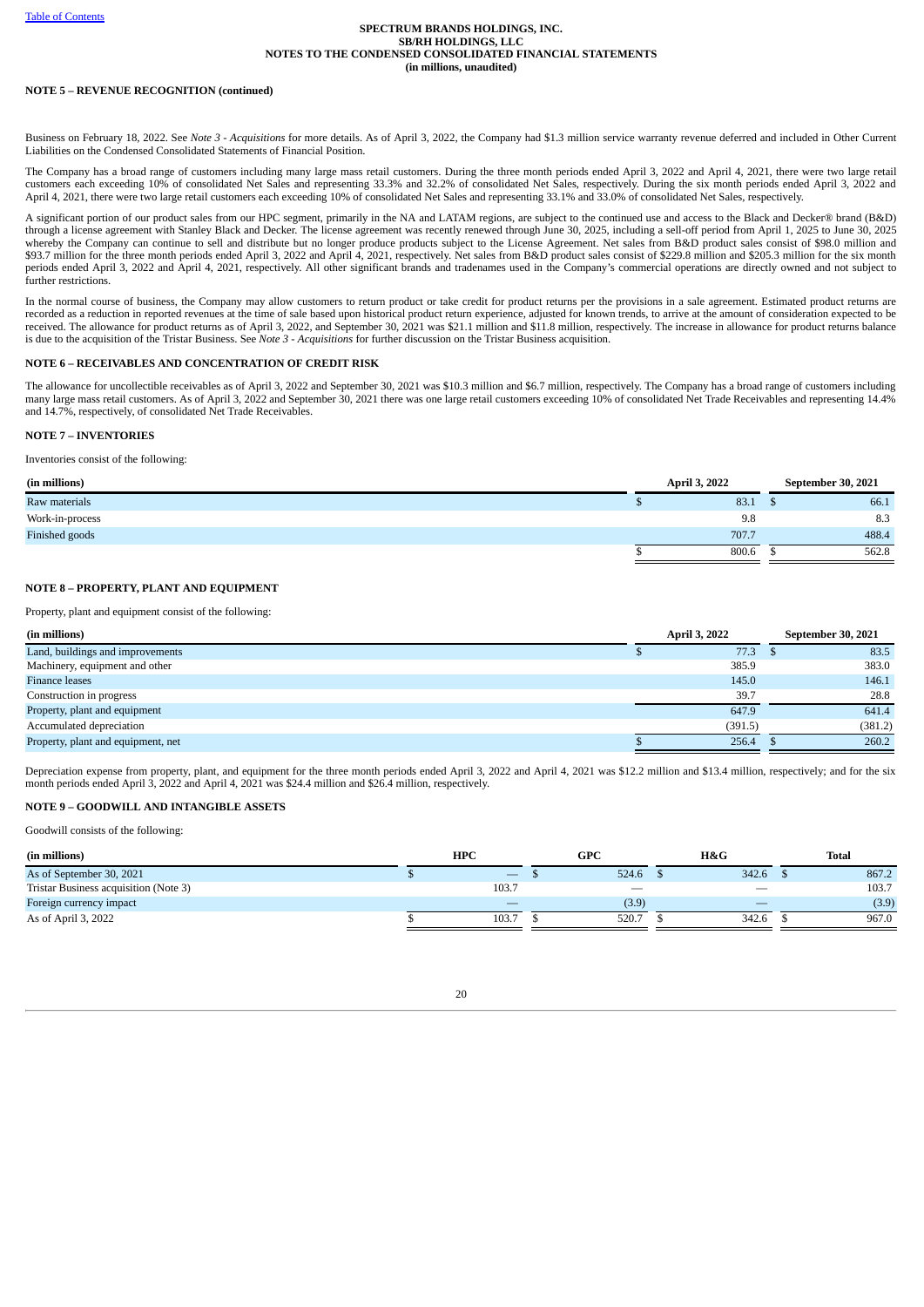**NOTE 5 – REVENUE RECOGNITION (continued)**

Business on February 18, 2022. See *Note 3 - Acquisitions* for more details. As of April 3, 2022, the Company had $1.3 million service warranty revenue deferred and included in Other Current Liabilities on the Condensed Consolidated Statements of Financial Position.

The Company has a broad range of customers including many large mass retail customers. During the three month periods ended April 3, 2022 and April 4, 2021, there were two large retail customers each exceeding 10% of consolidated Net Sales and representing 33.3% and 32.2% of consolidated Net Sales, respectively. During the six month periods ended April 3, 2022 and April 4, 2021, there were two large retail customers each exceeding 10% of consolidated Net Sales and representing 33.1% and 33.0% of consolidated Net Sales, respectively.

A significant portion of our product sales from our HPC segment, primarily in the NA and LATAM regions, are subject to the continued use and access to the Black and Decker® brand (B&D) through a license agreement with Stanley Black and Decker. The license agreement was recently renewed through June 30, 2025, including a sell-off period from April 1, 2025 to June 30, 2025 whereby the Company can continue to sell and distribute but no longer produce products subject to the License Agreement. Net sales from B&D product sales consist of $98.0 million and $93.7 million for the three month periods ended April 3, 2022 and April 4, 2021, respectively. Net sales from B&D product sales consist of $229.8 million and $205.3 million for the six month periods ended April 3, 2022 and April 4, 2021, respectively. All other significant brands and tradenames used in the Company's commercial operations are directly owned and not subject to further restrictions.

In the normal course of business, the Company may allow customers to return product or take credit for product returns per the provisions in a sale agreement. Estimated product returns are recorded as a reduction in reported revenues at the time of sale based upon historical product return experience, adjusted for known trends, to arrive at the amount of consideration expected to be received. The allowance for product returns as of April 3, 2022, and September 30, 2021 was $21.1 million and $11.8 million, respectively. The increase in allowance for product returns balance is due to the acquisition of the Tristar Business. See *Note 3 - Acquisitions* for further discussion on the Tristar Business acquisition.

**NOTE 6 – RECEIVABLES AND CONCENTRATION OF CREDIT RISK**

The allowance for uncollectible receivables as of April 3, 2022 and September 30, 2021 was $10.3 million and $6.7 million, respectively. The Company has a broad range of customers including many large mass retail customers. As of April 3, 2022 and September 30, 2021 there was one large retail customers exceeding 10% of consolidated Net Trade Receivables and representing 14.4% and 14.7%, respectively, of consolidated Net Trade Receivables.

**NOTE 7 – INVENTORIES**

Inventories consist of the following:

| (in millions) | April 3, 2022 | September 30, 2021 |
|---|---|---|
| Raw materials | $ 83.1 | $ 66.1 |
| Work-in-process | 9.8 | 8.3 |
| Finished goods | 707.7 | 488.4 |
| | $ 800.6 | $ 562.8 |

**NOTE 8 – PROPERTY, PLANT AND EQUIPMENT**

Property, plant and equipment consist of the following:

| (in millions) | April 3, 2022 | September 30, 2021 |
|---|---|---|
| Land, buildings and improvements | $ 77.3 | $ 83.5 |
| Machinery, equipment and other | 385.9 | 383.0 |
| Finance leases | 145.0 | 146.1 |
| Construction in progress | 39.7 | 28.8 |
| Property, plant and equipment | 647.9 | 641.4 |
| Accumulated depreciation | (391.5) | (381.2) |
| Property, plant and equipment, net | $ 256.4 | $ 260.2 |

Depreciation expense from property, plant, and equipment for the three month periods ended April 3, 2022 and April 4, 2021 was $12.2 million and $13.4 million, respectively; and for the six month periods ended April 3, 2022 and April 4, 2021 was $24.4 million and $26.4 million, respectively.

**NOTE 9 – GOODWILL AND INTANGIBLE ASSETS**

Goodwill consists of the following:

| (in millions) | HPC | GPC | H&G | Total |
|---|---|---|---|---|
| As of September 30, 2021 | $ — | $ 524.6 | $ 342.6 | $ 867.2 |
| Tristar Business acquisition (Note 3) | 103.7 | — | — | 103.7 |
| Foreign currency impact | — | (3.9) | — | (3.9) |
| As of April 3, 2022 | $ 103.7 | $ 520.7 | $ 342.6 | $ 967.0 |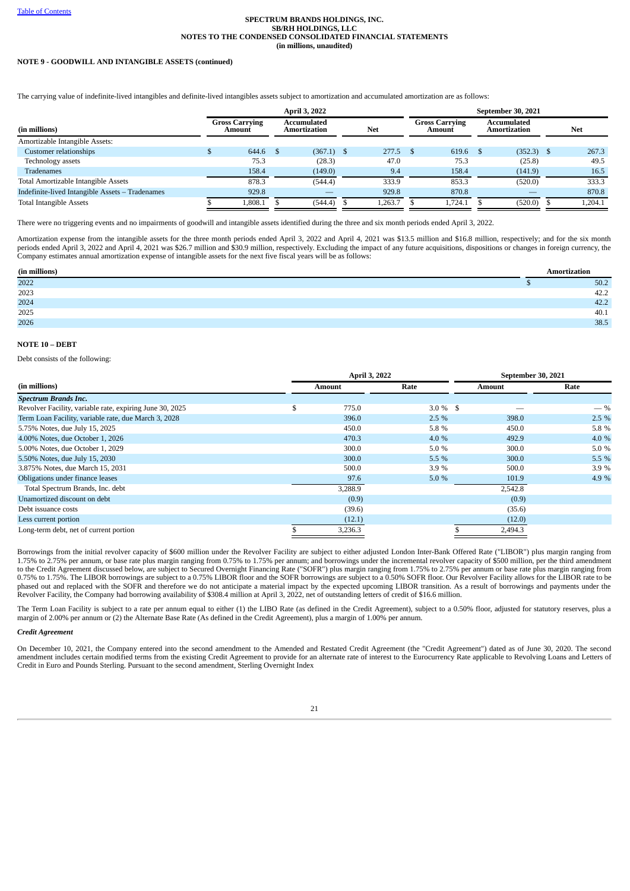**NOTE 9 - GOODWILL AND INTANGIBLE ASSETS (continued)**

The carrying value of indefinite-lived intangibles and definite-lived intangibles assets subject to amortization and accumulated amortization are as follows:

| | April 3, 2022 | | | September 30, 2021 | | |
|---|---|---|---|---|---|---|
| (in millions) | Gross Carrying Amount | Accumulated Amortization | Net | Gross Carrying Amount | Accumulated Amortization | Net |
| Amortizable Intangible Assets: | | | | | | |
| Customer relationships | $ 644.6 | $ (367.1) | $ 277.5 | $ 619.6 | $ (352.3) | $ 267.3 |
| Technology assets | 75.3 | (28.3) | 47.0 | 75.3 | (25.8) | 49.5 |
| Tradenames | 158.4 | (149.0) | 9.4 | 158.4 | (141.9) | 16.5 |
| Total Amortizable Intangible Assets | 878.3 | (544.4) | 333.9 | 853.3 | (520.0) | 333.3 |
| Indefinite-lived Intangible Assets – Tradenames | 929.8 | — | 929.8 | 870.8 | — | 870.8 |
| Total Intangible Assets | $ 1,808.1 | $ (544.4) | $ 1,263.7 | $ 1,724.1 | $ (520.0) | $ 1,204.1 |

There were no triggering events and no impairments of goodwill and intangible assets identified during the three and six month periods ended April 3, 2022.

Amortization expense from the intangible assets for the three month periods ended April 3, 2022 and April 4, 2021 was $13.5 million and $16.8 million, respectively; and for the six month periods ended April 3, 2022 and April 4, 2021 was $26.7 million and $30.9 million, respectively. Excluding the impact of any future acquisitions, dispositions or changes in foreign currency, the Company estimates annual amortization expense of intangible assets for the next five fiscal years will be as follows:

| (in millions) | Amortization |
|---|---|
| 2022 | $ 50.2 |
| 2023 | 42.2 |
| 2024 | 42.2 |
| 2025 | 40.1 |
| 2026 | 38.5 |

**NOTE 10 – DEBT**

Debt consists of the following:

| | April 3, 2022 | | September 30, 2021 | |
|---|---|---|---|---|
| (in millions) | Amount | Rate | Amount | Rate |
| ***Spectrum Brands Inc.*** | | | | |
| Revolver Facility, variable rate, expiring June 30, 2025 | $ 775.0 | 3.0 % | $ — | — % |
| Term Loan Facility, variable rate, due March 3, 2028 | 396.0 | 2.5 % | 398.0 | 2.5 % |
| 5.75% Notes, due July 15, 2025 | 450.0 | 5.8 % | 450.0 | 5.8 % |
| 4.00% Notes, due October 1, 2026 | 470.3 | 4.0 % | 492.9 | 4.0 % |
| 5.00% Notes, due October 1, 2029 | 300.0 | 5.0 % | 300.0 | 5.0 % |
| 5.50% Notes, due July 15, 2030 | 300.0 | 5.5 % | 300.0 | 5.5 % |
| 3.875% Notes, due March 15, 2031 | 500.0 | 3.9 % | 500.0 | 3.9 % |
| Obligations under finance leases | 97.6 | 5.0 % | 101.9 | 4.9 % |
| Total Spectrum Brands, Inc. debt | 3,288.9 | | 2,542.8 | |
| Unamortized discount on debt | (0.9) | | (0.9) | |
| Debt issuance costs | (39.6) | | (35.6) | |
| Less current portion | (12.1) | | (12.0) | |
| Long-term debt, net of current portion | $ 3,236.3 | | $ 2,494.3 | |

Borrowings from the initial revolver capacity of $600 million under the Revolver Facility are subject to either adjusted London Inter-Bank Offered Rate ("LIBOR") plus margin ranging from 1.75% to 2.75% per annum, or base rate plus margin ranging from 0.75% to 1.75% per annum; and borrowings under the incremental revolver capacity of $500 million, per the third amendment to the Credit Agreement discussed below, are subject to Secured Overnight Financing Rate ("SOFR") plus margin ranging from 1.75% to 2.75% per annum or base rate plus margin ranging from 0.75% to 1.75%. The LIBOR borrowings are subject to a 0.75% LIBOR floor and the SOFR borrowings are subject to a 0.50% SOFR floor. Our Revolver Facility allows for the LIBOR rate to be phased out and replaced with the SOFR and therefore we do not anticipate a material impact by the expected upcoming LIBOR transition. As a result of borrowings and payments under the Revolver Facility, the Company had borrowing availability of $308.4 million at April 3, 2022, net of outstanding letters of credit of $16.6 million.

The Term Loan Facility is subject to a rate per annum equal to either (1) the LIBO Rate (as defined in the Credit Agreement), subject to a 0.50% floor, adjusted for statutory reserves, plus a margin of 2.00% per annum or (2) the Alternate Base Rate (As defined in the Credit Agreement), plus a margin of 1.00% per annum.

***Credit Agreement***

On December 10, 2021, the Company entered into the second amendment to the Amended and Restated Credit Agreement (the "Credit Agreement") dated as of June 30, 2020. The second amendment includes certain modified terms from the existing Credit Agreement to provide for an alternate rate of interest to the Eurocurrency Rate applicable to Revolving Loans and Letters of Credit in Euro and Pounds Sterling. Pursuant to the second amendment, Sterling Overnight Index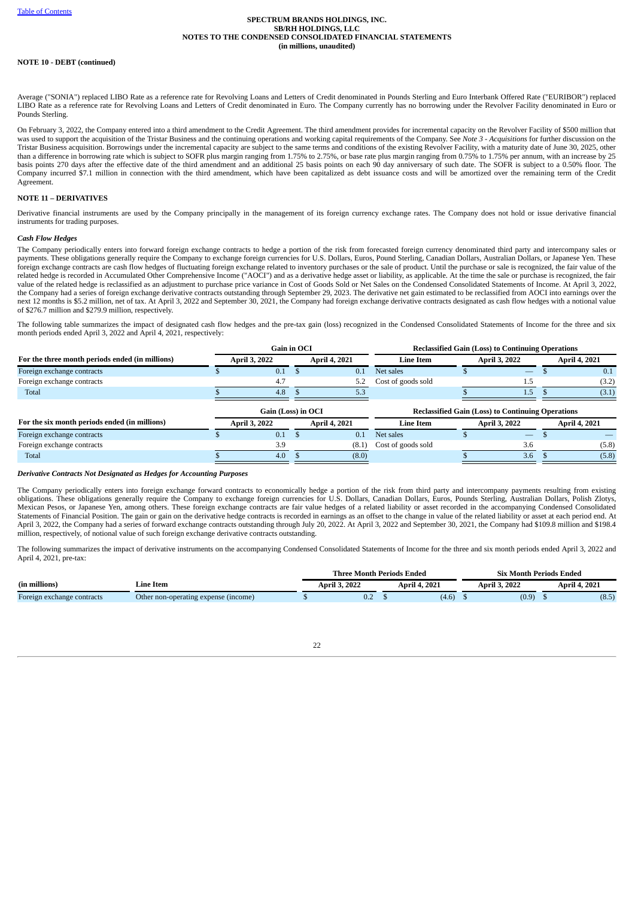**NOTE 10 - DEBT (continued)**

Average ("SONIA") replaced LIBO Rate as a reference rate for Revolving Loans and Letters of Credit denominated in Pounds Sterling and Euro Interbank Offered Rate ("EURIBOR") replaced LIBO Rate as a reference rate for Revolving Loans and Letters of Credit denominated in Euro. The Company currently has no borrowing under the Revolver Facility denominated in Euro or Pounds Sterling.

On February 3, 2022, the Company entered into a third amendment to the Credit Agreement. The third amendment provides for incremental capacity on the Revolver Facility of $500 million that was used to support the acquisition of the Tristar Business and the continuing operations and working capital requirements of the Company. See *Note 3 - Acquisitions* for further discussion on the Tristar Business acquisition. Borrowings under the incremental capacity are subject to the same terms and conditions of the existing Revolver Facility, with a maturity date of June 30, 2025, other than a difference in borrowing rate which is subject to SOFR plus margin ranging from 1.75% to 2.75%, or base rate plus margin ranging from 0.75% to 1.75% per annum, with an increase by 25 basis points 270 days after the effective date of the third amendment and an additional 25 basis points on each 90 day anniversary of such date. The SOFR is subject to a 0.50% floor. The Company incurred $7.1 million in connection with the third amendment, which have been capitalized as debt issuance costs and will be amortized over the remaining term of the Credit Agreement.

**NOTE 11 – DERIVATIVES**

Derivative financial instruments are used by the Company principally in the management of its foreign currency exchange rates. The Company does not hold or issue derivative financial instruments for trading purposes.

***Cash Flow Hedges***

The Company periodically enters into forward foreign exchange contracts to hedge a portion of the risk from forecasted foreign currency denominated third party and intercompany sales or payments. These obligations generally require the Company to exchange foreign currencies for U.S. Dollars, Euros, Pound Sterling, Canadian Dollars, Australian Dollars, or Japanese Yen. These foreign exchange contracts are cash flow hedges of fluctuating foreign exchange related to inventory purchases or the sale of product. Until the purchase or sale is recognized, the fair value of the related hedge is recorded in Accumulated Other Comprehensive Income ("AOCI") and as a derivative hedge asset or liability, as applicable. At the time the sale or purchase is recognized, the fair value of the related hedge is reclassified as an adjustment to purchase price variance in Cost of Goods Sold or Net Sales on the Condensed Consolidated Statements of Income. At April 3, 2022, the Company had a series of foreign exchange derivative contracts outstanding through September 29, 2023. The derivative net gain estimated to be reclassified from AOCI into earnings over the next 12 months is $5.2 million, net of tax. At April 3, 2022 and September 30, 2021, the Company had foreign exchange derivative contracts designated as cash flow hedges with a notional value of $276.7 million and $279.9 million, respectively.

The following table summarizes the impact of designated cash flow hedges and the pre-tax gain (loss) recognized in the Condensed Consolidated Statements of Income for the three and six month periods ended April 3, 2022 and April 4, 2021, respectively:

| | Gain in OCI | | Reclassified Gain (Loss) to Continuing Operations | | |
|---|---|---|---|---|---|
| **For the three month periods ended (in millions)** | **April 3, 2022** | **April 4, 2021** | **Line Item** | **April 3, 2022** | **April 4, 2021** |
| Foreign exchange contracts | $ 0.1 | $ 0.1 | Net sales | $ — | $ 0.1 |
| Foreign exchange contracts | 4.7 | 5.2 | Cost of goods sold | 1.5 | (3.2) |
| Total | $ 4.8 | $ 5.3 | | $ 1.5 | $ (3.1) |

| | Gain (Loss) in OCI | | Reclassified Gain (Loss) to Continuing Operations | | |
|---|---|---|---|---|---|
| **For the six month periods ended (in millions)** | **April 3, 2022** | **April 4, 2021** | **Line Item** | **April 3, 2022** | **April 4, 2021** |
| Foreign exchange contracts | $ 0.1 | $ 0.1 | Net sales | $ — | $ — |
| Foreign exchange contracts | 3.9 | (8.1) | Cost of goods sold | 3.6 | (5.8) |
| Total | $ 4.0 | $ (8.0) | | $ 3.6 | $ (5.8) |

***Derivative Contracts Not Designated as Hedges for Accounting Purposes***

The Company periodically enters into foreign exchange forward contracts to economically hedge a portion of the risk from third party and intercompany payments resulting from existing obligations. These obligations generally require the Company to exchange foreign currencies for U.S. Dollars, Canadian Dollars, Euros, Pounds Sterling, Australian Dollars, Polish Zlotys, Mexican Pesos, or Japanese Yen, among others. These foreign exchange contracts are fair value hedges of a related liability or asset recorded in the accompanying Condensed Consolidated Statements of Financial Position. The gain or gain on the derivative hedge contracts is recorded in earnings as an offset to the change in value of the related liability or asset at each period end. At April 3, 2022, the Company had a series of forward exchange contracts outstanding through July 20, 2022. At April 3, 2022 and September 30, 2021, the Company had $109.8 million and $198.4 million, respectively, of notional value of such foreign exchange derivative contracts outstanding.

The following summarizes the impact of derivative instruments on the accompanying Condensed Consolidated Statements of Income for the three and six month periods ended April 3, 2022 and April 4, 2021, pre-tax:

| | | Three Month Periods Ended | | Six Month Periods Ended | |
|---|---|---|---|---|---|
| **(in millions)** | **Line Item** | **April 3, 2022** | **April 4, 2021** | **April 3, 2022** | **April 4, 2021** |
| Foreign exchange contracts | Other non-operating expense (income) | $ 0.2 | $ (4.6) | $ (0.9) | $ (8.5) |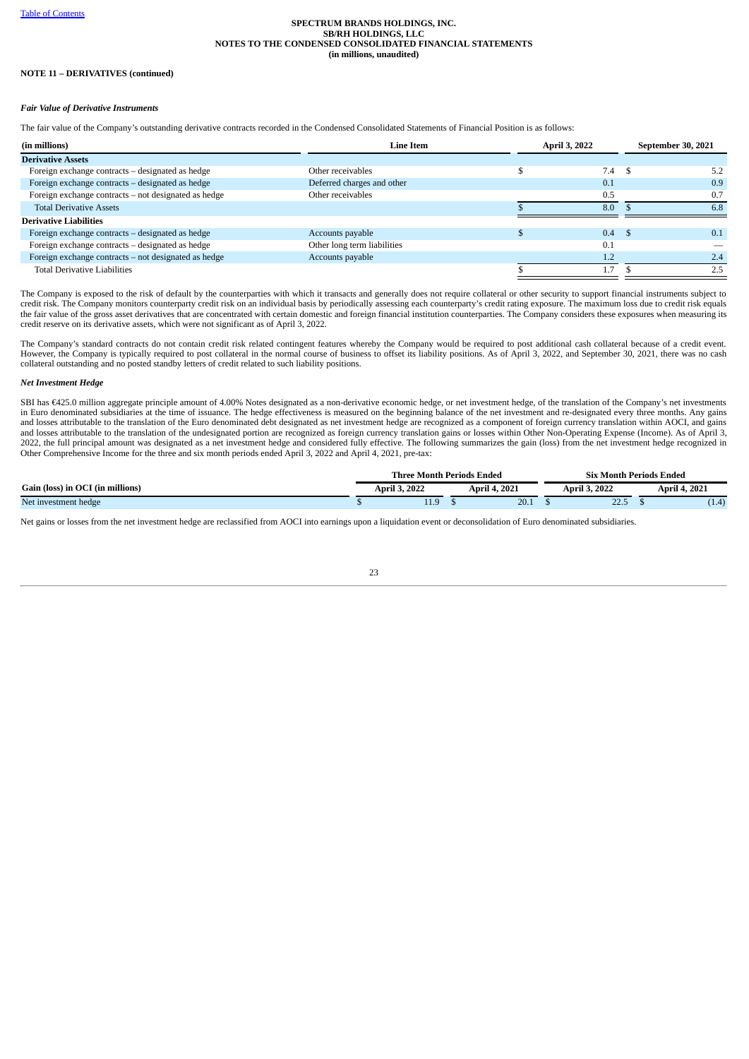SPECTRUM BRANDS HOLDINGS, INC.
SB/RH HOLDINGS, LLC
NOTES TO THE CONDENSED CONSOLIDATED FINANCIAL STATEMENTS
(in millions, unaudited)

**NOTE 11 – DERIVATIVES (continued)**

***Fair Value of Derivative Instruments***

The fair value of the Company's outstanding derivative contracts recorded in the Condensed Consolidated Statements of Financial Position is as follows:

| (in millions) | Line Item | April 3, 2022 | September 30, 2021 |
|---|---|---|---|
| **Derivative Assets** | | | |
| Foreign exchange contracts – designated as hedge | Other receivables | $ 7.4 | $ 5.2 |
| Foreign exchange contracts – designated as hedge | Deferred charges and other | 0.1 | 0.9 |
| Foreign exchange contracts – not designated as hedge | Other receivables | 0.5 | 0.7 |
| Total Derivative Assets | | $ 8.0 | $ 6.8 |
| **Derivative Liabilities** | | | |
| Foreign exchange contracts – designated as hedge | Accounts payable | $ 0.4 | $ 0.1 |
| Foreign exchange contracts – designated as hedge | Other long term liabilities | 0.1 | — |
| Foreign exchange contracts – not designated as hedge | Accounts payable | 1.2 | 2.4 |
| Total Derivative Liabilities | | $ 1.7 | $ 2.5 |

The Company is exposed to the risk of default by the counterparties with which it transacts and generally does not require collateral or other security to support financial instruments subject to credit risk. The Company monitors counterparty credit risk on an individual basis by periodically assessing each counterparty's credit rating exposure. The maximum loss due to credit risk equals the fair value of the gross asset derivatives that are concentrated with certain domestic and foreign financial institution counterparties. The Company considers these exposures when measuring its credit reserve on its derivative assets, which were not significant as of April 3, 2022.

The Company's standard contracts do not contain credit risk related contingent features whereby the Company would be required to post additional cash collateral because of a credit event. However, the Company is typically required to post collateral in the normal course of business to offset its liability positions. As of April 3, 2022, and September 30, 2021, there was no cash collateral outstanding and no posted standby letters of credit related to such liability positions.

***Net Investment Hedge***

SBI has €425.0 million aggregate principle amount of 4.00% Notes designated as a non-derivative economic hedge, or net investment hedge, of the translation of the Company's net investments in Euro denominated subsidiaries at the time of issuance. The hedge effectiveness is measured on the beginning balance of the net investment and re-designated every three months. Any gains and losses attributable to the translation of the Euro denominated debt designated as net investment hedge are recognized as a component of foreign currency translation within AOCI, and gains and losses attributable to the translation of the undesignated portion are recognized as foreign currency translation gains or losses within Other Non-Operating Expense (Income). As of April 3, 2022, the full principal amount was designated as a net investment hedge and considered fully effective. The following summarizes the gain (loss) from the net investment hedge recognized in Other Comprehensive Income for the three and six month periods ended April 3, 2022 and April 4, 2021, pre-tax:

| | Three Month Periods Ended | | Six Month Periods Ended | |
|---|---|---|---|---|
| **Gain (loss) in OCI (in millions)** | **April 3, 2022** | **April 4, 2021** | **April 3, 2022** | **April 4, 2021** |
| Net investment hedge | $ 11.9 | $ 20.1 | $ 22.5 | $ (1.4) |

Net gains or losses from the net investment hedge are reclassified from AOCI into earnings upon a liquidation event or deconsolidation of Euro denominated subsidiaries.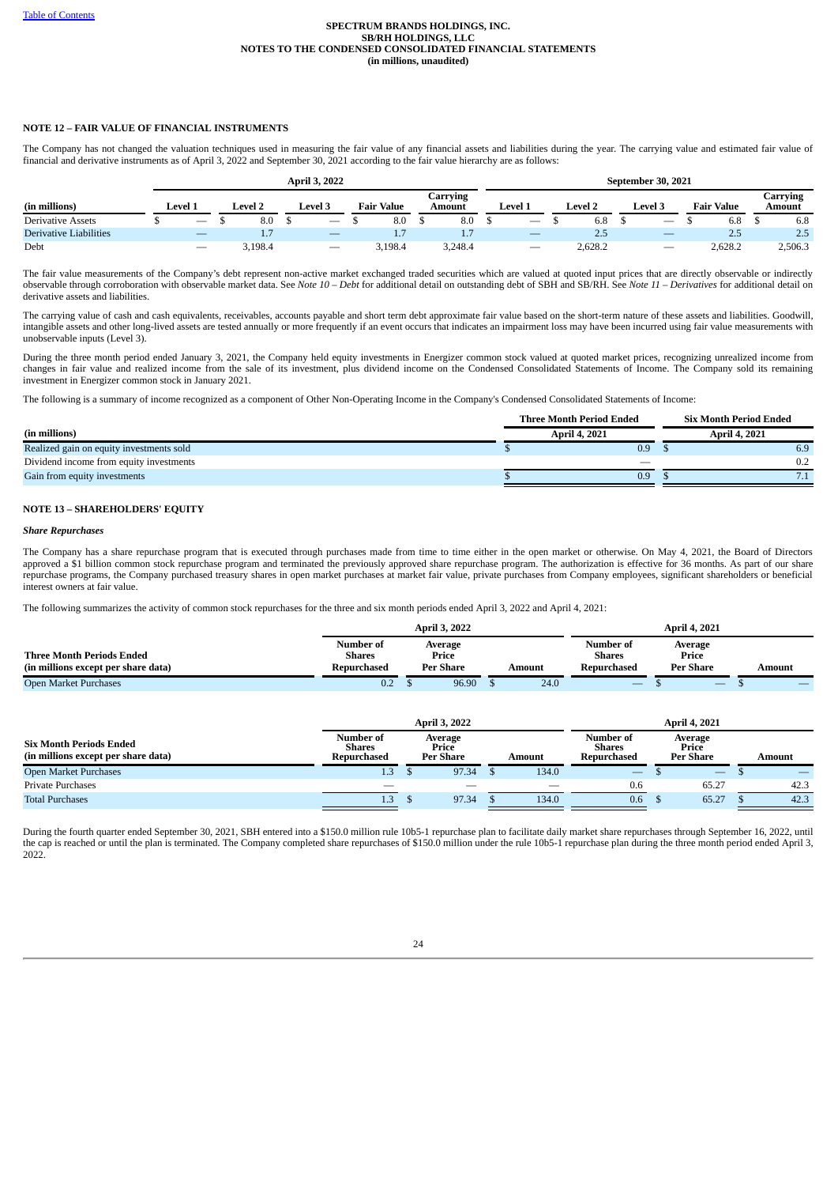## NOTE 12 – FAIR VALUE OF FINANCIAL INSTRUMENTS

The Company has not changed the valuation techniques used in measuring the fair value of any financial assets and liabilities during the year. The carrying value and estimated fair value of financial and derivative instruments as of April 3, 2022 and September 30, 2021 according to the fair value hierarchy are as follows:

| (in millions) | April 3, 2022 | | | | | September 30, 2021 | | | | |
|---|---|---|---|---|---|---|---|---|---|---|
| | Level 1 | Level 2 | Level 3 | Fair Value | Carrying Amount | Level 1 | Level 2 | Level 3 | Fair Value | Carrying Amount |
| Derivative Assets | $ — | $ 8.0 | $ — | $ 8.0 | $ 8.0 | $ — | $ 6.8 | $ — | $ 6.8 | $ 6.8 |
| Derivative Liabilities | — | 1.7 | — | 1.7 | 1.7 | — | 2.5 | — | 2.5 | 2.5 |
| Debt | — | 3,198.4 | — | 3,198.4 | 3,248.4 | — | 2,628.2 | — | 2,628.2 | 2,506.3 |

The fair value measurements of the Company's debt represent non-active market exchanged traded securities which are valued at quoted input prices that are directly observable or indirectly observable through corroboration with observable market data. See *Note 10 – Debt* for additional detail on outstanding debt of SBH and SB/RH. See *Note 11 – Derivatives* for additional detail on derivative assets and liabilities.

The carrying value of cash and cash equivalents, receivables, accounts payable and short term debt approximate fair value based on the short-term nature of these assets and liabilities. Goodwill, intangible assets and other long-lived assets are tested annually or more frequently if an event occurs that indicates an impairment loss may have been incurred using fair value measurements with unobservable inputs (Level 3).

During the three month period ended January 3, 2021, the Company held equity investments in Energizer common stock valued at quoted market prices, recognizing unrealized income from changes in fair value and realized income from the sale of its investment, plus dividend income on the Condensed Consolidated Statements of Income. The Company sold its remaining investment in Energizer common stock in January 2021.

The following is a summary of income recognized as a component of Other Non-Operating Income in the Company's Condensed Consolidated Statements of Income:

| (in millions) | Three Month Period Ended April 4, 2021 | Six Month Period Ended April 4, 2021 |
|---|---|---|
| Realized gain on equity investments sold | $ 0.9 | $ 6.9 |
| Dividend income from equity investments | — | 0.2 |
| Gain from equity investments | $ 0.9 | $ 7.1 |

## NOTE 13 – SHAREHOLDERS' EQUITY

### *Share Repurchases*

The Company has a share repurchase program that is executed through purchases made from time to time either in the open market or otherwise. On May 4, 2021, the Board of Directors approved a $1 billion common stock repurchase program and terminated the previously approved share repurchase program. The authorization is effective for 36 months. As part of our share repurchase programs, the Company purchased treasury shares in open market purchases at market fair value, private purchases from Company employees, significant shareholders or beneficial interest owners at fair value.

The following summarizes the activity of common stock repurchases for the three and six month periods ended April 3, 2022 and April 4, 2021:

| Three Month Periods Ended (in millions except per share data) | April 3, 2022 | | | April 4, 2021 | | |
|---|---|---|---|---|---|---|
| | Number of Shares Repurchased | Average Price Per Share | Amount | Number of Shares Repurchased | Average Price Per Share | Amount |
| Open Market Purchases | 0.2 | $ 96.90 | $ 24.0 | — | $ — | $ — |

| Six Month Periods Ended (in millions except per share data) | April 3, 2022 | | | April 4, 2021 | | |
|---|---|---|---|---|---|---|
| | Number of Shares Repurchased | Average Price Per Share | Amount | Number of Shares Repurchased | Average Price Per Share | Amount |
| Open Market Purchases | 1.3 | $ 97.34 | $ 134.0 | — | $ — | $ — |
| Private Purchases | — | — | — | 0.6 | 65.27 | 42.3 |
| Total Purchases | 1.3 | $ 97.34 | $ 134.0 | 0.6 | $ 65.27 | $ 42.3 |

During the fourth quarter ended September 30, 2021, SBH entered into a $150.0 million rule 10b5-1 repurchase plan to facilitate daily market share repurchases through September 16, 2022, until the cap is reached or until the plan is terminated. The Company completed share repurchases of $150.0 million under the rule 10b5-1 repurchase plan during the three month period ended April 3, 2022.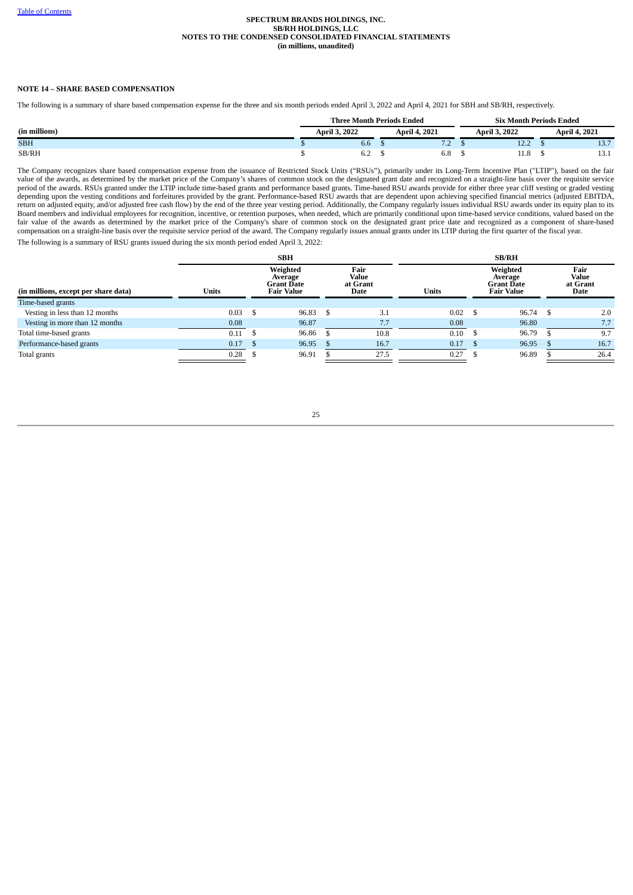## NOTE 14 – SHARE BASED COMPENSATION

The following is a summary of share based compensation expense for the three and six month periods ended April 3, 2022 and April 4, 2021 for SBH and SB/RH, respectively.

| | Three Month Periods Ended | | Six Month Periods Ended | |
|---|---|---|---|---|
| (in millions) | April 3, 2022 | April 4, 2021 | April 3, 2022 | April 4, 2021 |
| SBH | $ 6.6 | $ 7.2 | $ 12.2 | $ 13.7 |
| SB/RH | $ 6.2 | $ 6.8 | $ 11.8 | $ 13.1 |

The Company recognizes share based compensation expense from the issuance of Restricted Stock Units ("RSUs"), primarily under its Long-Term Incentive Plan ("LTIP"), based on the fair value of the awards, as determined by the market price of the Company's shares of common stock on the designated grant date and recognized on a straight-line basis over the requisite service period of the awards. RSUs granted under the LTIP include time-based grants and performance based grants. Time-based RSU awards provide for either three year cliff vesting or graded vesting depending upon the vesting conditions and forfeitures provided by the grant. Performance-based RSU awards that are dependent upon achieving specified financial metrics (adjusted EBITDA, return on adjusted equity, and/or adjusted free cash flow) by the end of the three year vesting period. Additionally, the Company regularly issues individual RSU awards under its equity plan to its Board members and individual employees for recognition, incentive, or retention purposes, when needed, which are primarily conditional upon time-based service conditions, valued based on the fair value of the awards as determined by the market price of the Company's share of common stock on the designated grant price date and recognized as a component of share-based compensation on a straight-line basis over the requisite service period of the award. The Company regularly issues annual grants under its LTIP during the first quarter of the fiscal year.

The following is a summary of RSU grants issued during the six month period ended April 3, 2022:

| | SBH | | | SB/RH | | |
|---|---|---|---|---|---|---|
| (in millions, except per share data) | Units | Weighted Average Grant Date Fair Value | Fair Value at Grant Date | Units | Weighted Average Grant Date Fair Value | Fair Value at Grant Date |
| Time-based grants | | | | | | |
| Vesting in less than 12 months | 0.03 | $ 96.83 | $ 3.1 | 0.02 | $ 96.74 | $ 2.0 |
| Vesting in more than 12 months | 0.08 | 96.87 | 7.7 | 0.08 | 96.80 | 7.7 |
| Total time-based grants | 0.11 | $ 96.86 | $ 10.8 | 0.10 | $ 96.79 | $ 9.7 |
| Performance-based grants | 0.17 | $ 96.95 | $ 16.7 | 0.17 | $ 96.95 | $ 16.7 |
| Total grants | 0.28 | $ 96.91 | $ 27.5 | 0.27 | $ 96.89 | $ 26.4 |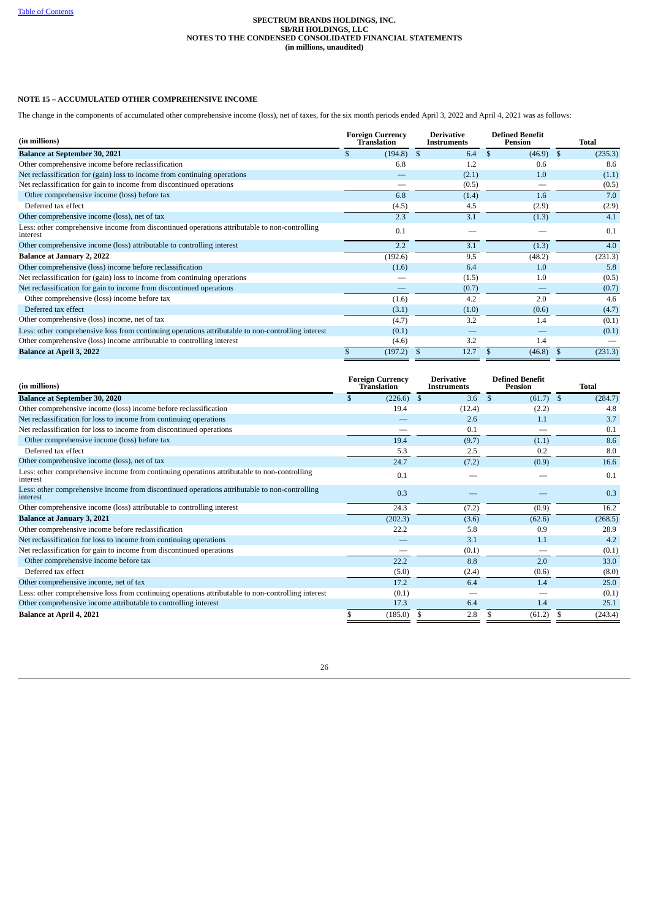SPECTRUM BRANDS HOLDINGS, INC.
SB/RH HOLDINGS, LLC
NOTES TO THE CONDENSED CONSOLIDATED FINANCIAL STATEMENTS
(in millions, unaudited)

### NOTE 15 – ACCUMULATED OTHER COMPREHENSIVE INCOME

The change in the components of accumulated other comprehensive income (loss), net of taxes, for the six month periods ended April 3, 2022 and April 4, 2021 was as follows:

| (in millions) | Foreign Currency Translation | Derivative Instruments | Defined Benefit Pension | Total |
|---|---|---|---|---|
| **Balance at September 30, 2021** | $ (194.8) | $ 6.4 | $ (46.9) | $ (235.3) |
| Other comprehensive income before reclassification | 6.8 | 1.2 | 0.6 | 8.6 |
| Net reclassification for (gain) loss to income from continuing operations | — | (2.1) | 1.0 | (1.1) |
| Net reclassification for gain to income from discontinued operations | — | (0.5) | — | (0.5) |
| Other comprehensive income (loss) before tax | 6.8 | (1.4) | 1.6 | 7.0 |
| Deferred tax effect | (4.5) | 4.5 | (2.9) | (2.9) |
| Other comprehensive income (loss), net of tax | 2.3 | 3.1 | (1.3) | 4.1 |
| Less: other comprehensive income from discontinued operations attributable to non-controlling interest | 0.1 | — | — | 0.1 |
| Other comprehensive income (loss) attributable to controlling interest | 2.2 | 3.1 | (1.3) | 4.0 |
| **Balance at January 2, 2022** | (192.6) | 9.5 | (48.2) | (231.3) |
| Other comprehensive (loss) income before reclassification | (1.6) | 6.4 | 1.0 | 5.8 |
| Net reclassification for (gain) loss to income from continuing operations | — | (1.5) | 1.0 | (0.5) |
| Net reclassification for gain to income from discontinued operations | — | (0.7) | — | (0.7) |
| Other comprehensive (loss) income before tax | (1.6) | 4.2 | 2.0 | 4.6 |
| Deferred tax effect | (3.1) | (1.0) | (0.6) | (4.7) |
| Other comprehensive (loss) income, net of tax | (4.7) | 3.2 | 1.4 | (0.1) |
| Less: other comprehensive loss from continuing operations attributable to non-controlling interest | (0.1) | — | — | (0.1) |
| Other comprehensive (loss) income attributable to controlling interest | (4.6) | 3.2 | 1.4 | — |
| **Balance at April 3, 2022** | $ (197.2) | $ 12.7 | $ (46.8) | $ (231.3) |

| (in millions) | Foreign Currency Translation | Derivative Instruments | Defined Benefit Pension | Total |
|---|---|---|---|---|
| **Balance at September 30, 2020** | $ (226.6) | $ 3.6 | $ (61.7) | $ (284.7) |
| Other comprehensive income (loss) income before reclassification | 19.4 | (12.4) | (2.2) | 4.8 |
| Net reclassification for loss to income from continuing operations | — | 2.6 | 1.1 | 3.7 |
| Net reclassification for loss to income from discontinued operations | — | 0.1 | — | 0.1 |
| Other comprehensive income (loss) before tax | 19.4 | (9.7) | (1.1) | 8.6 |
| Deferred tax effect | 5.3 | 2.5 | 0.2 | 8.0 |
| Other comprehensive income (loss), net of tax | 24.7 | (7.2) | (0.9) | 16.6 |
| Less: other comprehensive income from continuing operations attributable to non-controlling interest | 0.1 | — | — | 0.1 |
| Less: other comprehensive income from discontinued operations attributable to non-controlling interest | 0.3 | — | — | 0.3 |
| Other comprehensive income (loss) attributable to controlling interest | 24.3 | (7.2) | (0.9) | 16.2 |
| **Balance at January 3, 2021** | (202.3) | (3.6) | (62.6) | (268.5) |
| Other comprehensive income before reclassification | 22.2 | 5.8 | 0.9 | 28.9 |
| Net reclassification for loss to income from continuing operations | — | 3.1 | 1.1 | 4.2 |
| Net reclassification for gain to income from discontinued operations | — | (0.1) | — | (0.1) |
| Other comprehensive income before tax | 22.2 | 8.8 | 2.0 | 33.0 |
| Deferred tax effect | (5.0) | (2.4) | (0.6) | (8.0) |
| Other comprehensive income, net of tax | 17.2 | 6.4 | 1.4 | 25.0 |
| Less: other comprehensive loss from continuing operations attributable to non-controlling interest | (0.1) | — | — | (0.1) |
| Other comprehensive income attributable to controlling interest | 17.3 | 6.4 | 1.4 | 25.1 |
| **Balance at April 4, 2021** | $ (185.0) | $ 2.8 | $ (61.2) | $ (243.4) |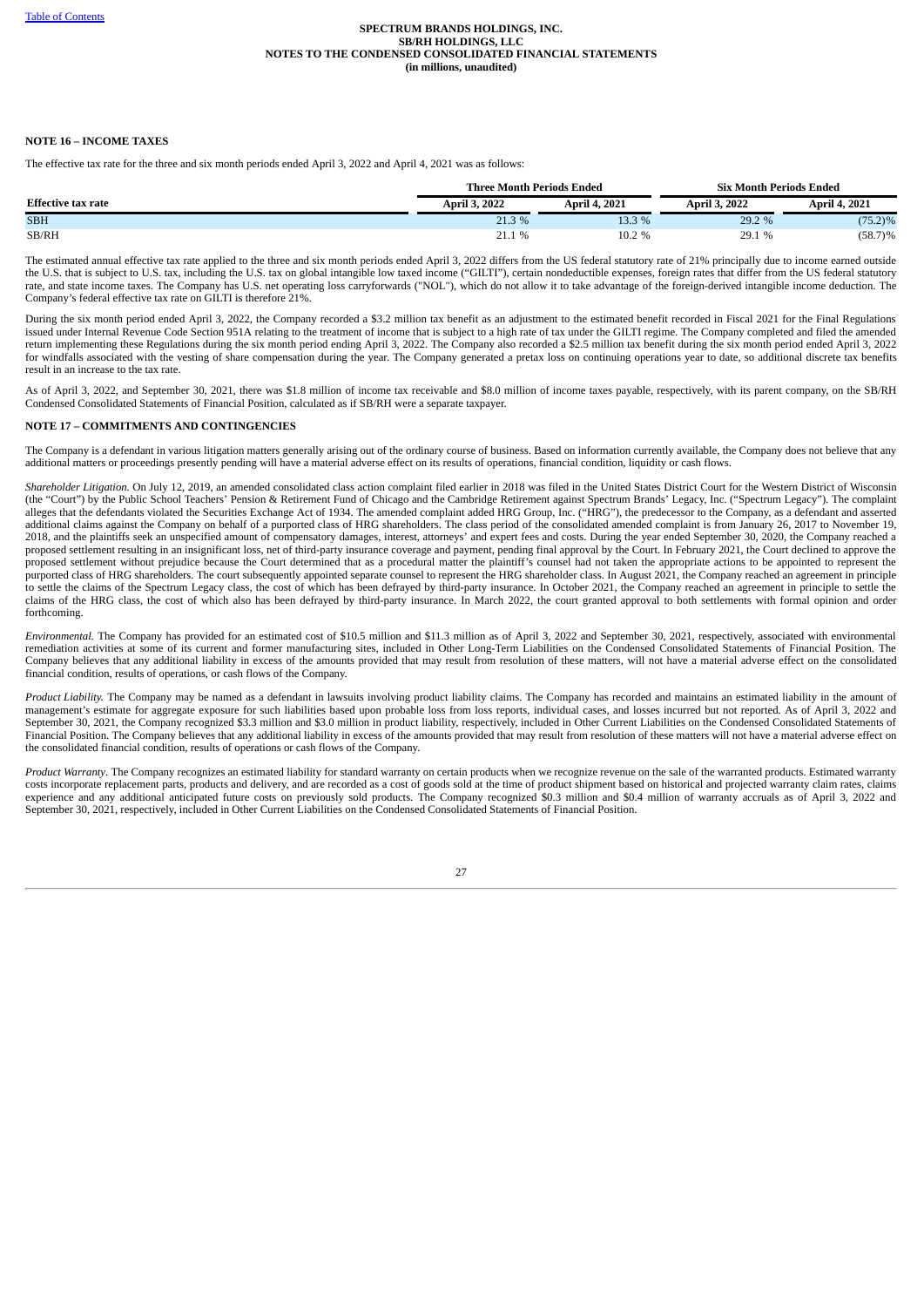**NOTE 16 – INCOME TAXES**

The effective tax rate for the three and six month periods ended April 3, 2022 and April 4, 2021 was as follows:

| | Three Month Periods Ended | | Six Month Periods Ended | |
|---|---|---|---|---|
| **Effective tax rate** | **April 3, 2022** | **April 4, 2021** | **April 3, 2022** | **April 4, 2021** |
| SBH | 21.3 % | 13.3 % | 29.2 % | (75.2)% |
| SB/RH | 21.1 % | 10.2 % | 29.1 % | (58.7)% |

The estimated annual effective tax rate applied to the three and six month periods ended April 3, 2022 differs from the US federal statutory rate of 21% principally due to income earned outside the U.S. that is subject to U.S. tax, including the U.S. tax on global intangible low taxed income ("GILTI"), certain nondeductible expenses, foreign rates that differ from the US federal statutory rate, and state income taxes. The Company has U.S. net operating loss carryforwards ("NOL"), which do not allow it to take advantage of the foreign-derived intangible income deduction. The Company's federal effective tax rate on GILTI is therefore 21%.

During the six month period ended April 3, 2022, the Company recorded a $3.2 million tax benefit as an adjustment to the estimated benefit recorded in Fiscal 2021 for the Final Regulations issued under Internal Revenue Code Section 951A relating to the treatment of income that is subject to a high rate of tax under the GILTI regime. The Company completed and filed the amended return implementing these Regulations during the six month period ending April 3, 2022. The Company also recorded a $2.5 million tax benefit during the six month period ended April 3, 2022 for windfalls associated with the vesting of share compensation during the year. The Company generated a pretax loss on continuing operations year to date, so additional discrete tax benefits result in an increase to the tax rate.

As of April 3, 2022, and September 30, 2021, there was $1.8 million of income tax receivable and $8.0 million of income taxes payable, respectively, with its parent company, on the SB/RH Condensed Consolidated Statements of Financial Position, calculated as if SB/RH were a separate taxpayer.

**NOTE 17 – COMMITMENTS AND CONTINGENCIES**

The Company is a defendant in various litigation matters generally arising out of the ordinary course of business. Based on information currently available, the Company does not believe that any additional matters or proceedings presently pending will have a material adverse effect on its results of operations, financial condition, liquidity or cash flows.

*Shareholder Litigation.* On July 12, 2019, an amended consolidated class action complaint filed earlier in 2018 was filed in the United States District Court for the Western District of Wisconsin (the "Court") by the Public School Teachers' Pension & Retirement Fund of Chicago and the Cambridge Retirement against Spectrum Brands' Legacy, Inc. ("Spectrum Legacy"). The complaint alleges that the defendants violated the Securities Exchange Act of 1934. The amended complaint added HRG Group, Inc. ("HRG"), the predecessor to the Company, as a defendant and asserted additional claims against the Company on behalf of a purported class of HRG shareholders. The class period of the consolidated amended complaint is from January 26, 2017 to November 19, 2018, and the plaintiffs seek an unspecified amount of compensatory damages, interest, attorneys' and expert fees and costs. During the year ended September 30, 2020, the Company reached a proposed settlement resulting in an insignificant loss, net of third-party insurance coverage and payment, pending final approval by the Court. In February 2021, the Court declined to approve the proposed settlement without prejudice because the Court determined that as a procedural matter the plaintiff's counsel had not taken the appropriate actions to be appointed to represent the purported class of HRG shareholders. The court subsequently appointed separate counsel to represent the HRG shareholder class. In August 2021, the Company reached an agreement in principle to settle the claims of the Spectrum Legacy class, the cost of which has been defrayed by third-party insurance. In October 2021, the Company reached an agreement in principle to settle the claims of the HRG class, the cost of which also has been defrayed by third-party insurance. In March 2022, the court granted approval to both settlements with formal opinion and order forthcoming.

*Environmental.* The Company has provided for an estimated cost of $10.5 million and $11.3 million as of April 3, 2022 and September 30, 2021, respectively, associated with environmental remediation activities at some of its current and former manufacturing sites, included in Other Long-Term Liabilities on the Condensed Consolidated Statements of Financial Position. The Company believes that any additional liability in excess of the amounts provided that may result from resolution of these matters, will not have a material adverse effect on the consolidated financial condition, results of operations, or cash flows of the Company.

*Product Liability.* The Company may be named as a defendant in lawsuits involving product liability claims. The Company has recorded and maintains an estimated liability in the amount of management's estimate for aggregate exposure for such liabilities based upon probable loss from loss reports, individual cases, and losses incurred but not reported. As of April 3, 2022 and September 30, 2021, the Company recognized $3.3 million and $3.0 million in product liability, respectively, included in Other Current Liabilities on the Condensed Consolidated Statements of Financial Position. The Company believes that any additional liability in excess of the amounts provided that may result from resolution of these matters will not have a material adverse effect on the consolidated financial condition, results of operations or cash flows of the Company.

*Product Warranty*. The Company recognizes an estimated liability for standard warranty on certain products when we recognize revenue on the sale of the warranted products. Estimated warranty costs incorporate replacement parts, products and delivery, and are recorded as a cost of goods sold at the time of product shipment based on historical and projected warranty claim rates, claims experience and any additional anticipated future costs on previously sold products. The Company recognized $0.3 million and $0.4 million of warranty accruals as of April 3, 2022 and September 30, 2021, respectively, included in Other Current Liabilities on the Condensed Consolidated Statements of Financial Position.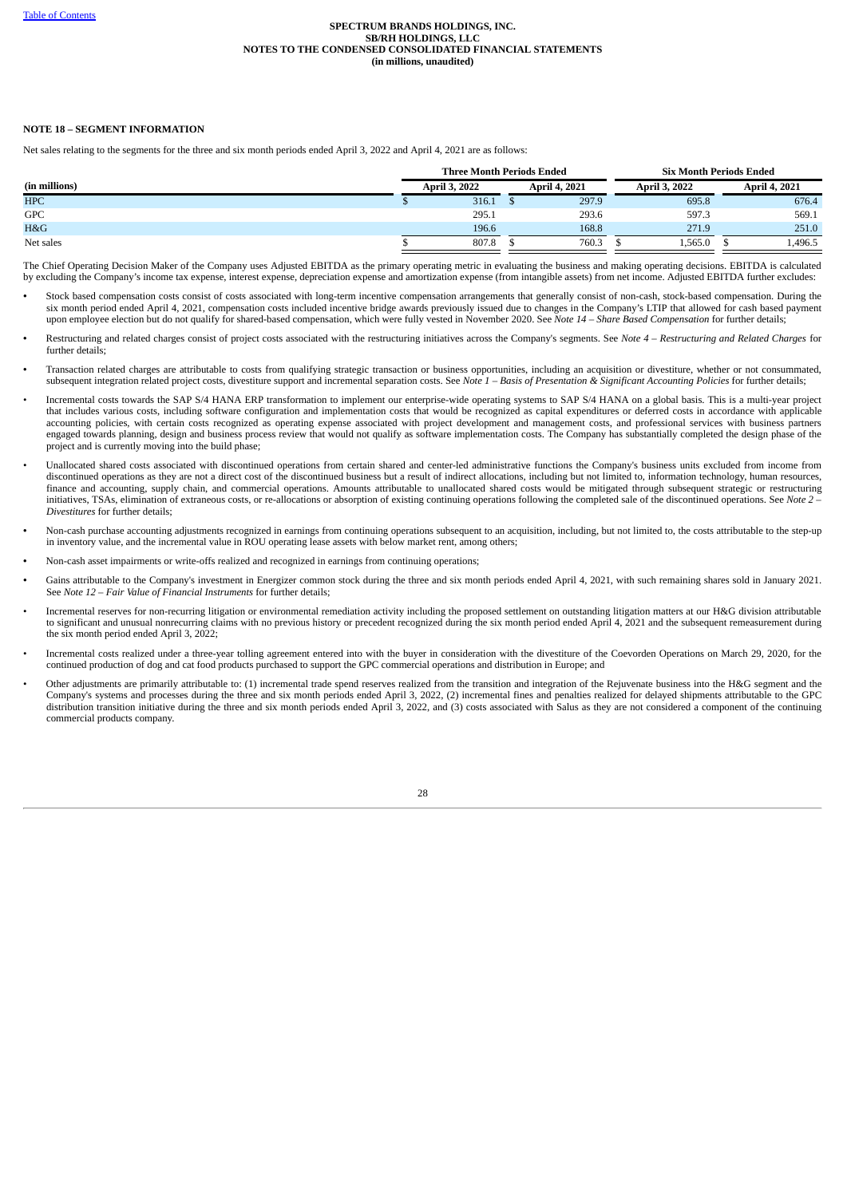SPECTRUM BRANDS HOLDINGS, INC.
SB/RH HOLDINGS, LLC
NOTES TO THE CONDENSED CONSOLIDATED FINANCIAL STATEMENTS
(in millions, unaudited)

**NOTE 18 – SEGMENT INFORMATION**

Net sales relating to the segments for the three and six month periods ended April 3, 2022 and April 4, 2021 are as follows:

| | Three Month Periods Ended | | Six Month Periods Ended | |
|---|---|---|---|---|
| **(in millions)** | **April 3, 2022** | **April 4, 2021** | **April 3, 2022** | **April 4, 2021** |
| HPC | $ 316.1 | $ 297.9 | 695.8 | 676.4 |
| GPC | 295.1 | 293.6 | 597.3 | 569.1 |
| H&G | 196.6 | 168.8 | 271.9 | 251.0 |
| Net sales | $ 807.8 | $ 760.3 | $ 1,565.0 | $ 1,496.5 |

The Chief Operating Decision Maker of the Company uses Adjusted EBITDA as the primary operating metric in evaluating the business and making operating decisions. EBITDA is calculated by excluding the Company's income tax expense, interest expense, depreciation expense and amortization expense (from intangible assets) from net income. Adjusted EBITDA further excludes:

- Stock based compensation costs consist of costs associated with long-term incentive compensation arrangements that generally consist of non-cash, stock-based compensation. During the six month period ended April 4, 2021, compensation costs included incentive bridge awards previously issued due to changes in the Company's LTIP that allowed for cash based payment upon employee election but do not qualify for shared-based compensation, which were fully vested in November 2020. See *Note 14 – Share Based Compensation* for further details;
- Restructuring and related charges consist of project costs associated with the restructuring initiatives across the Company's segments. See *Note 4 – Restructuring and Related Charges* for further details;
- Transaction related charges are attributable to costs from qualifying strategic transaction or business opportunities, including an acquisition or divestiture, whether or not consummated, subsequent integration related project costs, divestiture support and incremental separation costs. See *Note 1 – Basis of Presentation & Significant Accounting Policies* for further details;
- Incremental costs towards the SAP S/4 HANA ERP transformation to implement our enterprise-wide operating systems to SAP S/4 HANA on a global basis. This is a multi-year project that includes various costs, including software configuration and implementation costs that would be recognized as capital expenditures or deferred costs in accordance with applicable accounting policies, with certain costs recognized as operating expense associated with project development and management costs, and professional services with business partners engaged towards planning, design and business process review that would not qualify as software implementation costs. The Company has substantially completed the design phase of the project and is currently moving into the build phase;
- Unallocated shared costs associated with discontinued operations from certain shared and center-led administrative functions the Company's business units excluded from income from discontinued operations as they are not a direct cost of the discontinued business but a result of indirect allocations, including but not limited to, information technology, human resources, finance and accounting, supply chain, and commercial operations. Amounts attributable to unallocated shared costs would be mitigated through subsequent strategic or restructuring initiatives, TSAs, elimination of extraneous costs, or re-allocations or absorption of existing continuing operations following the completed sale of the discontinued operations. See *Note 2 – Divestitures* for further details;
- Non-cash purchase accounting adjustments recognized in earnings from continuing operations subsequent to an acquisition, including, but not limited to, the costs attributable to the step-up in inventory value, and the incremental value in ROU operating lease assets with below market rent, among others;
- Non-cash asset impairments or write-offs realized and recognized in earnings from continuing operations;
- Gains attributable to the Company's investment in Energizer common stock during the three and six month periods ended April 4, 2021, with such remaining shares sold in January 2021. See *Note 12 – Fair Value of Financial Instruments* for further details;
- Incremental reserves for non-recurring litigation or environmental remediation activity including the proposed settlement on outstanding litigation matters at our H&G division attributable to significant and unusual nonrecurring claims with no previous history or precedent recognized during the six month period ended April 4, 2021 and the subsequent remeasurement during the six month period ended April 3, 2022;
- Incremental costs realized under a three-year tolling agreement entered into with the buyer in consideration with the divestiture of the Coevorden Operations on March 29, 2020, for the continued production of dog and cat food products purchased to support the GPC commercial operations and distribution in Europe; and
- Other adjustments are primarily attributable to: (1) incremental trade spend reserves realized from the transition and integration of the Rejuvenate business into the H&G segment and the Company's systems and processes during the three and six month periods ended April 3, 2022, (2) incremental fines and penalties realized for delayed shipments attributable to the GPC distribution transition initiative during the three and six month periods ended April 3, 2022, and (3) costs associated with Salus as they are not considered a component of the continuing commercial products company.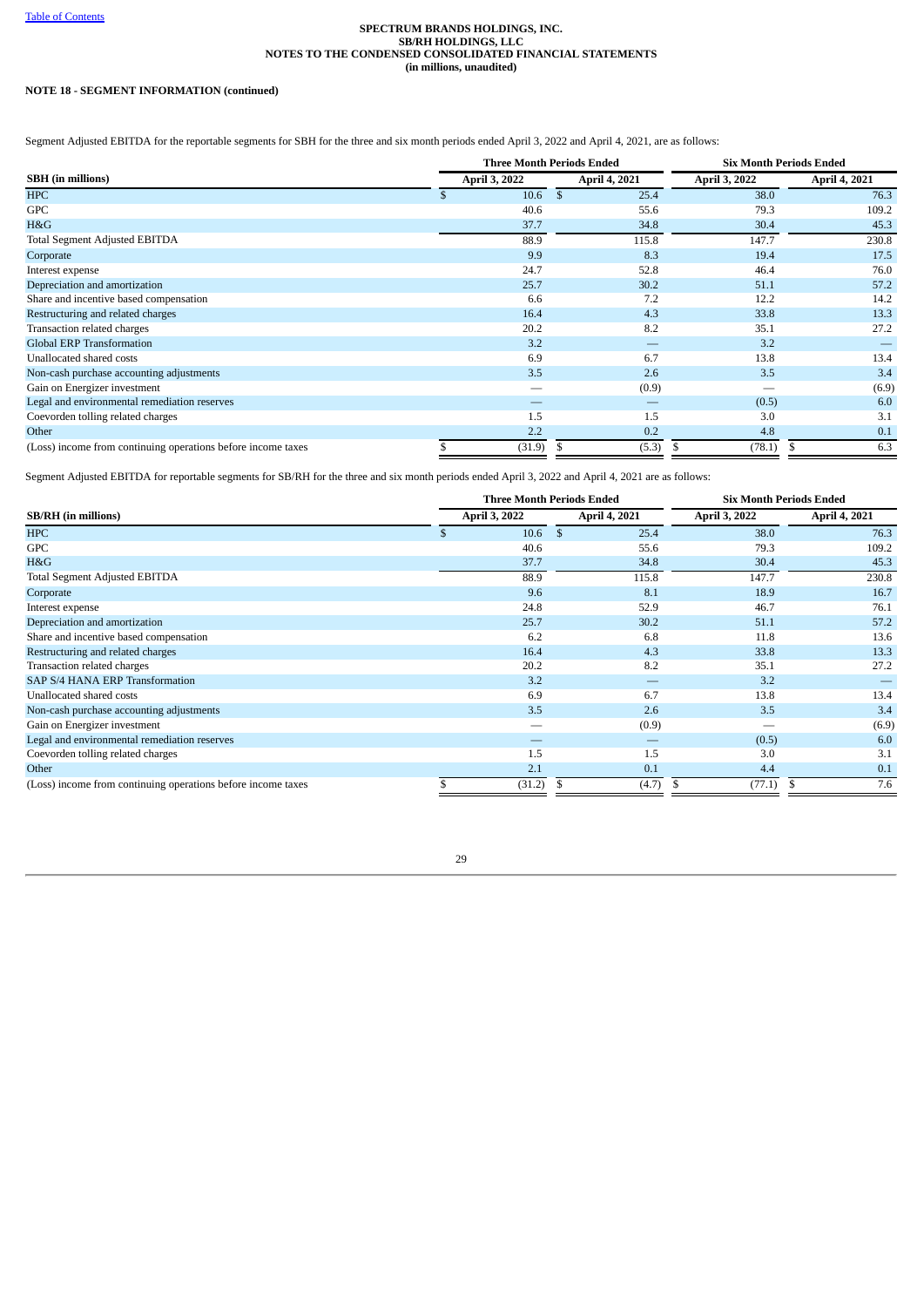SPECTRUM BRANDS HOLDINGS, INC.
SB/RH HOLDINGS, LLC
NOTES TO THE CONDENSED CONSOLIDATED FINANCIAL STATEMENTS
(in millions, unaudited)

**NOTE 18 - SEGMENT INFORMATION (continued)**

Segment Adjusted EBITDA for the reportable segments for SBH for the three and six month periods ended April 3, 2022 and April 4, 2021, are as follows:

| | Three Month Periods Ended | | Six Month Periods Ended | |
|---|---|---|---|---|
| **SBH (in millions)** | **April 3, 2022** | **April 4, 2021** | **April 3, 2022** | **April 4, 2021** |
| HPC | $ 10.6 | $ 25.4 | 38.0 | 76.3 |
| GPC | 40.6 | 55.6 | 79.3 | 109.2 |
| H&G | 37.7 | 34.8 | 30.4 | 45.3 |
| Total Segment Adjusted EBITDA | 88.9 | 115.8 | 147.7 | 230.8 |
| Corporate | 9.9 | 8.3 | 19.4 | 17.5 |
| Interest expense | 24.7 | 52.8 | 46.4 | 76.0 |
| Depreciation and amortization | 25.7 | 30.2 | 51.1 | 57.2 |
| Share and incentive based compensation | 6.6 | 7.2 | 12.2 | 14.2 |
| Restructuring and related charges | 16.4 | 4.3 | 33.8 | 13.3 |
| Transaction related charges | 20.2 | 8.2 | 35.1 | 27.2 |
| Global ERP Transformation | 3.2 | — | 3.2 | — |
| Unallocated shared costs | 6.9 | 6.7 | 13.8 | 13.4 |
| Non-cash purchase accounting adjustments | 3.5 | 2.6 | 3.5 | 3.4 |
| Gain on Energizer investment | — | (0.9) | — | (6.9) |
| Legal and environmental remediation reserves | — | — | (0.5) | 6.0 |
| Coevorden tolling related charges | 1.5 | 1.5 | 3.0 | 3.1 |
| Other | 2.2 | 0.2 | 4.8 | 0.1 |
| (Loss) income from continuing operations before income taxes | $ (31.9) | $ (5.3) | $ (78.1) | $ 6.3 |

Segment Adjusted EBITDA for reportable segments for SB/RH for the three and six month periods ended April 3, 2022 and April 4, 2021 are as follows:

| | Three Month Periods Ended | | Six Month Periods Ended | |
|---|---|---|---|---|
| **SB/RH (in millions)** | **April 3, 2022** | **April 4, 2021** | **April 3, 2022** | **April 4, 2021** |
| HPC | $ 10.6 | $ 25.4 | 38.0 | 76.3 |
| GPC | 40.6 | 55.6 | 79.3 | 109.2 |
| H&G | 37.7 | 34.8 | 30.4 | 45.3 |
| Total Segment Adjusted EBITDA | 88.9 | 115.8 | 147.7 | 230.8 |
| Corporate | 9.6 | 8.1 | 18.9 | 16.7 |
| Interest expense | 24.8 | 52.9 | 46.7 | 76.1 |
| Depreciation and amortization | 25.7 | 30.2 | 51.1 | 57.2 |
| Share and incentive based compensation | 6.2 | 6.8 | 11.8 | 13.6 |
| Restructuring and related charges | 16.4 | 4.3 | 33.8 | 13.3 |
| Transaction related charges | 20.2 | 8.2 | 35.1 | 27.2 |
| SAP S/4 HANA ERP Transformation | 3.2 | — | 3.2 | — |
| Unallocated shared costs | 6.9 | 6.7 | 13.8 | 13.4 |
| Non-cash purchase accounting adjustments | 3.5 | 2.6 | 3.5 | 3.4 |
| Gain on Energizer investment | — | (0.9) | — | (6.9) |
| Legal and environmental remediation reserves | — | — | (0.5) | 6.0 |
| Coevorden tolling related charges | 1.5 | 1.5 | 3.0 | 3.1 |
| Other | 2.1 | 0.1 | 4.4 | 0.1 |
| (Loss) income from continuing operations before income taxes | $ (31.2) | $ (4.7) | $ (77.1) | $ 7.6 |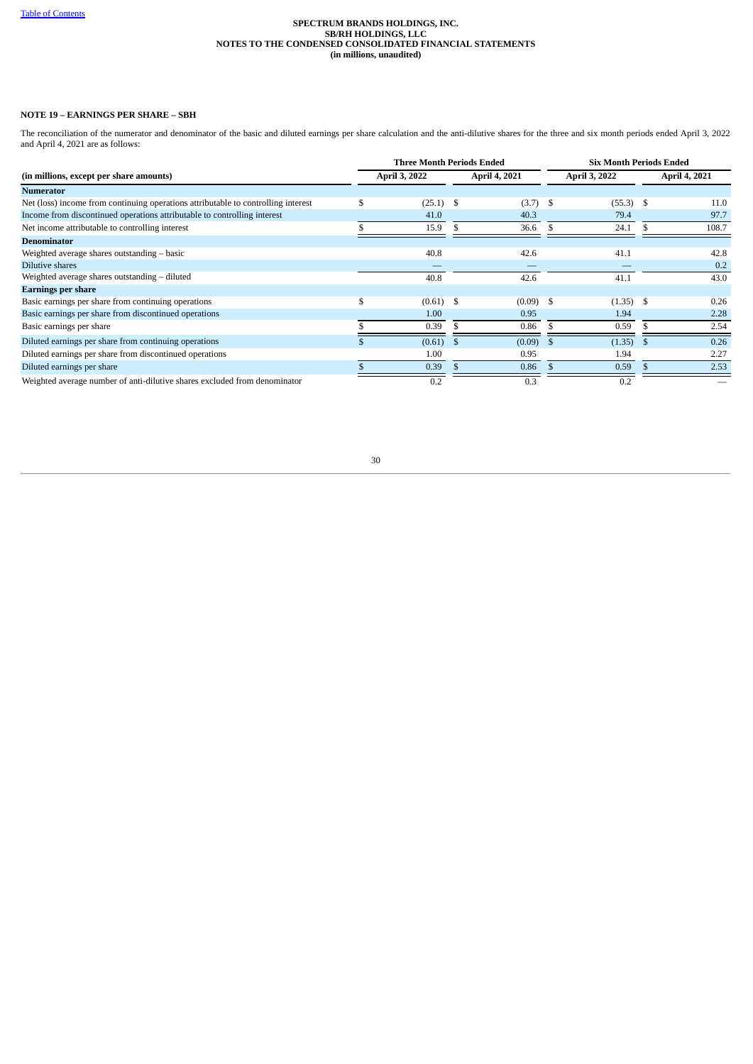SPECTRUM BRANDS HOLDINGS, INC.
SB/RH HOLDINGS, LLC
NOTES TO THE CONDENSED CONSOLIDATED FINANCIAL STATEMENTS
(in millions, unaudited)

**NOTE 19 – EARNINGS PER SHARE – SBH**

The reconciliation of the numerator and denominator of the basic and diluted earnings per share calculation and the anti-dilutive shares for the three and six month periods ended April 3, 2022 and April 4, 2021 are as follows:

| | Three Month Periods Ended | | Six Month Periods Ended | |
|---|---|---|---|---|
| **(in millions, except per share amounts)** | **April 3, 2022** | **April 4, 2021** | **April 3, 2022** | **April 4, 2021** |
| **Numerator** | | | | |
| Net (loss) income from continuing operations attributable to controlling interest | $ (25.1) | $ (3.7) | $ (55.3) | $ 11.0 |
| Income from discontinued operations attributable to controlling interest | 41.0 | 40.3 | 79.4 | 97.7 |
| Net income attributable to controlling interest | $ 15.9 | $ 36.6 | $ 24.1 | $ 108.7 |
| **Denominator** | | | | |
| Weighted average shares outstanding – basic | 40.8 | 42.6 | 41.1 | 42.8 |
| Dilutive shares | — | — | — | 0.2 |
| Weighted average shares outstanding – diluted | 40.8 | 42.6 | 41.1 | 43.0 |
| **Earnings per share** | | | | |
| Basic earnings per share from continuing operations | $ (0.61) | $ (0.09) | $ (1.35) | $ 0.26 |
| Basic earnings per share from discontinued operations | 1.00 | 0.95 | 1.94 | 2.28 |
| Basic earnings per share | $ 0.39 | $ 0.86 | $ 0.59 | $ 2.54 |
| Diluted earnings per share from continuing operations | $ (0.61) | $ (0.09) | $ (1.35) | $ 0.26 |
| Diluted earnings per share from discontinued operations | 1.00 | 0.95 | 1.94 | 2.27 |
| Diluted earnings per share | $ 0.39 | $ 0.86 | $ 0.59 | $ 2.53 |
| Weighted average number of anti-dilutive shares excluded from denominator | 0.2 | 0.3 | 0.2 | — |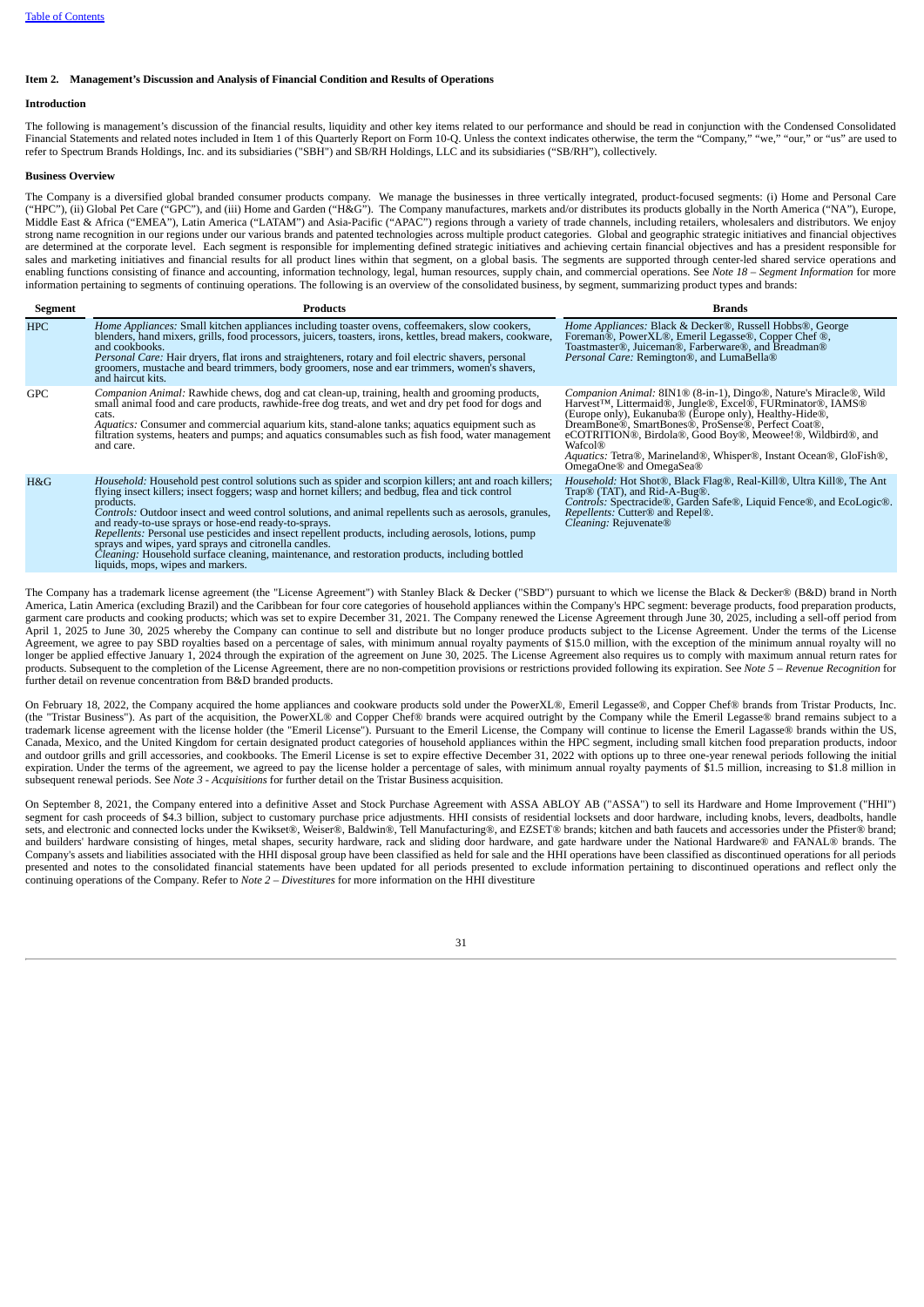## Item 2. Management's Discussion and Analysis of Financial Condition and Results of Operations

### Introduction

The following is management's discussion of the financial results, liquidity and other key items related to our performance and should be read in conjunction with the Condensed Consolidated Financial Statements and related notes included in Item 1 of this Quarterly Report on Form 10-Q. Unless the context indicates otherwise, the term the "Company," "we," "our," or "us" are used to refer to Spectrum Brands Holdings, Inc. and its subsidiaries ("SBH") and SB/RH Holdings, LLC and its subsidiaries ("SB/RH"), collectively.

### Business Overview

The Company is a diversified global branded consumer products company. We manage the businesses in three vertically integrated, product-focused segments: (i) Home and Personal Care ("HPC"), (ii) Global Pet Care ("GPC"), and (iii) Home and Garden ("H&G"). The Company manufactures, markets and/or distributes its products globally in the North America ("NA"), Europe, Middle East & Africa ("EMEA"), Latin America ("LATAM") and Asia-Pacific ("APAC") regions through a variety of trade channels, including retailers, wholesalers and distributors. We enjoy strong name recognition in our regions under our various brands and patented technologies across multiple product categories. Global and geographic strategic initiatives and financial objectives are determined at the corporate level. Each segment is responsible for implementing defined strategic initiatives and achieving certain financial objectives and has a president responsible for sales and marketing initiatives and financial results for all product lines within that segment, on a global basis. The segments are supported through center-led shared service operations and enabling functions consisting of finance and accounting, information technology, legal, human resources, supply chain, and commercial operations. See *Note 18 – Segment Information* for more information pertaining to segments of continuing operations. The following is an overview of the consolidated business, by segment, summarizing product types and brands:

| Segment | Products | Brands |
|---|---|---|
| HPC | *Home Appliances:* Small kitchen appliances including toaster ovens, coffeemakers, slow cookers, blenders, hand mixers, grills, food processors, juicers, toasters, irons, kettles, bread makers, cookware, and cookbooks.<br>*Personal Care:* Hair dryers, flat irons and straighteners, rotary and foil electric shavers, personal groomers, mustache and beard trimmers, body groomers, nose and ear trimmers, women's shavers, and haircut kits. | *Home Appliances:* Black & Decker®, Russell Hobbs®, George Foreman®, PowerXL®, Emeril Legasse®, Copper Chef ®, Toastmaster®, Juiceman®, Farberware®, and Breadman®<br>*Personal Care:* Remington®, and LumaBella® |
| GPC | *Companion Animal:* Rawhide chews, dog and cat clean-up, training, health and grooming products, small animal food and care products, rawhide-free dog treats, and wet and dry pet food for dogs and cats.<br>*Aquatics:* Consumer and commercial aquarium kits, stand-alone tanks; aquatics equipment such as filtration systems, heaters and pumps; and aquatics consumables such as fish food, water management and care. | *Companion Animal:* 8IN1® (8-in-1), Dingo®, Nature's Miracle®, Wild Harvest™, Littermaid®, Jungle®, Excel®, FURminator®, IAMS® (Europe only), Eukanuba® (Europe only), Healthy-Hide®, DreamBone®, SmartBones®, ProSense®, Perfect Coat®, eCOTRITION®, Birdola®, Good Boy®, Meowee!®, Wildbird®, and Wafcol®<br>*Aquatics:* Tetra®, Marineland®, Whisper®, Instant Ocean®, GloFish®, OmegaOne® and OmegaSea® |
| H&G | *Household:* Household pest control solutions such as spider and scorpion killers; ant and roach killers; flying insect killers; insect foggers; wasp and hornet killers; and bedbug, flea and tick control products.<br>*Controls:* Outdoor insect and weed control solutions, and animal repellents such as aerosols, granules, and ready-to-use sprays or hose-end ready-to-sprays.<br>*Repellents:* Personal use pesticides and insect repellent products, including aerosols, lotions, pump sprays and wipes, yard sprays and citronella candles.<br>*Cleaning:* Household surface cleaning, maintenance, and restoration products, including bottled liquids, mops, wipes and markers. | *Household:* Hot Shot®, Black Flag®, Real-Kill®, Ultra Kill®, The Ant Trap® (TAT), and Rid-A-Bug®.<br>*Controls:* Spectracide®, Garden Safe®, Liquid Fence®, and EcoLogic®.<br>*Repellents:* Cutter® and Repel®.<br>*Cleaning:* Rejuvenate® |

The Company has a trademark license agreement (the "License Agreement") with Stanley Black & Decker ("SBD") pursuant to which we license the Black & Decker® (B&D) brand in North America, Latin America (excluding Brazil) and the Caribbean for four core categories of household appliances within the Company's HPC segment: beverage products, food preparation products, garment care products and cooking products; which was set to expire December 31, 2021. The Company renewed the License Agreement through June 30, 2025, including a sell-off period from April 1, 2025 to June 30, 2025 whereby the Company can continue to sell and distribute but no longer produce products subject to the License Agreement. Under the terms of the License Agreement, we agree to pay SBD royalties based on a percentage of sales, with minimum annual royalty payments of $15.0 million, with the exception of the minimum annual royalty will no longer be applied effective January 1, 2024 through the expiration of the agreement on June 30, 2025. The License Agreement also requires us to comply with maximum annual return rates for products. Subsequent to the completion of the License Agreement, there are no non-competition provisions or restrictions provided following its expiration. See *Note 5 – Revenue Recognition* for further detail on revenue concentration from B&D branded products.

On February 18, 2022, the Company acquired the home appliances and cookware products sold under the PowerXL®, Emeril Legasse®, and Copper Chef® brands from Tristar Products, Inc. (the "Tristar Business"). As part of the acquisition, the PowerXL® and Copper Chef® brands were acquired outright by the Company while the Emeril Legasse® brand remains subject to a trademark license agreement with the license holder (the "Emeril License"). Pursuant to the Emeril License, the Company will continue to license the Emeril Lagasse® brands within the US, Canada, Mexico, and the United Kingdom for certain designated product categories of household appliances within the HPC segment, including small kitchen food preparation products, indoor and outdoor grills and grill accessories, and cookbooks. The Emeril License is set to expire effective December 31, 2022 with options up to three one-year renewal periods following the initial expiration. Under the terms of the agreement, we agreed to pay the license holder a percentage of sales, with minimum annual royalty payments of $1.5 million, increasing to $1.8 million in subsequent renewal periods. See *Note 3 - Acquisitions* for further detail on the Tristar Business acquisition.

On September 8, 2021, the Company entered into a definitive Asset and Stock Purchase Agreement with ASSA ABLOY AB ("ASSA") to sell its Hardware and Home Improvement ("HHI") segment for cash proceeds of $4.3 billion, subject to customary purchase price adjustments. HHI consists of residential locksets and door hardware, including knobs, levers, deadbolts, handle sets, and electronic and connected locks under the Kwikset®, Weiser®, Baldwin®, Tell Manufacturing®, and EZSET® brands; kitchen and bath faucets and accessories under the Pfister® brand; and builders' hardware consisting of hinges, metal shapes, security hardware, rack and sliding door hardware, and gate hardware under the National Hardware® and FANAL® brands. The Company's assets and liabilities associated with the HHI disposal group have been classified as held for sale and the HHI operations have been classified as discontinued operations for all periods presented and notes to the consolidated financial statements have been updated for all periods presented to exclude information pertaining to discontinued operations and reflect only the continuing operations of the Company. Refer to *Note 2 – Divestitures* for more information on the HHI divestiture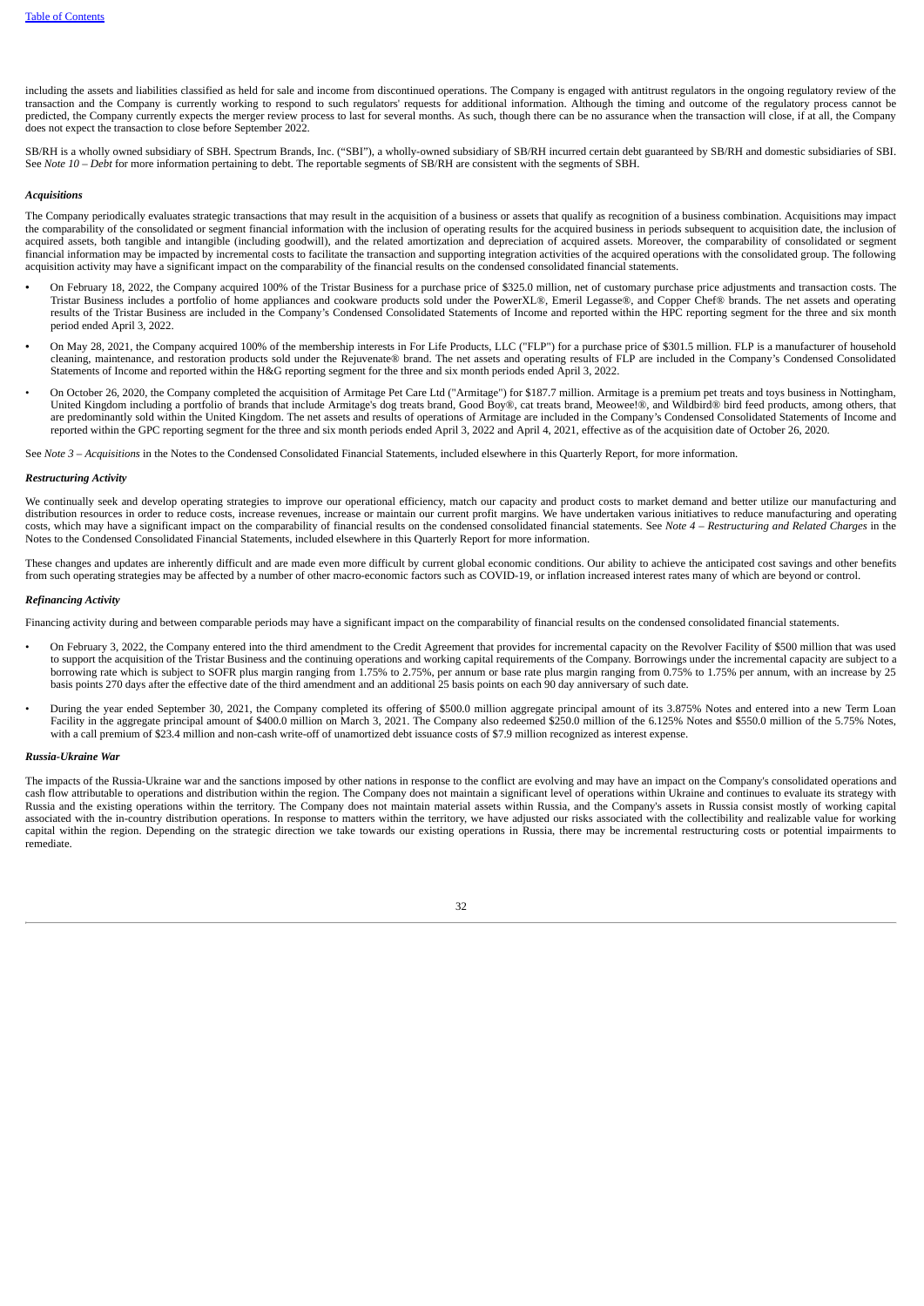including the assets and liabilities classified as held for sale and income from discontinued operations. The Company is engaged with antitrust regulators in the ongoing regulatory review of the transaction and the Company is currently working to respond to such regulators' requests for additional information. Although the timing and outcome of the regulatory process cannot be predicted, the Company currently expects the merger review process to last for several months. As such, though there can be no assurance when the transaction will close, if at all, the Company does not expect the transaction to close before September 2022.

SB/RH is a wholly owned subsidiary of SBH. Spectrum Brands, Inc. ("SBI"), a wholly-owned subsidiary of SB/RH incurred certain debt guaranteed by SB/RH and domestic subsidiaries of SBI. See *Note 10 – Debt* for more information pertaining to debt. The reportable segments of SB/RH are consistent with the segments of SBH.

***Acquisitions***

The Company periodically evaluates strategic transactions that may result in the acquisition of a business or assets that qualify as recognition of a business combination. Acquisitions may impact the comparability of the consolidated or segment financial information with the inclusion of operating results for the acquired business in periods subsequent to acquisition date, the inclusion of acquired assets, both tangible and intangible (including goodwill), and the related amortization and depreciation of acquired assets. Moreover, the comparability of consolidated or segment financial information may be impacted by incremental costs to facilitate the transaction and supporting integration activities of the acquired operations with the consolidated group. The following acquisition activity may have a significant impact on the comparability of the financial results on the condensed consolidated financial statements.

- On February 18, 2022, the Company acquired 100% of the Tristar Business for a purchase price of $325.0 million, net of customary purchase price adjustments and transaction costs. The Tristar Business includes a portfolio of home appliances and cookware products sold under the PowerXL®, Emeril Legasse®, and Copper Chef® brands. The net assets and operating results of the Tristar Business are included in the Company's Condensed Consolidated Statements of Income and reported within the HPC reporting segment for the three and six month period ended April 3, 2022.
- On May 28, 2021, the Company acquired 100% of the membership interests in For Life Products, LLC ("FLP") for a purchase price of $301.5 million. FLP is a manufacturer of household cleaning, maintenance, and restoration products sold under the Rejuvenate® brand. The net assets and operating results of FLP are included in the Company's Condensed Consolidated Statements of Income and reported within the H&G reporting segment for the three and six month periods ended April 3, 2022.
- On October 26, 2020, the Company completed the acquisition of Armitage Pet Care Ltd ("Armitage") for $187.7 million. Armitage is a premium pet treats and toys business in Nottingham, United Kingdom including a portfolio of brands that include Armitage's dog treats brand, Good Boy®, cat treats brand, Meowee!®, and Wildbird® bird feed products, among others, that are predominantly sold within the United Kingdom. The net assets and results of operations of Armitage are included in the Company's Condensed Consolidated Statements of Income and reported within the GPC reporting segment for the three and six month periods ended April 3, 2022 and April 4, 2021, effective as of the acquisition date of October 26, 2020.

See *Note 3 – Acquisitions* in the Notes to the Condensed Consolidated Financial Statements, included elsewhere in this Quarterly Report, for more information.

***Restructuring Activity***

We continually seek and develop operating strategies to improve our operational efficiency, match our capacity and product costs to market demand and better utilize our manufacturing and distribution resources in order to reduce costs, increase revenues, increase or maintain our current profit margins. We have undertaken various initiatives to reduce manufacturing and operating costs, which may have a significant impact on the comparability of financial results on the condensed consolidated financial statements. See *Note 4 – Restructuring and Related Charges* in the Notes to the Condensed Consolidated Financial Statements, included elsewhere in this Quarterly Report for more information.

These changes and updates are inherently difficult and are made even more difficult by current global economic conditions. Our ability to achieve the anticipated cost savings and other benefits from such operating strategies may be affected by a number of other macro-economic factors such as COVID-19, or inflation increased interest rates many of which are beyond or control.

***Refinancing Activity***

Financing activity during and between comparable periods may have a significant impact on the comparability of financial results on the condensed consolidated financial statements.

- On February 3, 2022, the Company entered into the third amendment to the Credit Agreement that provides for incremental capacity on the Revolver Facility of $500 million that was used to support the acquisition of the Tristar Business and the continuing operations and working capital requirements of the Company. Borrowings under the incremental capacity are subject to a borrowing rate which is subject to SOFR plus margin ranging from 1.75% to 2.75%, per annum or base rate plus margin ranging from 0.75% to 1.75% per annum, with an increase by 25 basis points 270 days after the effective date of the third amendment and an additional 25 basis points on each 90 day anniversary of such date.
- During the year ended September 30, 2021, the Company completed its offering of $500.0 million aggregate principal amount of its 3.875% Notes and entered into a new Term Loan Facility in the aggregate principal amount of $400.0 million on March 3, 2021. The Company also redeemed $250.0 million of the 6.125% Notes and $550.0 million of the 5.75% Notes, with a call premium of $23.4 million and non-cash write-off of unamortized debt issuance costs of $7.9 million recognized as interest expense.

***Russia-Ukraine War***

The impacts of the Russia-Ukraine war and the sanctions imposed by other nations in response to the conflict are evolving and may have an impact on the Company's consolidated operations and cash flow attributable to operations and distribution within the region. The Company does not maintain a significant level of operations within Ukraine and continues to evaluate its strategy with Russia and the existing operations within the territory. The Company does not maintain material assets within Russia, and the Company's assets in Russia consist mostly of working capital associated with the in-country distribution operations. In response to matters within the territory, we have adjusted our risks associated with the collectibility and realizable value for working capital within the region. Depending on the strategic direction we take towards our existing operations in Russia, there may be incremental restructuring costs or potential impairments to remediate.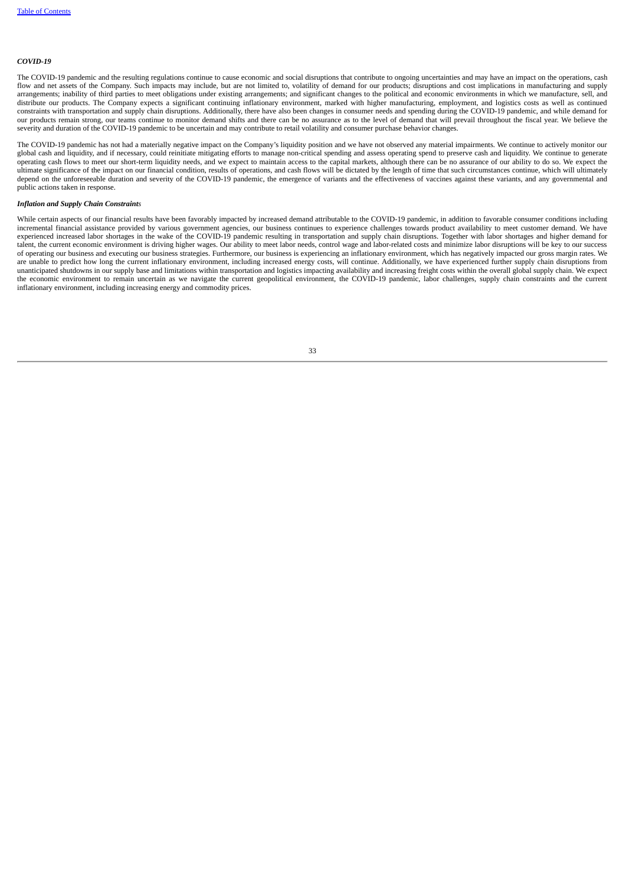### *COVID-19*

The COVID-19 pandemic and the resulting regulations continue to cause economic and social disruptions that contribute to ongoing uncertainties and may have an impact on the operations, cash flow and net assets of the Company. Such impacts may include, but are not limited to, volatility of demand for our products; disruptions and cost implications in manufacturing and supply arrangements; inability of third parties to meet obligations under existing arrangements; and significant changes to the political and economic environments in which we manufacture, sell, and distribute our products. The Company expects a significant continuing inflationary environment, marked with higher manufacturing, employment, and logistics costs as well as continued constraints with transportation and supply chain disruptions. Additionally, there have also been changes in consumer needs and spending during the COVID-19 pandemic, and while demand for our products remain strong, our teams continue to monitor demand shifts and there can be no assurance as to the level of demand that will prevail throughout the fiscal year. We believe the severity and duration of the COVID-19 pandemic to be uncertain and may contribute to retail volatility and consumer purchase behavior changes.

The COVID-19 pandemic has not had a materially negative impact on the Company's liquidity position and we have not observed any material impairments. We continue to actively monitor our global cash and liquidity, and if necessary, could reinitiate mitigating efforts to manage non-critical spending and assess operating spend to preserve cash and liquidity. We continue to generate operating cash flows to meet our short-term liquidity needs, and we expect to maintain access to the capital markets, although there can be no assurance of our ability to do so. We expect the ultimate significance of the impact on our financial condition, results of operations, and cash flows will be dictated by the length of time that such circumstances continue, which will ultimately depend on the unforeseeable duration and severity of the COVID-19 pandemic, the emergence of variants and the effectiveness of vaccines against these variants, and any governmental and public actions taken in response.

### *Inflation and Supply Chain Constraints*

While certain aspects of our financial results have been favorably impacted by increased demand attributable to the COVID-19 pandemic, in addition to favorable consumer conditions including incremental financial assistance provided by various government agencies, our business continues to experience challenges towards product availability to meet customer demand. We have experienced increased labor shortages in the wake of the COVID-19 pandemic resulting in transportation and supply chain disruptions. Together with labor shortages and higher demand for talent, the current economic environment is driving higher wages. Our ability to meet labor needs, control wage and labor-related costs and minimize labor disruptions will be key to our success of operating our business and executing our business strategies. Furthermore, our business is experiencing an inflationary environment, which has negatively impacted our gross margin rates. We are unable to predict how long the current inflationary environment, including increased energy costs, will continue. Additionally, we have experienced further supply chain disruptions from unanticipated shutdowns in our supply base and limitations within transportation and logistics impacting availability and increasing freight costs within the overall global supply chain. We expect the economic environment to remain uncertain as we navigate the current geopolitical environment, the COVID-19 pandemic, labor challenges, supply chain constraints and the current inflationary environment, including increasing energy and commodity prices.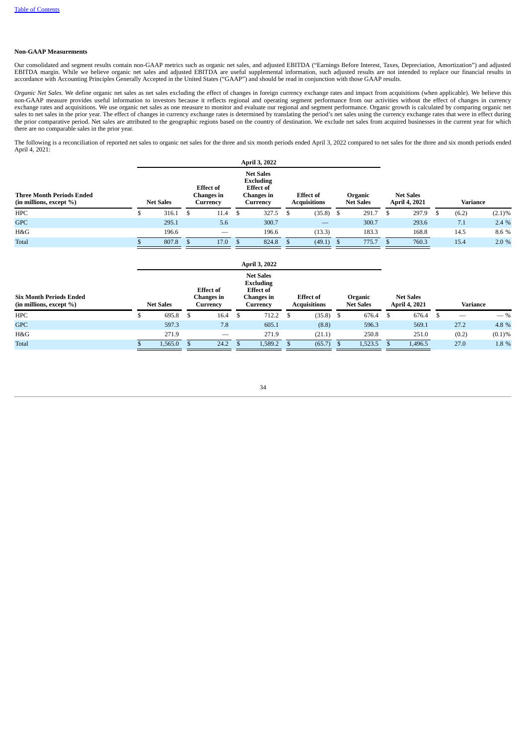**Non-GAAP Measurements**

Our consolidated and segment results contain non-GAAP metrics such as organic net sales, and adjusted EBITDA ("Earnings Before Interest, Taxes, Depreciation, Amortization") and adjusted EBITDA margin. While we believe organic net sales and adjusted EBITDA are useful supplemental information, such adjusted results are not intended to replace our financial results in accordance with Accounting Principles Generally Accepted in the United States ("GAAP") and should be read in conjunction with those GAAP results.

*Organic Net Sales.* We define organic net sales as net sales excluding the effect of changes in foreign currency exchange rates and impact from acquisitions (when applicable). We believe this non-GAAP measure provides useful information to investors because it reflects regional and operating segment performance from our activities without the effect of changes in currency exchange rates and acquisitions. We use organic net sales as one measure to monitor and evaluate our regional and segment performance. Organic growth is calculated by comparing organic net sales to net sales in the prior year. The effect of changes in currency exchange rates is determined by translating the period's net sales using the currency exchange rates that were in effect during the prior comparative period. Net sales are attributed to the geographic regions based on the country of destination. We exclude net sales from acquired businesses in the current year for which there are no comparable sales in the prior year.

The following is a reconciliation of reported net sales to organic net sales for the three and six month periods ended April 3, 2022 compared to net sales for the three and six month periods ended April 4, 2021:

| | April 3, 2022 | | | | | | | |
|---|---|---|---|---|---|---|---|---|
| **Three Month Periods Ended (in millions, except %)** | **Net Sales** | **Effect of Changes in Currency** | **Net Sales Excluding Effect of Changes in Currency** | **Effect of Acquisitions** | **Organic Net Sales** | **Net Sales April 4, 2021** | **Variance** | |
| HPC | $ 316.1 | $ 11.4 | $ 327.5 | $ (35.8) | $ 291.7 | $ 297.9 | $ (6.2) | (2.1)% |
| GPC | 295.1 | 5.6 | 300.7 | — | 300.7 | 293.6 | 7.1 | 2.4 % |
| H&G | 196.6 | — | 196.6 | (13.3) | 183.3 | 168.8 | 14.5 | 8.6 % |
| Total | $ 807.8 | $ 17.0 | $ 824.8 | $ (49.1) | $ 775.7 | $ 760.3 | 15.4 | 2.0 % |

| | April 3, 2022 | | | | | | | |
|---|---|---|---|---|---|---|---|---|
| **Six Month Periods Ended (in millions, except %)** | **Net Sales** | **Effect of Changes in Currency** | **Net Sales Excluding Effect of Changes in Currency** | **Effect of Acquisitions** | **Organic Net Sales** | **Net Sales April 4, 2021** | **Variance** | |
| HPC | $ 695.8 | $ 16.4 | $ 712.2 | $ (35.8) | $ 676.4 | $ 676.4 | $ — | — % |
| GPC | 597.3 | 7.8 | 605.1 | (8.8) | 596.3 | 569.1 | 27.2 | 4.8 % |
| H&G | 271.9 | — | 271.9 | (21.1) | 250.8 | 251.0 | (0.2) | (0.1)% |
| Total | $ 1,565.0 | $ 24.2 | $ 1,589.2 | $ (65.7) | $ 1,523.5 | $ 1,496.5 | 27.0 | 1.8 % |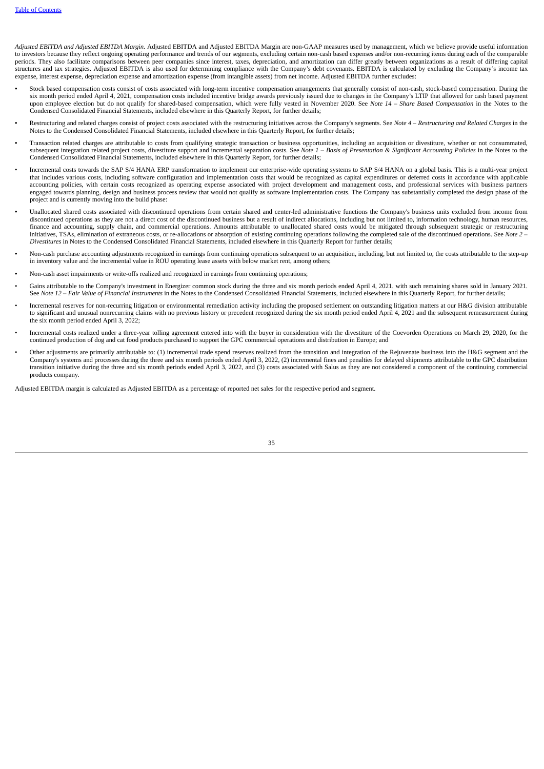*Adjusted EBITDA and Adjusted EBITDA Margin.* Adjusted EBITDA and Adjusted EBITDA Margin are non-GAAP measures used by management, which we believe provide useful information to investors because they reflect ongoing operating performance and trends of our segments, excluding certain non-cash based expenses and/or non-recurring items during each of the comparable periods. They also facilitate comparisons between peer companies since interest, taxes, depreciation, and amortization can differ greatly between organizations as a result of differing capital structures and tax strategies. Adjusted EBITDA is also used for determining compliance with the Company's debt covenants. EBITDA is calculated by excluding the Company's income tax expense, interest expense, depreciation expense and amortization expense (from intangible assets) from net income. Adjusted EBITDA further excludes:

- Stock based compensation costs consist of costs associated with long-term incentive compensation arrangements that generally consist of non-cash, stock-based compensation. During the six month period ended April 4, 2021, compensation costs included incentive bridge awards previously issued due to changes in the Company's LTIP that allowed for cash based payment upon employee election but do not qualify for shared-based compensation, which were fully vested in November 2020. See *Note 14 – Share Based Compensation* in the Notes to the Condensed Consolidated Financial Statements, included elsewhere in this Quarterly Report, for further details;
- Restructuring and related charges consist of project costs associated with the restructuring initiatives across the Company's segments. See *Note 4 – Restructuring and Related Charges* in the Notes to the Condensed Consolidated Financial Statements, included elsewhere in this Quarterly Report, for further details;
- Transaction related charges are attributable to costs from qualifying strategic transaction or business opportunities, including an acquisition or divestiture, whether or not consummated, subsequent integration related project costs, divestiture support and incremental separation costs. See *Note 1 – Basis of Presentation & Significant Accounting Policies* in the Notes to the Condensed Consolidated Financial Statements, included elsewhere in this Quarterly Report, for further details;
- Incremental costs towards the SAP S/4 HANA ERP transformation to implement our enterprise-wide operating systems to SAP S/4 HANA on a global basis. This is a multi-year project that includes various costs, including software configuration and implementation costs that would be recognized as capital expenditures or deferred costs in accordance with applicable accounting policies, with certain costs recognized as operating expense associated with project development and management costs, and professional services with business partners engaged towards planning, design and business process review that would not qualify as software implementation costs. The Company has substantially completed the design phase of the project and is currently moving into the build phase:
- Unallocated shared costs associated with discontinued operations from certain shared and center-led administrative functions the Company's business units excluded from income from discontinued operations as they are not a direct cost of the discontinued business but a result of indirect allocations, including but not limited to, information technology, human resources, finance and accounting, supply chain, and commercial operations. Amounts attributable to unallocated shared costs would be mitigated through subsequent strategic or restructuring initiatives, TSAs, elimination of extraneous costs, or re-allocations or absorption of existing continuing operations following the completed sale of the discontinued operations. See *Note 2 – Divestitures* in Notes to the Condensed Consolidated Financial Statements, included elsewhere in this Quarterly Report for further details;
- Non-cash purchase accounting adjustments recognized in earnings from continuing operations subsequent to an acquisition, including, but not limited to, the costs attributable to the step-up in inventory value and the incremental value in ROU operating lease assets with below market rent, among others;
- Non-cash asset impairments or write-offs realized and recognized in earnings from continuing operations;
- Gains attributable to the Company's investment in Energizer common stock during the three and six month periods ended April 4, 2021. with such remaining shares sold in January 2021. See *Note 12 – Fair Value of Financial Instruments* in the Notes to the Condensed Consolidated Financial Statements, included elsewhere in this Quarterly Report, for further details;
- Incremental reserves for non-recurring litigation or environmental remediation activity including the proposed settlement on outstanding litigation matters at our H&G division attributable to significant and unusual nonrecurring claims with no previous history or precedent recognized during the six month period ended April 4, 2021 and the subsequent remeasurement during the six month period ended April 3, 2022;
- Incremental costs realized under a three-year tolling agreement entered into with the buyer in consideration with the divestiture of the Coevorden Operations on March 29, 2020, for the continued production of dog and cat food products purchased to support the GPC commercial operations and distribution in Europe; and
- Other adjustments are primarily attributable to: (1) incremental trade spend reserves realized from the transition and integration of the Rejuvenate business into the H&G segment and the Company's systems and processes during the three and six month periods ended April 3, 2022, (2) incremental fines and penalties for delayed shipments attributable to the GPC distribution transition initiative during the three and six month periods ended April 3, 2022, and (3) costs associated with Salus as they are not considered a component of the continuing commercial products company.

Adjusted EBITDA margin is calculated as Adjusted EBITDA as a percentage of reported net sales for the respective period and segment.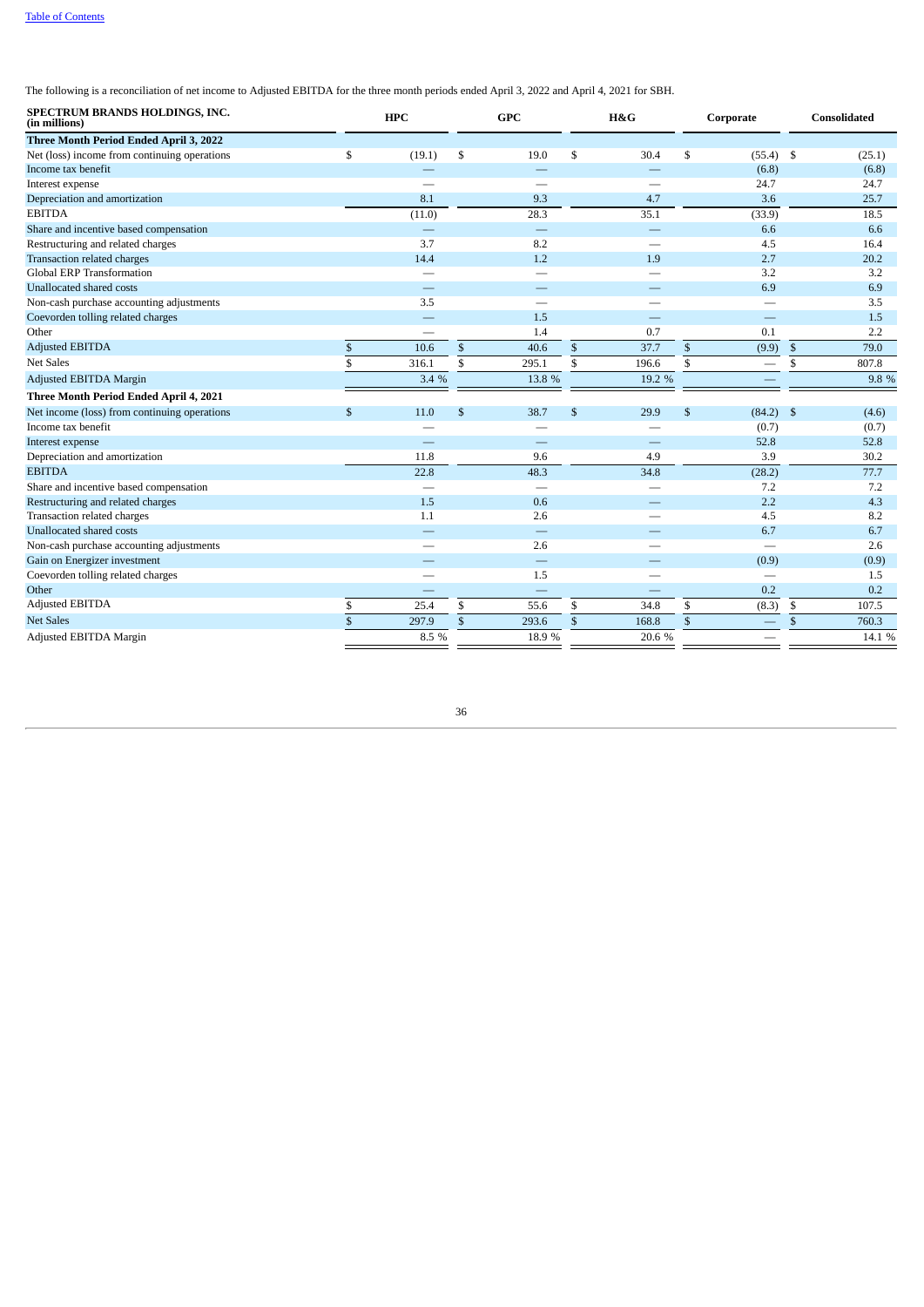The following is a reconciliation of net income to Adjusted EBITDA for the three month periods ended April 3, 2022 and April 4, 2021 for SBH.

| SPECTRUM BRANDS HOLDINGS, INC. (in millions) | HPC | GPC | H&G | Corporate | Consolidated |
|---|---|---|---|---|---|
| **Three Month Period Ended April 3, 2022** | | | | | |
| Net (loss) income from continuing operations | $ (19.1) | $ 19.0 | $ 30.4 | $ (55.4) | $ (25.1) |
| Income tax benefit | — | — | — | (6.8) | (6.8) |
| Interest expense | — | — | — | 24.7 | 24.7 |
| Depreciation and amortization | 8.1 | 9.3 | 4.7 | 3.6 | 25.7 |
| EBITDA | (11.0) | 28.3 | 35.1 | (33.9) | 18.5 |
| Share and incentive based compensation | — | — | — | 6.6 | 6.6 |
| Restructuring and related charges | 3.7 | 8.2 | — | 4.5 | 16.4 |
| Transaction related charges | 14.4 | 1.2 | 1.9 | 2.7 | 20.2 |
| Global ERP Transformation | — | — | — | 3.2 | 3.2 |
| Unallocated shared costs | — | — | — | 6.9 | 6.9 |
| Non-cash purchase accounting adjustments | 3.5 | — | — | — | 3.5 |
| Coevorden tolling related charges | — | 1.5 | — | — | 1.5 |
| Other | — | 1.4 | 0.7 | 0.1 | 2.2 |
| Adjusted EBITDA | $ 10.6 | $ 40.6 | $ 37.7 | $ (9.9) | $ 79.0 |
| Net Sales | $ 316.1 | $ 295.1 | $ 196.6 | $ — | $ 807.8 |
| Adjusted EBITDA Margin | 3.4 % | 13.8 % | 19.2 % | — | 9.8 % |
| **Three Month Period Ended April 4, 2021** | | | | | |
| Net income (loss) from continuing operations | $ 11.0 | $ 38.7 | $ 29.9 | $ (84.2) | $ (4.6) |
| Income tax benefit | — | — | — | (0.7) | (0.7) |
| Interest expense | — | — | — | 52.8 | 52.8 |
| Depreciation and amortization | 11.8 | 9.6 | 4.9 | 3.9 | 30.2 |
| EBITDA | 22.8 | 48.3 | 34.8 | (28.2) | 77.7 |
| Share and incentive based compensation | — | — | — | 7.2 | 7.2 |
| Restructuring and related charges | 1.5 | 0.6 | — | 2.2 | 4.3 |
| Transaction related charges | 1.1 | 2.6 | — | 4.5 | 8.2 |
| Unallocated shared costs | — | — | — | 6.7 | 6.7 |
| Non-cash purchase accounting adjustments | — | 2.6 | — | — | 2.6 |
| Gain on Energizer investment | — | — | — | (0.9) | (0.9) |
| Coevorden tolling related charges | — | 1.5 | — | — | 1.5 |
| Other | — | — | — | 0.2 | 0.2 |
| Adjusted EBITDA | $ 25.4 | $ 55.6 | $ 34.8 | $ (8.3) | $ 107.5 |
| Net Sales | $ 297.9 | $ 293.6 | $ 168.8 | $ — | $ 760.3 |
| Adjusted EBITDA Margin | 8.5 % | 18.9 % | 20.6 % | — | 14.1 % |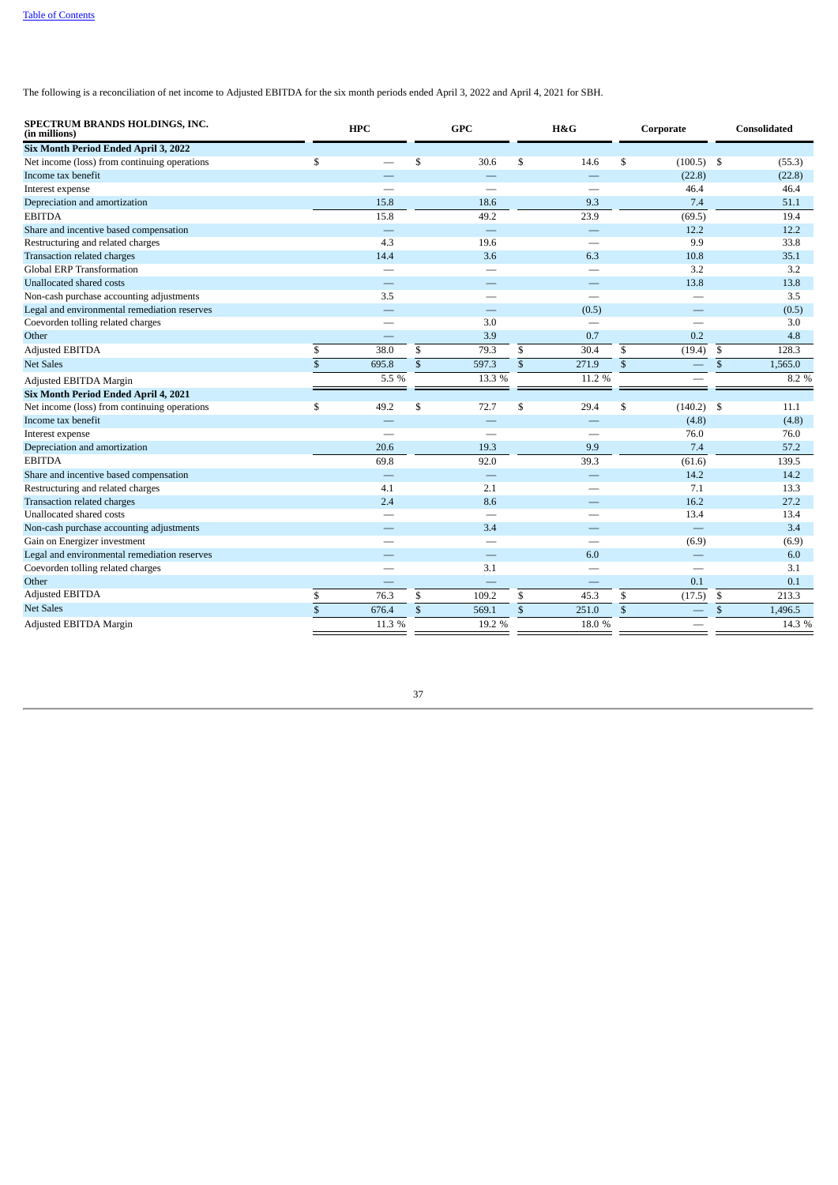The following is a reconciliation of net income to Adjusted EBITDA for the six month periods ended April 3, 2022 and April 4, 2021 for SBH.

| SPECTRUM BRANDS HOLDINGS, INC. (in millions) | HPC | GPC | H&G | Corporate | Consolidated |
|---|---|---|---|---|---|
| **Six Month Period Ended April 3, 2022** | | | | | |
| Net income (loss) from continuing operations | $ — | $ 30.6 | $ 14.6 | $ (100.5) | $ (55.3) |
| Income tax benefit | — | — | — | (22.8) | (22.8) |
| Interest expense | — | — | — | 46.4 | 46.4 |
| Depreciation and amortization | 15.8 | 18.6 | 9.3 | 7.4 | 51.1 |
| EBITDA | 15.8 | 49.2 | 23.9 | (69.5) | 19.4 |
| Share and incentive based compensation | — | — | — | 12.2 | 12.2 |
| Restructuring and related charges | 4.3 | 19.6 | — | 9.9 | 33.8 |
| Transaction related charges | 14.4 | 3.6 | 6.3 | 10.8 | 35.1 |
| Global ERP Transformation | — | — | — | 3.2 | 3.2 |
| Unallocated shared costs | — | — | — | 13.8 | 13.8 |
| Non-cash purchase accounting adjustments | 3.5 | — | — | — | 3.5 |
| Legal and environmental remediation reserves | — | — | (0.5) | — | (0.5) |
| Coevorden tolling related charges | — | 3.0 | — | — | 3.0 |
| Other | — | 3.9 | 0.7 | 0.2 | 4.8 |
| Adjusted EBITDA | $ 38.0 | $ 79.3 | $ 30.4 | $ (19.4) | $ 128.3 |
| Net Sales | $ 695.8 | $ 597.3 | $ 271.9 | $ — | $ 1,565.0 |
| Adjusted EBITDA Margin | 5.5 % | 13.3 % | 11.2 % | — | 8.2 % |
| **Six Month Period Ended April 4, 2021** | | | | | |
| Net income (loss) from continuing operations | $ 49.2 | $ 72.7 | $ 29.4 | $ (140.2) | $ 11.1 |
| Income tax benefit | — | — | — | (4.8) | (4.8) |
| Interest expense | — | — | — | 76.0 | 76.0 |
| Depreciation and amortization | 20.6 | 19.3 | 9.9 | 7.4 | 57.2 |
| EBITDA | 69.8 | 92.0 | 39.3 | (61.6) | 139.5 |
| Share and incentive based compensation | — | — | — | 14.2 | 14.2 |
| Restructuring and related charges | 4.1 | 2.1 | — | 7.1 | 13.3 |
| Transaction related charges | 2.4 | 8.6 | — | 16.2 | 27.2 |
| Unallocated shared costs | — | — | — | 13.4 | 13.4 |
| Non-cash purchase accounting adjustments | — | 3.4 | — | — | 3.4 |
| Gain on Energizer investment | — | — | — | (6.9) | (6.9) |
| Legal and environmental remediation reserves | — | — | 6.0 | — | 6.0 |
| Coevorden tolling related charges | — | 3.1 | — | — | 3.1 |
| Other | — | — | — | 0.1 | 0.1 |
| Adjusted EBITDA | $ 76.3 | $ 109.2 | $ 45.3 | $ (17.5) | $ 213.3 |
| Net Sales | $ 676.4 | $ 569.1 | $ 251.0 | $ — | $ 1,496.5 |
| Adjusted EBITDA Margin | 11.3 % | 19.2 % | 18.0 % | — | 14.3 % |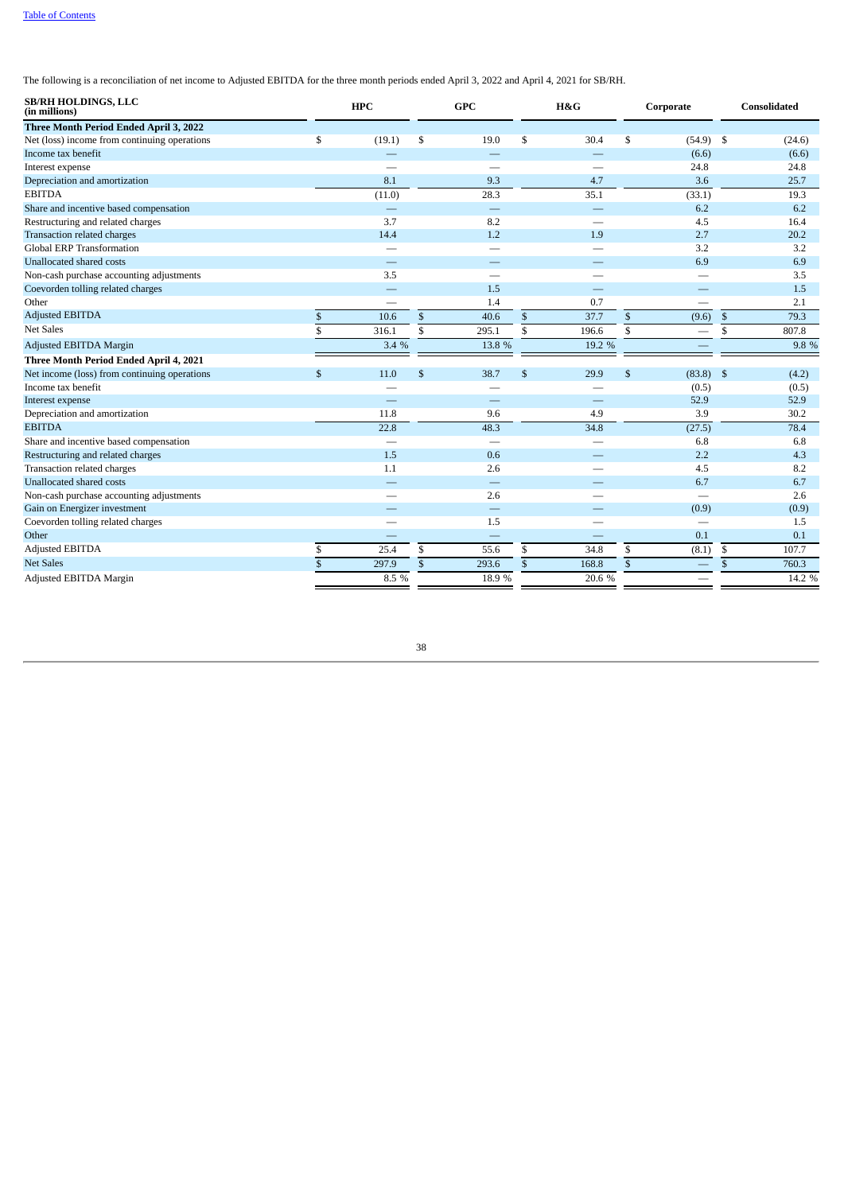The following is a reconciliation of net income to Adjusted EBITDA for the three month periods ended April 3, 2022 and April 4, 2021 for SB/RH.

| SB/RH HOLDINGS, LLC (in millions) | HPC | GPC | H&G | Corporate | Consolidated |
|---|---|---|---|---|---|
| **Three Month Period Ended April 3, 2022** | | | | | |
| Net (loss) income from continuing operations | $ (19.1) | $ 19.0 | $ 30.4 | $ (54.9) | $ (24.6) |
| Income tax benefit | — | — | — | (6.6) | (6.6) |
| Interest expense | — | — | — | 24.8 | 24.8 |
| Depreciation and amortization | 8.1 | 9.3 | 4.7 | 3.6 | 25.7 |
| EBITDA | (11.0) | 28.3 | 35.1 | (33.1) | 19.3 |
| Share and incentive based compensation | — | — | — | 6.2 | 6.2 |
| Restructuring and related charges | 3.7 | 8.2 | — | 4.5 | 16.4 |
| Transaction related charges | 14.4 | 1.2 | 1.9 | 2.7 | 20.2 |
| Global ERP Transformation | — | — | — | 3.2 | 3.2 |
| Unallocated shared costs | — | — | — | 6.9 | 6.9 |
| Non-cash purchase accounting adjustments | 3.5 | — | — | — | 3.5 |
| Coevorden tolling related charges | — | 1.5 | — | — | 1.5 |
| Other | — | 1.4 | 0.7 | — | 2.1 |
| Adjusted EBITDA | $ 10.6 | $ 40.6 | $ 37.7 | $ (9.6) | $ 79.3 |
| Net Sales | $ 316.1 | $ 295.1 | $ 196.6 | $ — | $ 807.8 |
| Adjusted EBITDA Margin | 3.4 % | 13.8 % | 19.2 % | — | 9.8 % |
| **Three Month Period Ended April 4, 2021** | | | | | |
| Net income (loss) from continuing operations | $ 11.0 | $ 38.7 | $ 29.9 | $ (83.8) | $ (4.2) |
| Income tax benefit | — | — | — | (0.5) | (0.5) |
| Interest expense | — | — | — | 52.9 | 52.9 |
| Depreciation and amortization | 11.8 | 9.6 | 4.9 | 3.9 | 30.2 |
| EBITDA | 22.8 | 48.3 | 34.8 | (27.5) | 78.4 |
| Share and incentive based compensation | — | — | — | 6.8 | 6.8 |
| Restructuring and related charges | 1.5 | 0.6 | — | 2.2 | 4.3 |
| Transaction related charges | 1.1 | 2.6 | — | 4.5 | 8.2 |
| Unallocated shared costs | — | — | — | 6.7 | 6.7 |
| Non-cash purchase accounting adjustments | — | 2.6 | — | — | 2.6 |
| Gain on Energizer investment | — | — | — | (0.9) | (0.9) |
| Coevorden tolling related charges | — | 1.5 | — | — | 1.5 |
| Other | — | — | — | 0.1 | 0.1 |
| Adjusted EBITDA | $ 25.4 | $ 55.6 | $ 34.8 | $ (8.1) | $ 107.7 |
| Net Sales | $ 297.9 | $ 293.6 | $ 168.8 | $ — | $ 760.3 |
| Adjusted EBITDA Margin | 8.5 % | 18.9 % | 20.6 % | — | 14.2 % |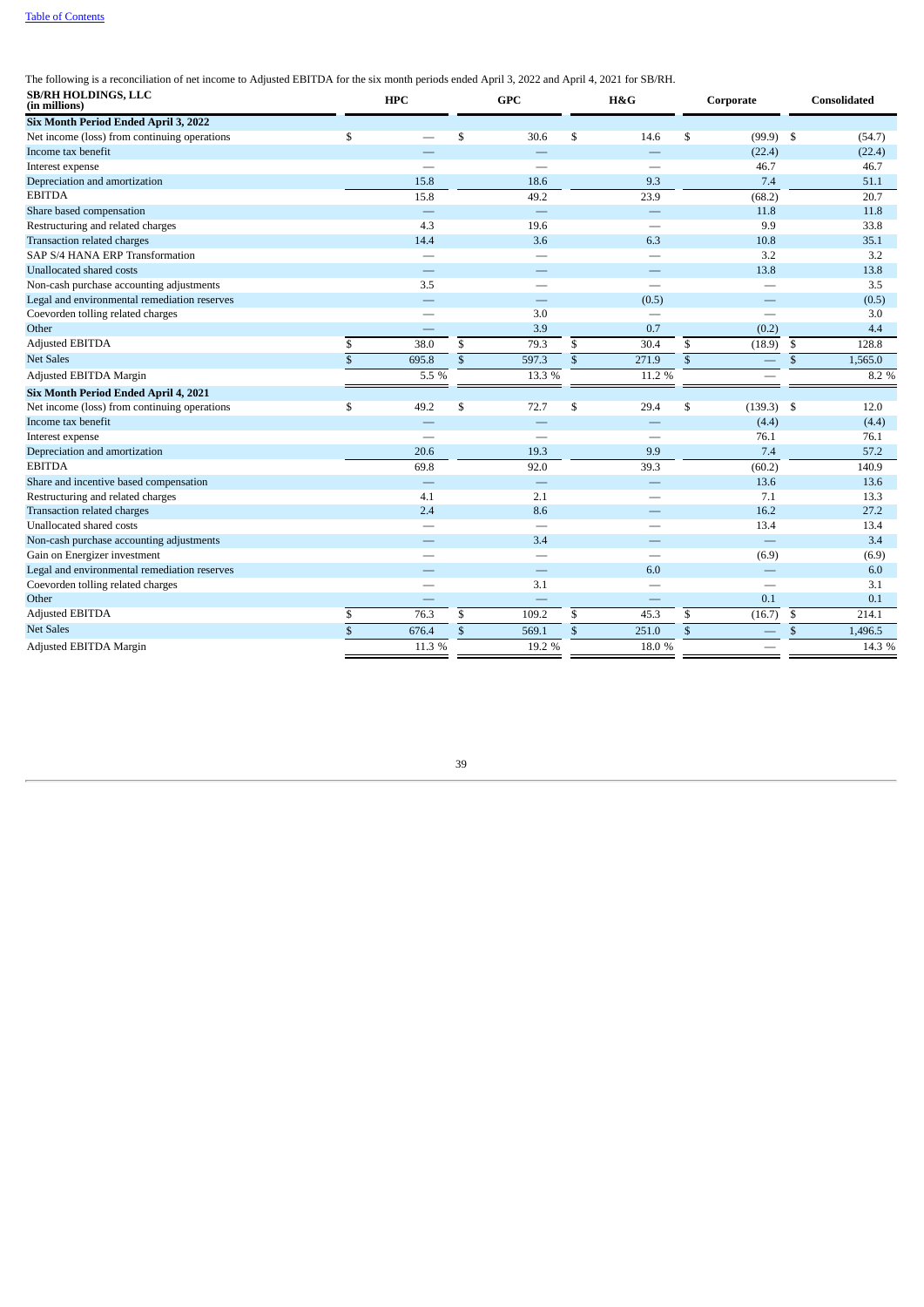The following is a reconciliation of net income to Adjusted EBITDA for the six month periods ended April 3, 2022 and April 4, 2021 for SB/RH.

| SB/RH HOLDINGS, LLC (in millions) | HPC | GPC | H&G | Corporate | Consolidated |
|---|---|---|---|---|---|
| **Six Month Period Ended April 3, 2022** | | | | | |
| Net income (loss) from continuing operations | $ — | $ 30.6 | $ 14.6 | $ (99.9) | $ (54.7) |
| Income tax benefit | — | — | — | (22.4) | (22.4) |
| Interest expense | — | — | — | 46.7 | 46.7 |
| Depreciation and amortization | 15.8 | 18.6 | 9.3 | 7.4 | 51.1 |
| EBITDA | 15.8 | 49.2 | 23.9 | (68.2) | 20.7 |
| Share based compensation | — | — | — | 11.8 | 11.8 |
| Restructuring and related charges | 4.3 | 19.6 | — | 9.9 | 33.8 |
| Transaction related charges | 14.4 | 3.6 | 6.3 | 10.8 | 35.1 |
| SAP S/4 HANA ERP Transformation | — | — | — | 3.2 | 3.2 |
| Unallocated shared costs | — | — | — | 13.8 | 13.8 |
| Non-cash purchase accounting adjustments | 3.5 | — | — | — | 3.5 |
| Legal and environmental remediation reserves | — | — | (0.5) | — | (0.5) |
| Coevorden tolling related charges | — | 3.0 | — | — | 3.0 |
| Other | — | 3.9 | 0.7 | (0.2) | 4.4 |
| Adjusted EBITDA | $ 38.0 | $ 79.3 | $ 30.4 | $ (18.9) | $ 128.8 |
| Net Sales | $ 695.8 | $ 597.3 | $ 271.9 | $ — | $ 1,565.0 |
| Adjusted EBITDA Margin | 5.5 % | 13.3 % | 11.2 % | — | 8.2 % |
| **Six Month Period Ended April 4, 2021** | | | | | |
| Net income (loss) from continuing operations | $ 49.2 | $ 72.7 | $ 29.4 | $ (139.3) | $ 12.0 |
| Income tax benefit | — | — | — | (4.4) | (4.4) |
| Interest expense | — | — | — | 76.1 | 76.1 |
| Depreciation and amortization | 20.6 | 19.3 | 9.9 | 7.4 | 57.2 |
| EBITDA | 69.8 | 92.0 | 39.3 | (60.2) | 140.9 |
| Share and incentive based compensation | — | — | — | 13.6 | 13.6 |
| Restructuring and related charges | 4.1 | 2.1 | — | 7.1 | 13.3 |
| Transaction related charges | 2.4 | 8.6 | — | 16.2 | 27.2 |
| Unallocated shared costs | — | — | — | 13.4 | 13.4 |
| Non-cash purchase accounting adjustments | — | 3.4 | — | — | 3.4 |
| Gain on Energizer investment | — | — | — | (6.9) | (6.9) |
| Legal and environmental remediation reserves | — | — | 6.0 | — | 6.0 |
| Coevorden tolling related charges | — | 3.1 | — | — | 3.1 |
| Other | — | — | — | 0.1 | 0.1 |
| Adjusted EBITDA | $ 76.3 | $ 109.2 | $ 45.3 | $ (16.7) | $ 214.1 |
| Net Sales | $ 676.4 | $ 569.1 | $ 251.0 | $ — | $ 1,496.5 |
| Adjusted EBITDA Margin | 11.3 % | 19.2 % | 18.0 % | — | 14.3 % |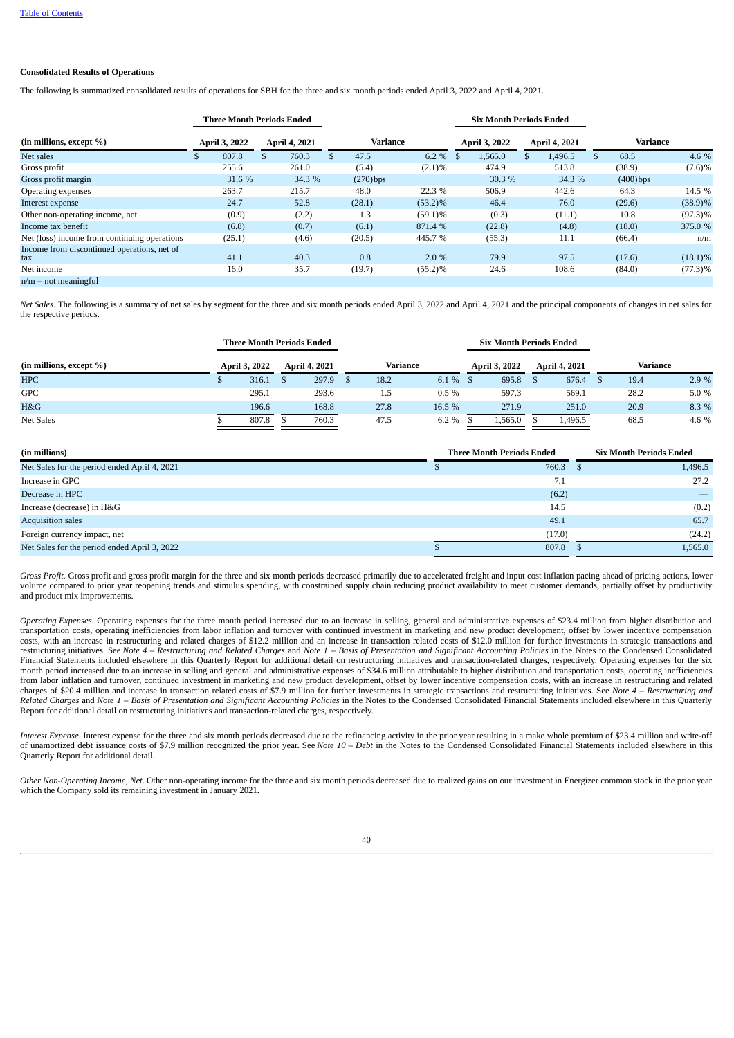**Consolidated Results of Operations**

The following is summarized consolidated results of operations for SBH for the three and six month periods ended April 3, 2022 and April 4, 2021.

| (in millions, except %) | Three Month Periods Ended | | Variance | | Six Month Periods Ended | | Variance | |
|---|---|---|---|---|---|---|---|---|
| | April 3, 2022 | April 4, 2021 | | | April 3, 2022 | April 4, 2021 | | |
| Net sales | $ 807.8 | $ 760.3 | $ 47.5 | 6.2 % | $ 1,565.0 | $ 1,496.5 | $ 68.5 | 4.6 % |
| Gross profit | 255.6 | 261.0 | (5.4) | (2.1)% | 474.9 | 513.8 | (38.9) | (7.6)% |
| Gross profit margin | 31.6 % | 34.3 % | (270)bps | | 30.3 % | 34.3 % | (400)bps | |
| Operating expenses | 263.7 | 215.7 | 48.0 | 22.3 % | 506.9 | 442.6 | 64.3 | 14.5 % |
| Interest expense | 24.7 | 52.8 | (28.1) | (53.2)% | 46.4 | 76.0 | (29.6) | (38.9)% |
| Other non-operating income, net | (0.9) | (2.2) | 1.3 | (59.1)% | (0.3) | (11.1) | 10.8 | (97.3)% |
| Income tax benefit | (6.8) | (0.7) | (6.1) | 871.4 % | (22.8) | (4.8) | (18.0) | 375.0 % |
| Net (loss) income from continuing operations | (25.1) | (4.6) | (20.5) | 445.7 % | (55.3) | 11.1 | (66.4) | n/m |
| Income from discontinued operations, net of tax | 41.1 | 40.3 | 0.8 | 2.0 % | 79.9 | 97.5 | (17.6) | (18.1)% |
| Net income | 16.0 | 35.7 | (19.7) | (55.2)% | 24.6 | 108.6 | (84.0) | (77.3)% |

n/m = not meaningful

*Net Sales.* The following is a summary of net sales by segment for the three and six month periods ended April 3, 2022 and April 4, 2021 and the principal components of changes in net sales for the respective periods.

| (in millions, except %) | Three Month Periods Ended | | Variance | | Six Month Periods Ended | | Variance | |
|---|---|---|---|---|---|---|---|---|
| | April 3, 2022 | April 4, 2021 | | | April 3, 2022 | April 4, 2021 | | |
| HPC | $ 316.1 | $ 297.9 | $ 18.2 | 6.1 % | $ 695.8 | $ 676.4 | $ 19.4 | 2.9 % |
| GPC | 295.1 | 293.6 | 1.5 | 0.5 % | 597.3 | 569.1 | 28.2 | 5.0 % |
| H&G | 196.6 | 168.8 | 27.8 | 16.5 % | 271.9 | 251.0 | 20.9 | 8.3 % |
| Net Sales | $ 807.8 | $ 760.3 | 47.5 | 6.2 % | $ 1,565.0 | $ 1,496.5 | 68.5 | 4.6 % |

| (in millions) | Three Month Periods Ended | Six Month Periods Ended |
|---|---|---|
| Net Sales for the period ended April 4, 2021 | $ 760.3 | $ 1,496.5 |
| Increase in GPC | 7.1 | 27.2 |
| Decrease in HPC | (6.2) | — |
| Increase (decrease) in H&G | 14.5 | (0.2) |
| Acquisition sales | 49.1 | 65.7 |
| Foreign currency impact, net | (17.0) | (24.2) |
| Net Sales for the period ended April 3, 2022 | $ 807.8 | $ 1,565.0 |

*Gross Profit.* Gross profit and gross profit margin for the three and six month periods decreased primarily due to accelerated freight and input cost inflation pacing ahead of pricing actions, lower volume compared to prior year reopening trends and stimulus spending, with constrained supply chain reducing product availability to meet customer demands, partially offset by productivity and product mix improvements.

*Operating Expenses.* Operating expenses for the three month period increased due to an increase in selling, general and administrative expenses of $23.4 million from higher distribution and transportation costs, operating inefficiencies from labor inflation and turnover with continued investment in marketing and new product development, offset by lower incentive compensation costs, with an increase in restructuring and related charges of $12.2 million and an increase in transaction related costs of $12.0 million for further investments in strategic transactions and restructuring initiatives. See *Note 4 – Restructuring and Related Charges* and *Note 1 – Basis of Presentation and Significant Accounting Policies* in the Notes to the Condensed Consolidated Financial Statements included elsewhere in this Quarterly Report for additional detail on restructuring initiatives and transaction-related charges, respectively. Operating expenses for the six month period increased due to an increase in selling and general and administrative expenses of $34.6 million attributable to higher distribution and transportation costs, operating inefficiencies from labor inflation and turnover, continued investment in marketing and new product development, offset by lower incentive compensation costs, with an increase in restructuring and related charges of $20.4 million and increase in transaction related costs of $7.9 million for further investments in strategic transactions and restructuring initiatives. See *Note 4 – Restructuring and Related Charges* and *Note 1 – Basis of Presentation and Significant Accounting Policies* in the Notes to the Condensed Consolidated Financial Statements included elsewhere in this Quarterly Report for additional detail on restructuring initiatives and transaction-related charges, respectively.

*Interest Expense.* Interest expense for the three and six month periods decreased due to the refinancing activity in the prior year resulting in a make whole premium of $23.4 million and write-off of unamortized debt issuance costs of $7.9 million recognized the prior year. See *Note 10 – Debt* in the Notes to the Condensed Consolidated Financial Statements included elsewhere in this Quarterly Report for additional detail.

*Other Non-Operating Income, Net.* Other non-operating income for the three and six month periods decreased due to realized gains on our investment in Energizer common stock in the prior year which the Company sold its remaining investment in January 2021.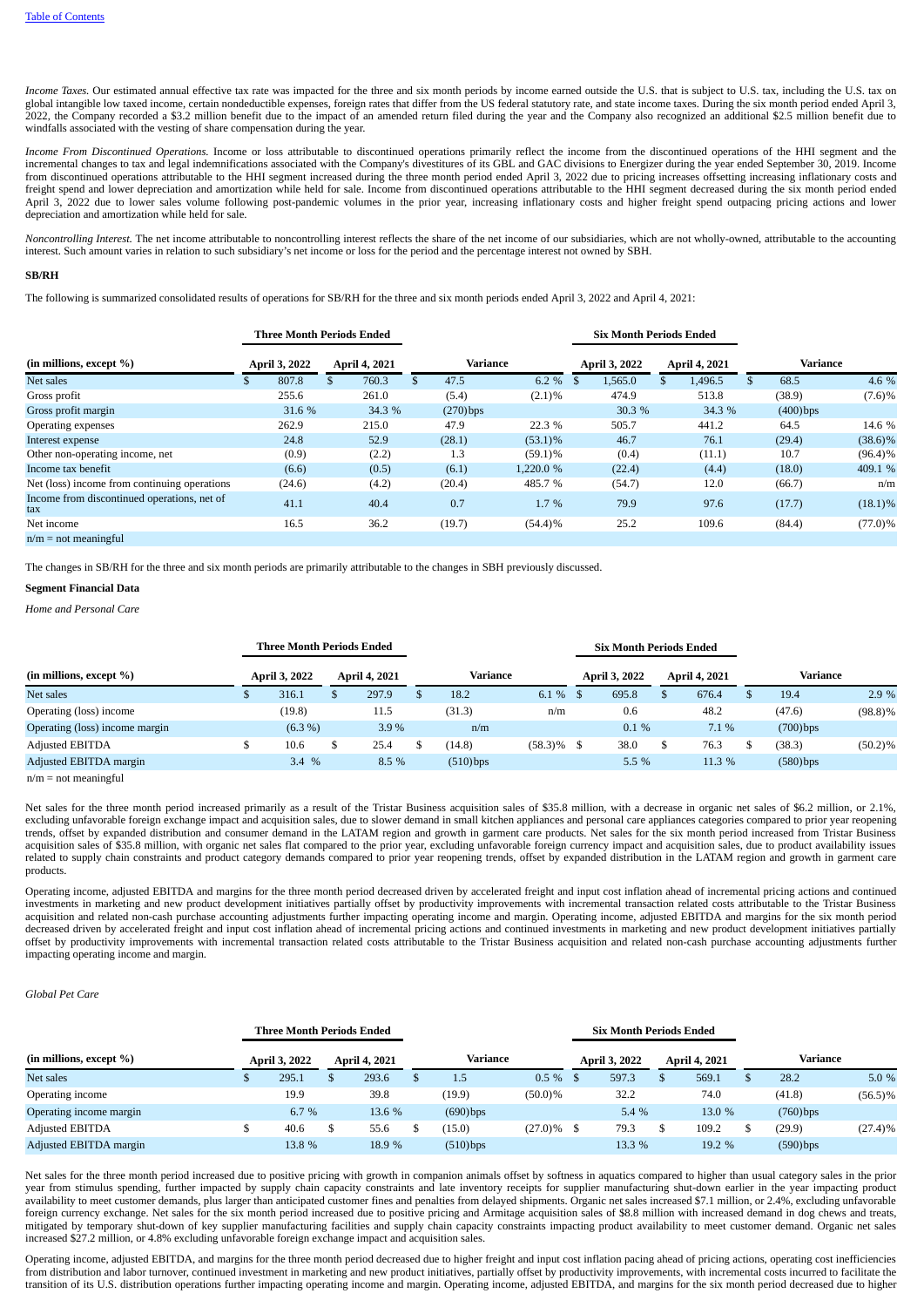*Income Taxes.* Our estimated annual effective tax rate was impacted for the three and six month periods by income earned outside the U.S. that is subject to U.S. tax, including the U.S. tax on global intangible low taxed income, certain nondeductible expenses, foreign rates that differ from the US federal statutory rate, and state income taxes. During the six month period ended April 3, 2022, the Company recorded a $3.2 million benefit due to the impact of an amended return filed during the year and the Company also recognized an additional $2.5 million benefit due to windfalls associated with the vesting of share compensation during the year.

*Income From Discontinued Operations.* Income or loss attributable to discontinued operations primarily reflect the income from the discontinued operations of the HHI segment and the incremental changes to tax and legal indemnifications associated with the Company's divestitures of its GBL and GAC divisions to Energizer during the year ended September 30, 2019. Income from discontinued operations attributable to the HHI segment increased during the three month period ended April 3, 2022 due to pricing increases offsetting increasing inflationary costs and freight spend and lower depreciation and amortization while held for sale. Income from discontinued operations attributable to the HHI segment decreased during the six month period ended April 3, 2022 due to lower sales volume following post-pandemic volumes in the prior year, increasing inflationary costs and higher freight spend outpacing pricing actions and lower depreciation and amortization while held for sale.

*Noncontrolling Interest.* The net income attributable to noncontrolling interest reflects the share of the net income of our subsidiaries, which are not wholly-owned, attributable to the accounting interest. Such amount varies in relation to such subsidiary's net income or loss for the period and the percentage interest not owned by SBH.

**SB/RH**

The following is summarized consolidated results of operations for SB/RH for the three and six month periods ended April 3, 2022 and April 4, 2021:

| | Three Month Periods Ended | | | | Six Month Periods Ended | | | |
|---|---|---|---|---|---|---|---|---|
| (in millions, except %) | April 3, 2022 | April 4, 2021 | Variance | | April 3, 2022 | April 4, 2021 | Variance | |
| Net sales | $ 807.8 | $ 760.3 | $ 47.5 | 6.2 % | $ 1,565.0 | $ 1,496.5 | $ 68.5 | 4.6 % |
| Gross profit | 255.6 | 261.0 | (5.4) | (2.1)% | 474.9 | 513.8 | (38.9) | (7.6)% |
| Gross profit margin | 31.6 % | 34.3 % | (270)bps | | 30.3 % | 34.3 % | (400)bps | |
| Operating expenses | 262.9 | 215.0 | 47.9 | 22.3 % | 505.7 | 441.2 | 64.5 | 14.6 % |
| Interest expense | 24.8 | 52.9 | (28.1) | (53.1)% | 46.7 | 76.1 | (29.4) | (38.6)% |
| Other non-operating income, net | (0.9) | (2.2) | 1.3 | (59.1)% | (0.4) | (11.1) | 10.7 | (96.4)% |
| Income tax benefit | (6.6) | (0.5) | (6.1) | 1,220.0 % | (22.4) | (4.4) | (18.0) | 409.1 % |
| Net (loss) income from continuing operations | (24.6) | (4.2) | (20.4) | 485.7 % | (54.7) | 12.0 | (66.7) | n/m |
| Income from discontinued operations, net of tax | 41.1 | 40.4 | 0.7 | 1.7 % | 79.9 | 97.6 | (17.7) | (18.1)% |
| Net income | 16.5 | 36.2 | (19.7) | (54.4)% | 25.2 | 109.6 | (84.4) | (77.0)% |

n/m = not meaningful

The changes in SB/RH for the three and six month periods are primarily attributable to the changes in SBH previously discussed.

**Segment Financial Data**

*Home and Personal Care*

| | Three Month Periods Ended | | | | Six Month Periods Ended | | | |
|---|---|---|---|---|---|---|---|---|
| (in millions, except %) | April 3, 2022 | April 4, 2021 | Variance | | April 3, 2022 | April 4, 2021 | Variance | |
| Net sales | $ 316.1 | $ 297.9 | $ 18.2 | 6.1 % | $ 695.8 | $ 676.4 | $ 19.4 | 2.9 % |
| Operating (loss) income | (19.8) | 11.5 | (31.3) | n/m | 0.6 | 48.2 | (47.6) | (98.8)% |
| Operating (loss) income margin | (6.3 %) | 3.9 % | n/m | | 0.1 % | 7.1 % | (700)bps | |
| Adjusted EBITDA | $ 10.6 | $ 25.4 | $ (14.8) | (58.3)% | $ 38.0 | $ 76.3 | $ (38.3) | (50.2)% |
| Adjusted EBITDA margin | 3.4 % | 8.5 % | (510)bps | | 5.5 % | 11.3 % | (580)bps | |

n/m = not meaningful

Net sales for the three month period increased primarily as a result of the Tristar Business acquisition sales of $35.8 million, with a decrease in organic net sales of $6.2 million, or 2.1%, excluding unfavorable foreign exchange impact and acquisition sales, due to slower demand in small kitchen appliances and personal care appliances categories compared to prior year reopening trends, offset by expanded distribution and consumer demand in the LATAM region and growth in garment care products. Net sales for the six month period increased from Tristar Business acquisition sales of $35.8 million, with organic net sales flat compared to the prior year, excluding unfavorable foreign currency impact and acquisition sales, due to product availability issues related to supply chain constraints and product category demands compared to prior year reopening trends, offset by expanded distribution in the LATAM region and growth in garment care products.

Operating income, adjusted EBITDA and margins for the three month period decreased driven by accelerated freight and input cost inflation ahead of incremental pricing actions and continued investments in marketing and new product development initiatives partially offset by productivity improvements with incremental transaction related costs attributable to the Tristar Business acquisition and related non-cash purchase accounting adjustments further impacting operating income and margin. Operating income, adjusted EBITDA and margins for the six month period decreased driven by accelerated freight and input cost inflation ahead of incremental pricing actions and continued investments in marketing and new product development initiatives partially offset by productivity improvements with incremental transaction related costs attributable to the Tristar Business acquisition and related non-cash purchase accounting adjustments further impacting operating income and margin.

*Global Pet Care*

| | Three Month Periods Ended | | | | Six Month Periods Ended | | | |
|---|---|---|---|---|---|---|---|---|
| (in millions, except %) | April 3, 2022 | April 4, 2021 | Variance | | April 3, 2022 | April 4, 2021 | Variance | |
| Net sales | $ 295.1 | $ 293.6 | $ 1.5 | 0.5 % | $ 597.3 | $ 569.1 | $ 28.2 | 5.0 % |
| Operating income | 19.9 | 39.8 | (19.9) | (50.0)% | 32.2 | 74.0 | (41.8) | (56.5)% |
| Operating income margin | 6.7 % | 13.6 % | (690)bps | | 5.4 % | 13.0 % | (760)bps | |
| Adjusted EBITDA | $ 40.6 | $ 55.6 | $ (15.0) | (27.0)% | $ 79.3 | $ 109.2 | $ (29.9) | (27.4)% |
| Adjusted EBITDA margin | 13.8 % | 18.9 % | (510)bps | | 13.3 % | 19.2 % | (590)bps | |

Net sales for the three month period increased due to positive pricing with growth in companion animals offset by softness in aquatics compared to higher than usual category sales in the prior year from stimulus spending, further impacted by supply chain capacity constraints and late inventory receipts for supplier manufacturing shut-down earlier in the year impacting product availability to meet customer demands, plus larger than anticipated customer fines and penalties from delayed shipments. Organic net sales increased $7.1 million, or 2.4%, excluding unfavorable foreign currency exchange. Net sales for the six month period increased due to positive pricing and Armitage acquisition sales of $8.8 million with increased demand in dog chews and treats, mitigated by temporary shut-down of key supplier manufacturing facilities and supply chain capacity constraints impacting product availability to meet customer demand. Organic net sales increased $27.2 million, or 4.8% excluding unfavorable foreign exchange impact and acquisition sales.

Operating income, adjusted EBITDA, and margins for the three month period decreased due to higher freight and input cost inflation pacing ahead of pricing actions, operating cost inefficiencies from distribution and labor turnover, continued investment in marketing and new product initiatives, partially offset by productivity improvements, with incremental costs incurred to facilitate the transition of its U.S. distribution operations further impacting operating income and margin. Operating income, adjusted EBITDA, and margins for the six month period decreased due to higher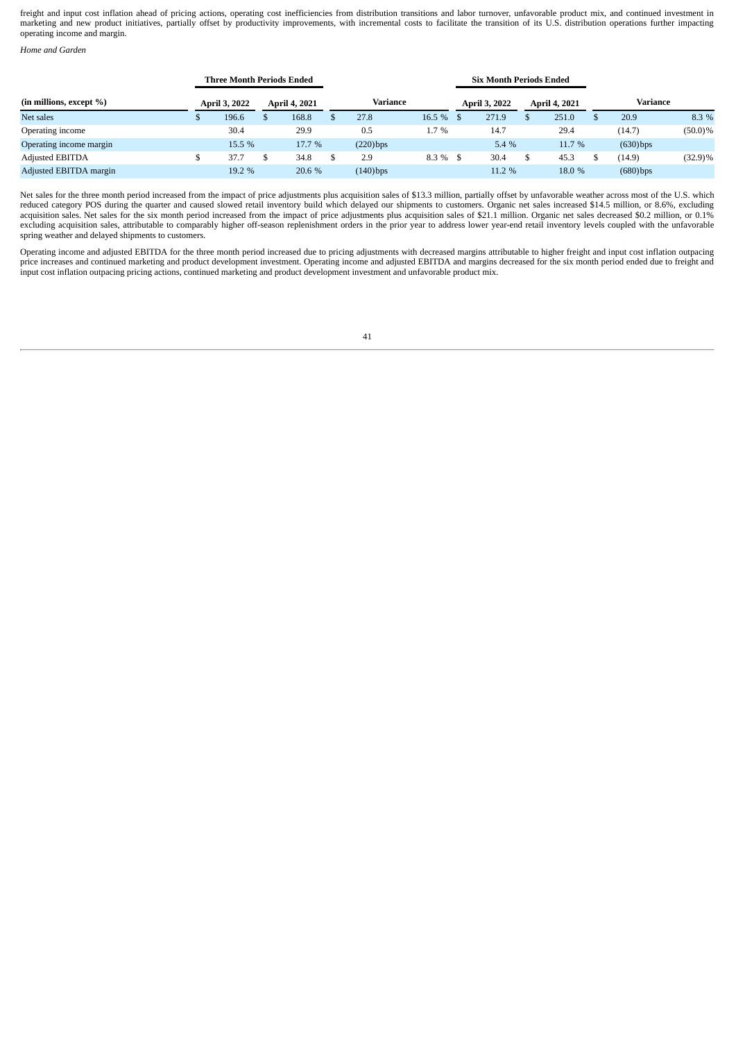freight and input cost inflation ahead of pricing actions, operating cost inefficiencies from distribution transitions and labor turnover, unfavorable product mix, and continued investment in marketing and new product initiatives, partially offset by productivity improvements, with incremental costs to facilitate the transition of its U.S. distribution operations further impacting operating income and margin.

*Home and Garden*

| | Three Month Periods Ended | | | | Six Month Periods Ended | | | |
|---|---|---|---|---|---|---|---|---|
| (in millions, except %) | April 3, 2022 | April 4, 2021 | Variance | | April 3, 2022 | April 4, 2021 | Variance | |
| Net sales | $ 196.6 | $ 168.8 | $ 27.8 | 16.5 % | $ 271.9 | $ 251.0 | $ 20.9 | 8.3 % |
| Operating income | 30.4 | 29.9 | 0.5 | 1.7 % | 14.7 | 29.4 | (14.7) | (50.0)% |
| Operating income margin | 15.5 % | 17.7 % | (220)bps | | 5.4 % | 11.7 % | (630)bps | |
| Adjusted EBITDA | $ 37.7 | $ 34.8 | $ 2.9 | 8.3 % | $ 30.4 | $ 45.3 | $ (14.9) | (32.9)% |
| Adjusted EBITDA margin | 19.2 % | 20.6 % | (140)bps | | 11.2 % | 18.0 % | (680)bps | |

Net sales for the three month period increased from the impact of price adjustments plus acquisition sales of $13.3 million, partially offset by unfavorable weather across most of the U.S. which reduced category POS during the quarter and caused slowed retail inventory build which delayed our shipments to customers. Organic net sales increased $14.5 million, or 8.6%, excluding acquisition sales. Net sales for the six month period increased from the impact of price adjustments plus acquisition sales of $21.1 million. Organic net sales decreased $0.2 million, or 0.1% excluding acquisition sales, attributable to comparably higher off-season replenishment orders in the prior year to address lower year-end retail inventory levels coupled with the unfavorable spring weather and delayed shipments to customers.

Operating income and adjusted EBITDA for the three month period increased due to pricing adjustments with decreased margins attributable to higher freight and input cost inflation outpacing price increases and continued marketing and product development investment. Operating income and adjusted EBITDA and margins decreased for the six month period ended due to freight and input cost inflation outpacing pricing actions, continued marketing and product development investment and unfavorable product mix.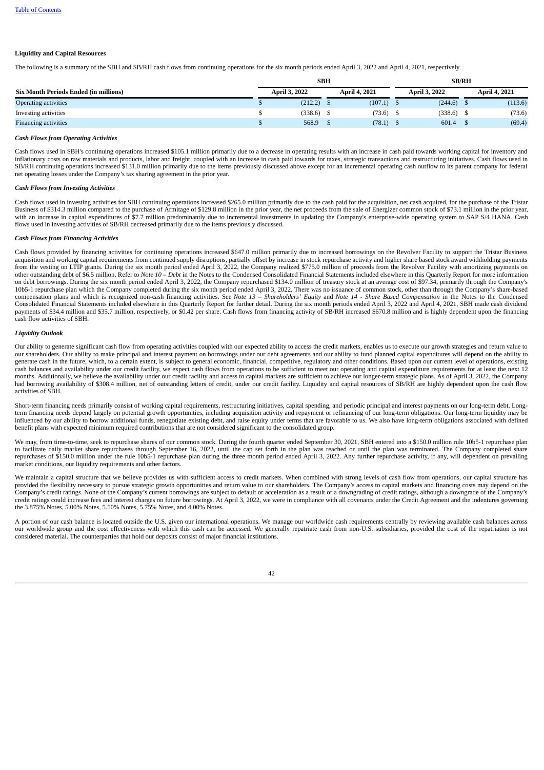**Liquidity and Capital Resources**

The following is a summary of the SBH and SB/RH cash flows from continuing operations for the six month periods ended April 3, 2022 and April 4, 2021, respectively.

| | SBH | | SB/RH | |
|---|---|---|---|---|
| **Six Month Periods Ended (in millions)** | **April 3, 2022** | **April 4, 2021** | **April 3, 2022** | **April 4, 2021** |
| Operating activities | $ (212.2) | $ (107.1) | $ (244.6) | $ (113.6) |
| Investing activities | $ (338.6) | $ (73.6) | $ (338.6) | $ (73.6) |
| Financing activities | $ 568.9 | $ (78.1) | $ 601.4 | $ (69.4) |

***Cash Flows from Operating Activities***

Cash flows used in SBH's continuing operations increased $105.1 million primarily due to a decrease in operating results with an increase in cash paid towards working capital for inventory and inflationary costs on raw materials and products, labor and freight, coupled with an increase in cash paid towards for taxes, strategic transactions and restructuring initiatives. Cash flows used in SB/RH continuing operations increased $131.0 million primarily due to the items previously discussed above except for an incremental operating cash outflow to its parent company for federal net operating losses under the Company's tax sharing agreement in the prior year.

***Cash Flows from Investing Activities***

Cash flows used in investing activities for SBH continuing operations increased $265.0 million primarily due to the cash paid for the acquisition, net cash acquired, for the purchase of the Tristar Business of $314.3 million compared to the purchase of Armitage of $129.8 million in the prior year, the net proceeds from the sale of Energizer common stock of $73.1 million in the prior year, with an increase in capital expenditures of $7.7 million predominantly due to incremental investments in updating the Company's enterprise-wide operating system to SAP S/4 HANA. Cash flows used in investing activities of SB/RH decreased primarily due to the items previously discussed.

***Cash Flows from Financing Activities***

Cash flows provided by financing activities for continuing operations increased $647.0 million primarily due to increased borrowings on the Revolver Facility to support the Tristar Business acquisition and working capital requirements from continued supply disruptions, partially offset by increase in stock repurchase activity and higher share based stock award withholding payments from the vesting on LTIP grants. During the six month period ended April 3, 2022, the Company realized $775.0 million of proceeds from the Revolver Facility with amortizing payments on other outstanding debt of $6.5 million. Refer to *Note 10 – Debt* in the Notes to the Condensed Consolidated Financial Statements included elsewhere in this Quarterly Report for more information on debt borrowings. During the six month period ended April 3, 2022, the Company repurchased $134.0 million of treasury stock at an average cost of $97.34, primarily through the Company's 10b5-1 repurchase plan which the Company completed during the six month period ended April 3, 2022. There was no issuance of common stock, other than through the Company's share-based compensation plans and which is recognized non-cash financing activities. See *Note 13 – Shareholders' Equity* and *Note 14 - Share Based Compensation* in the Notes to the Condensed Consolidated Financial Statements included elsewhere in this Quarterly Report for further detail. During the six month periods ended April 3, 2022 and April 4, 2021, SBH made cash dividend payments of $34.4 million and $35.7 million, respectively, or $0.42 per share. Cash flows from financing activity of SB/RH increased $670.8 million and is highly dependent upon the financing cash flow activities of SBH.

***Liquidity Outlook***

Our ability to generate significant cash flow from operating activities coupled with our expected ability to access the credit markets, enables us to execute our growth strategies and return value to our shareholders. Our ability to make principal and interest payment on borrowings under our debt agreements and our ability to fund planned capital expenditures will depend on the ability to generate cash in the future, which, to a certain extent, is subject to general economic, financial, competitive, regulatory and other conditions. Based upon our current level of operations, existing cash balances and availability under our credit facility, we expect cash flows from operations to be sufficient to meet our operating and capital expenditure requirements for at least the next 12 months. Additionally, we believe the availability under our credit facility and access to capital markets are sufficient to achieve our longer-term strategic plans. As of April 3, 2022, the Company had borrowing availability of $308.4 million, net of outstanding letters of credit, under our credit facility. Liquidity and capital resources of SB/RH are highly dependent upon the cash flow activities of SBH.

Short-term financing needs primarily consist of working capital requirements, restructuring initiatives, capital spending, and periodic principal and interest payments on our long-term debt. Long-term financing needs depend largely on potential growth opportunities, including acquisition activity and repayment or refinancing of our long-term obligations. Our long-term liquidity may be influenced by our ability to borrow additional funds, renegotiate existing debt, and raise equity under terms that are favorable to us. We also have long-term obligations associated with defined benefit plans with expected minimum required contributions that are not considered significant to the consolidated group.

We may, from time-to-time, seek to repurchase shares of our common stock. During the fourth quarter ended September 30, 2021, SBH entered into a $150.0 million rule 10b5-1 repurchase plan to facilitate daily market share repurchases through September 16, 2022, until the cap set forth in the plan was reached or until the plan was terminated. The Company completed share repurchases of $150.0 million under the rule 10b5-1 repurchase plan during the three month period ended April 3, 2022. Any further repurchase activity, if any, will dependent on prevailing market conditions, our liquidity requirements and other factors.

We maintain a capital structure that we believe provides us with sufficient access to credit markets. When combined with strong levels of cash flow from operations, our capital structure has provided the flexibility necessary to pursue strategic growth opportunities and return value to our shareholders. The Company's access to capital markets and financing costs may depend on the Company's credit ratings. None of the Company's current borrowings are subject to default or acceleration as a result of a downgrading of credit ratings, although a downgrade of the Company's credit ratings could increase fees and interest charges on future borrowings. At April 3, 2022, we were in compliance with all covenants under the Credit Agreement and the indentures governing the 3.875% Notes, 5.00% Notes, 5.50% Notes, 5.75% Notes, and 4.00% Notes.

A portion of our cash balance is located outside the U.S. given our international operations. We manage our worldwide cash requirements centrally by reviewing available cash balances across our worldwide group and the cost effectiveness with which this cash can be accessed. We generally repatriate cash from non-U.S. subsidiaries, provided the cost of the repatriation is not considered material. The counterparties that hold our deposits consist of major financial institutions.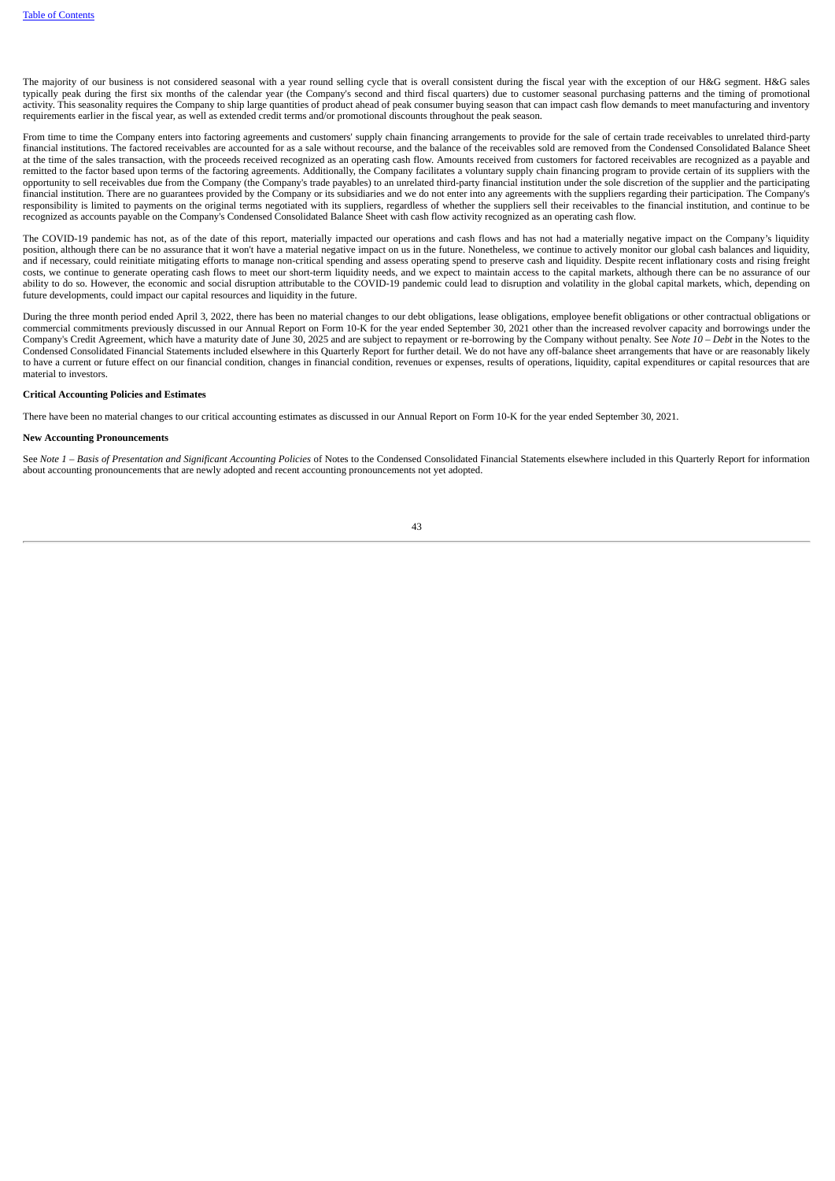The majority of our business is not considered seasonal with a year round selling cycle that is overall consistent during the fiscal year with the exception of our H&G segment. H&G sales typically peak during the first six months of the calendar year (the Company's second and third fiscal quarters) due to customer seasonal purchasing patterns and the timing of promotional activity. This seasonality requires the Company to ship large quantities of product ahead of peak consumer buying season that can impact cash flow demands to meet manufacturing and inventory requirements earlier in the fiscal year, as well as extended credit terms and/or promotional discounts throughout the peak season.

From time to time the Company enters into factoring agreements and customers' supply chain financing arrangements to provide for the sale of certain trade receivables to unrelated third-party financial institutions. The factored receivables are accounted for as a sale without recourse, and the balance of the receivables sold are removed from the Condensed Consolidated Balance Sheet at the time of the sales transaction, with the proceeds received recognized as an operating cash flow. Amounts received from customers for factored receivables are recognized as a payable and remitted to the factor based upon terms of the factoring agreements. Additionally, the Company facilitates a voluntary supply chain financing program to provide certain of its suppliers with the opportunity to sell receivables due from the Company (the Company's trade payables) to an unrelated third-party financial institution under the sole discretion of the supplier and the participating financial institution. There are no guarantees provided by the Company or its subsidiaries and we do not enter into any agreements with the suppliers regarding their participation. The Company's responsibility is limited to payments on the original terms negotiated with its suppliers, regardless of whether the suppliers sell their receivables to the financial institution, and continue to be recognized as accounts payable on the Company's Condensed Consolidated Balance Sheet with cash flow activity recognized as an operating cash flow.

The COVID-19 pandemic has not, as of the date of this report, materially impacted our operations and cash flows and has not had a materially negative impact on the Company's liquidity position, although there can be no assurance that it won't have a material negative impact on us in the future. Nonetheless, we continue to actively monitor our global cash balances and liquidity, and if necessary, could reinitiate mitigating efforts to manage non-critical spending and assess operating spend to preserve cash and liquidity. Despite recent inflationary costs and rising freight costs, we continue to generate operating cash flows to meet our short-term liquidity needs, and we expect to maintain access to the capital markets, although there can be no assurance of our ability to do so. However, the economic and social disruption attributable to the COVID-19 pandemic could lead to disruption and volatility in the global capital markets, which, depending on future developments, could impact our capital resources and liquidity in the future.

During the three month period ended April 3, 2022, there has been no material changes to our debt obligations, lease obligations, employee benefit obligations or other contractual obligations or commercial commitments previously discussed in our Annual Report on Form 10-K for the year ended September 30, 2021 other than the increased revolver capacity and borrowings under the Company's Credit Agreement, which have a maturity date of June 30, 2025 and are subject to repayment or re-borrowing by the Company without penalty. See *Note 10 – Debt* in the Notes to the Condensed Consolidated Financial Statements included elsewhere in this Quarterly Report for further detail. We do not have any off-balance sheet arrangements that have or are reasonably likely to have a current or future effect on our financial condition, changes in financial condition, revenues or expenses, results of operations, liquidity, capital expenditures or capital resources that are material to investors.

**Critical Accounting Policies and Estimates**

There have been no material changes to our critical accounting estimates as discussed in our Annual Report on Form 10-K for the year ended September 30, 2021.

**New Accounting Pronouncements**

See *Note 1 – Basis of Presentation and Significant Accounting Policies* of Notes to the Condensed Consolidated Financial Statements elsewhere included in this Quarterly Report for information about accounting pronouncements that are newly adopted and recent accounting pronouncements not yet adopted.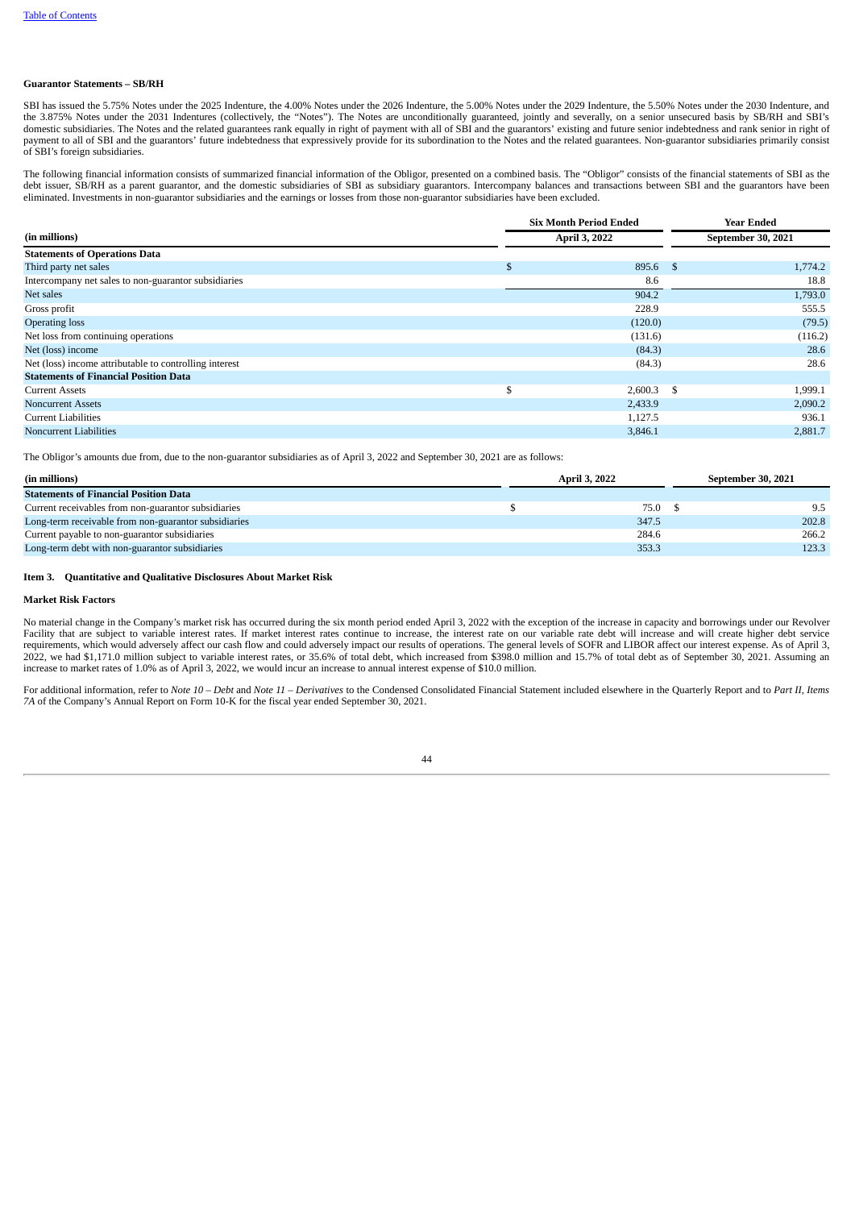**Guarantor Statements – SB/RH**

SBI has issued the 5.75% Notes under the 2025 Indenture, the 4.00% Notes under the 2026 Indenture, the 5.00% Notes under the 2029 Indenture, the 5.50% Notes under the 2030 Indenture, and the 3.875% Notes under the 2031 Indentures (collectively, the "Notes"). The Notes are unconditionally guaranteed, jointly and severally, on a senior unsecured basis by SB/RH and SBI's domestic subsidiaries. The Notes and the related guarantees rank equally in right of payment with all of SBI and the guarantors' existing and future senior indebtedness and rank senior in right of payment to all of SBI and the guarantors' future indebtedness that expressively provide for its subordination to the Notes and the related guarantees. Non-guarantor subsidiaries primarily consist of SBI's foreign subsidiaries.

The following financial information consists of summarized financial information of the Obligor, presented on a combined basis. The "Obligor" consists of the financial statements of SBI as the debt issuer, SB/RH as a parent guarantor, and the domestic subsidiaries of SBI as subsidiary guarantors. Intercompany balances and transactions between SBI and the guarantors have been eliminated. Investments in non-guarantor subsidiaries and the earnings or losses from those non-guarantor subsidiaries have been excluded.

| (in millions) | Six Month Period Ended April 3, 2022 | Year Ended September 30, 2021 |
|---|---|---|
| **Statements of Operations Data** | | |
| Third party net sales | $ 895.6 | $ 1,774.2 |
| Intercompany net sales to non-guarantor subsidiaries | 8.6 | 18.8 |
| Net sales | 904.2 | 1,793.0 |
| Gross profit | 228.9 | 555.5 |
| Operating loss | (120.0) | (79.5) |
| Net loss from continuing operations | (131.6) | (116.2) |
| Net (loss) income | (84.3) | 28.6 |
| Net (loss) income attributable to controlling interest | (84.3) | 28.6 |
| **Statements of Financial Position Data** | | |
| Current Assets | $ 2,600.3 | $ 1,999.1 |
| Noncurrent Assets | 2,433.9 | 2,090.2 |
| Current Liabilities | 1,127.5 | 936.1 |
| Noncurrent Liabilities | 3,846.1 | 2,881.7 |

The Obligor's amounts due from, due to the non-guarantor subsidiaries as of April 3, 2022 and September 30, 2021 are as follows:

| (in millions) | April 3, 2022 | September 30, 2021 |
|---|---|---|
| **Statements of Financial Position Data** | | |
| Current receivables from non-guarantor subsidiaries | $ 75.0 | $ 9.5 |
| Long-term receivable from non-guarantor subsidiaries | 347.5 | 202.8 |
| Current payable to non-guarantor subsidiaries | 284.6 | 266.2 |
| Long-term debt with non-guarantor subsidiaries | 353.3 | 123.3 |

## Item 3. Quantitative and Qualitative Disclosures About Market Risk

**Market Risk Factors**

No material change in the Company's market risk has occurred during the six month period ended April 3, 2022 with the exception of the increase in capacity and borrowings under our Revolver Facility that are subject to variable interest rates. If market interest rates continue to increase, the interest rate on our variable rate debt will increase and will create higher debt service requirements, which would adversely affect our cash flow and could adversely impact our results of operations. The general levels of SOFR and LIBOR affect our interest expense. As of April 3, 2022, we had $1,171.0 million subject to variable interest rates, or 35.6% of total debt, which increased from $398.0 million and 15.7% of total debt as of September 30, 2021. Assuming an increase to market rates of 1.0% as of April 3, 2022, we would incur an increase to annual interest expense of $10.0 million.

For additional information, refer to *Note 10 – Debt* and *Note 11 – Derivatives* to the Condensed Consolidated Financial Statement included elsewhere in the Quarterly Report and to *Part II, Items 7A* of the Company's Annual Report on Form 10-K for the fiscal year ended September 30, 2021.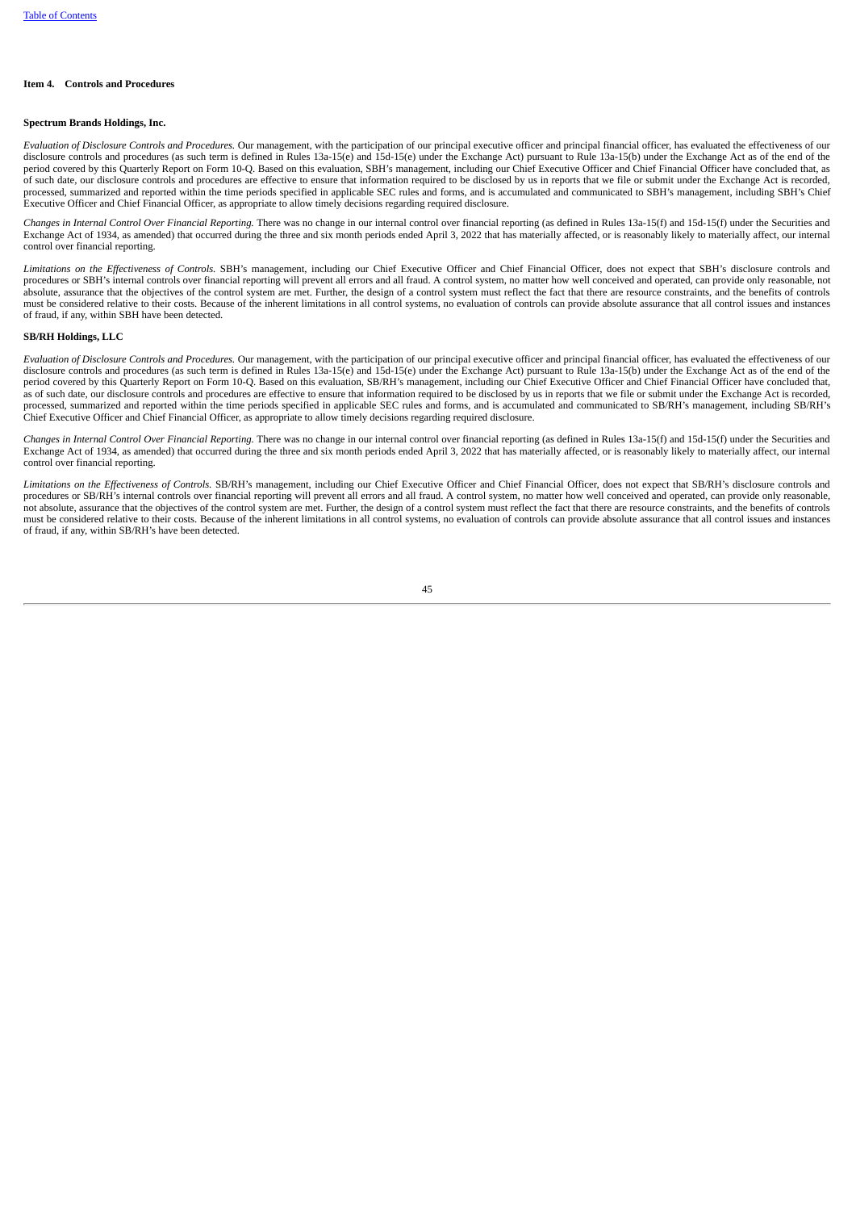## Item 4. Controls and Procedures

### Spectrum Brands Holdings, Inc.

*Evaluation of Disclosure Controls and Procedures.* Our management, with the participation of our principal executive officer and principal financial officer, has evaluated the effectiveness of our disclosure controls and procedures (as such term is defined in Rules 13a-15(e) and 15d-15(e) under the Exchange Act) pursuant to Rule 13a-15(b) under the Exchange Act as of the end of the period covered by this Quarterly Report on Form 10-Q. Based on this evaluation, SBH's management, including our Chief Executive Officer and Chief Financial Officer have concluded that, as of such date, our disclosure controls and procedures are effective to ensure that information required to be disclosed by us in reports that we file or submit under the Exchange Act is recorded, processed, summarized and reported within the time periods specified in applicable SEC rules and forms, and is accumulated and communicated to SBH's management, including SBH's Chief Executive Officer and Chief Financial Officer, as appropriate to allow timely decisions regarding required disclosure.

*Changes in Internal Control Over Financial Reporting.* There was no change in our internal control over financial reporting (as defined in Rules 13a-15(f) and 15d-15(f) under the Securities and Exchange Act of 1934, as amended) that occurred during the three and six month periods ended April 3, 2022 that has materially affected, or is reasonably likely to materially affect, our internal control over financial reporting.

*Limitations on the Effectiveness of Controls.* SBH's management, including our Chief Executive Officer and Chief Financial Officer, does not expect that SBH's disclosure controls and procedures or SBH's internal controls over financial reporting will prevent all errors and all fraud. A control system, no matter how well conceived and operated, can provide only reasonable, not absolute, assurance that the objectives of the control system are met. Further, the design of a control system must reflect the fact that there are resource constraints, and the benefits of controls must be considered relative to their costs. Because of the inherent limitations in all control systems, no evaluation of controls can provide absolute assurance that all control issues and instances of fraud, if any, within SBH have been detected.

### SB/RH Holdings, LLC

*Evaluation of Disclosure Controls and Procedures.* Our management, with the participation of our principal executive officer and principal financial officer, has evaluated the effectiveness of our disclosure controls and procedures (as such term is defined in Rules 13a-15(e) and 15d-15(e) under the Exchange Act) pursuant to Rule 13a-15(b) under the Exchange Act as of the end of the period covered by this Quarterly Report on Form 10-Q. Based on this evaluation, SB/RH's management, including our Chief Executive Officer and Chief Financial Officer have concluded that, as of such date, our disclosure controls and procedures are effective to ensure that information required to be disclosed by us in reports that we file or submit under the Exchange Act is recorded, processed, summarized and reported within the time periods specified in applicable SEC rules and forms, and is accumulated and communicated to SB/RH's management, including SB/RH's Chief Executive Officer and Chief Financial Officer, as appropriate to allow timely decisions regarding required disclosure.

*Changes in Internal Control Over Financial Reporting.* There was no change in our internal control over financial reporting (as defined in Rules 13a-15(f) and 15d-15(f) under the Securities and Exchange Act of 1934, as amended) that occurred during the three and six month periods ended April 3, 2022 that has materially affected, or is reasonably likely to materially affect, our internal control over financial reporting.

*Limitations on the Effectiveness of Controls.* SB/RH's management, including our Chief Executive Officer and Chief Financial Officer, does not expect that SB/RH's disclosure controls and procedures or SB/RH's internal controls over financial reporting will prevent all errors and all fraud. A control system, no matter how well conceived and operated, can provide only reasonable, not absolute, assurance that the objectives of the control system are met. Further, the design of a control system must reflect the fact that there are resource constraints, and the benefits of controls must be considered relative to their costs. Because of the inherent limitations in all control systems, no evaluation of controls can provide absolute assurance that all control issues and instances of fraud, if any, within SB/RH's have been detected.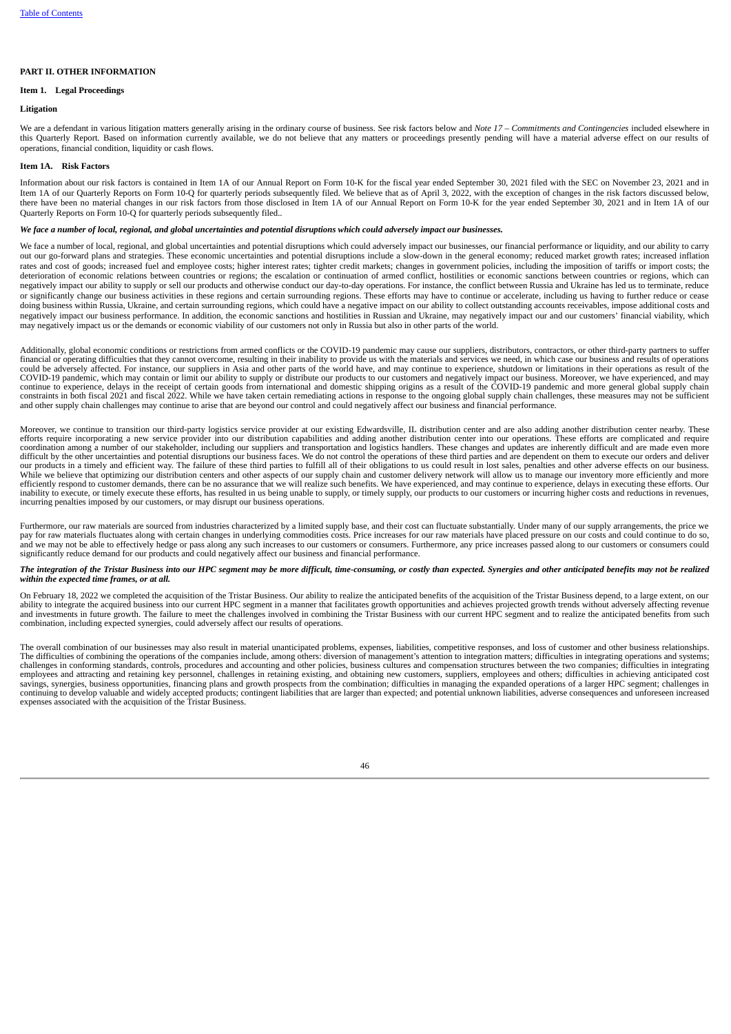## PART II. OTHER INFORMATION

### Item 1. Legal Proceedings

**Litigation**

We are a defendant in various litigation matters generally arising in the ordinary course of business. See risk factors below and *Note 17 – Commitments and Contingencies* included elsewhere in this Quarterly Report. Based on information currently available, we do not believe that any matters or proceedings presently pending will have a material adverse effect on our results of operations, financial condition, liquidity or cash flows.

### Item 1A. Risk Factors

Information about our risk factors is contained in Item 1A of our Annual Report on Form 10-K for the fiscal year ended September 30, 2021 filed with the SEC on November 23, 2021 and in Item 1A of our Quarterly Reports on Form 10-Q for quarterly periods subsequently filed. We believe that as of April 3, 2022, with the exception of changes in the risk factors discussed below, there have been no material changes in our risk factors from those disclosed in Item 1A of our Annual Report on Form 10-K for the year ended September 30, 2021 and in Item 1A of our Quarterly Reports on Form 10-Q for quarterly periods subsequently filed..

***We face a number of local, regional, and global uncertainties and potential disruptions which could adversely impact our businesses.***

We face a number of local, regional, and global uncertainties and potential disruptions which could adversely impact our businesses, our financial performance or liquidity, and our ability to carry out our go-forward plans and strategies. These economic uncertainties and potential disruptions include a slow-down in the general economy; reduced market growth rates; increased inflation rates and cost of goods; increased fuel and employee costs; higher interest rates; tighter credit markets; changes in government policies, including the imposition of tariffs or import costs; the deterioration of economic relations between countries or regions; the escalation or continuation of armed conflict, hostilities or economic sanctions between countries or regions, which can negatively impact our ability to supply or sell our products and otherwise conduct our day-to-day operations. For instance, the conflict between Russia and Ukraine has led us to terminate, reduce or significantly change our business activities in these regions and certain surrounding regions. These efforts may have to continue or accelerate, including us having to further reduce or cease doing business within Russia, Ukraine, and certain surrounding regions, which could have a negative impact on our ability to collect outstanding accounts receivables, impose additional costs and negatively impact our business performance. In addition, the economic sanctions and hostilities in Russian and Ukraine, may negatively impact our and our customers' financial viability, which may negatively impact us or the demands or economic viability of our customers not only in Russia but also in other parts of the world.

Additionally, global economic conditions or restrictions from armed conflicts or the COVID-19 pandemic may cause our suppliers, distributors, contractors, or other third-party partners to suffer financial or operating difficulties that they cannot overcome, resulting in their inability to provide us with the materials and services we need, in which case our business and results of operations could be adversely affected. For instance, our suppliers in Asia and other parts of the world have, and may continue to experience, shutdown or limitations in their operations as result of the COVID-19 pandemic, which may contain or limit our ability to supply or distribute our products to our customers and negatively impact our business. Moreover, we have experienced, and may continue to experience, delays in the receipt of certain goods from international and domestic shipping origins as a result of the COVID-19 pandemic and more general global supply chain constraints in both fiscal 2021 and fiscal 2022. While we have taken certain remediating actions in response to the ongoing global supply chain challenges, these measures may not be sufficient and other supply chain challenges may continue to arise that are beyond our control and could negatively affect our business and financial performance.

Moreover, we continue to transition our third-party logistics service provider at our existing Edwardsville, IL distribution center and are also adding another distribution center nearby. These efforts require incorporating a new service provider into our distribution capabilities and adding another distribution center into our operations. These efforts are complicated and require coordination among a number of our stakeholder, including our suppliers and transportation and logistics handlers. These changes and updates are inherently difficult and are made even more difficult by the other uncertainties and potential disruptions our business faces. We do not control the operations of these third parties and are dependent on them to execute our orders and deliver our products in a timely and efficient way. The failure of these third parties to fulfill all of their obligations to us could result in lost sales, penalties and other adverse effects on our business. While we believe that optimizing our distribution centers and other aspects of our supply chain and customer delivery network will allow us to manage our inventory more efficiently and more efficiently respond to customer demands, there can be no assurance that we will realize such benefits. We have experienced, and may continue to experience, delays in executing these efforts. Our inability to execute, or timely execute these efforts, has resulted in us being unable to supply, or timely supply, our products to our customers or incurring higher costs and reductions in revenues, incurring penalties imposed by our customers, or may disrupt our business operations.

Furthermore, our raw materials are sourced from industries characterized by a limited supply base, and their cost can fluctuate substantially. Under many of our supply arrangements, the price we pay for raw materials fluctuates along with certain changes in underlying commodities costs. Price increases for our raw materials have placed pressure on our costs and could continue to do so, and we may not be able to effectively hedge or pass along any such increases to our customers or consumers. Furthermore, any price increases passed along to our customers or consumers could significantly reduce demand for our products and could negatively affect our business and financial performance.

***The integration of the Tristar Business into our HPC segment may be more difficult, time-consuming, or costly than expected. Synergies and other anticipated benefits may not be realized within the expected time frames, or at all.***

On February 18, 2022 we completed the acquisition of the Tristar Business. Our ability to realize the anticipated benefits of the acquisition of the Tristar Business depend, to a large extent, on our ability to integrate the acquired business into our current HPC segment in a manner that facilitates growth opportunities and achieves projected growth trends without adversely affecting revenue and investments in future growth. The failure to meet the challenges involved in combining the Tristar Business with our current HPC segment and to realize the anticipated benefits from such combination, including expected synergies, could adversely affect our results of operations.

The overall combination of our businesses may also result in material unanticipated problems, expenses, liabilities, competitive responses, and loss of customer and other business relationships. The difficulties of combining the operations of the companies include, among others: diversion of management's attention to integration matters; difficulties in integrating operations and systems; challenges in conforming standards, controls, procedures and accounting and other policies, business cultures and compensation structures between the two companies; difficulties in integrating employees and attracting and retaining key personnel, challenges in retaining existing, and obtaining new customers, suppliers, employees and others; difficulties in achieving anticipated cost savings, synergies, business opportunities, financing plans and growth prospects from the combination; difficulties in managing the expanded operations of a larger HPC segment; challenges in continuing to develop valuable and widely accepted products; contingent liabilities that are larger than expected; and potential unknown liabilities, adverse consequences and unforeseen increased expenses associated with the acquisition of the Tristar Business.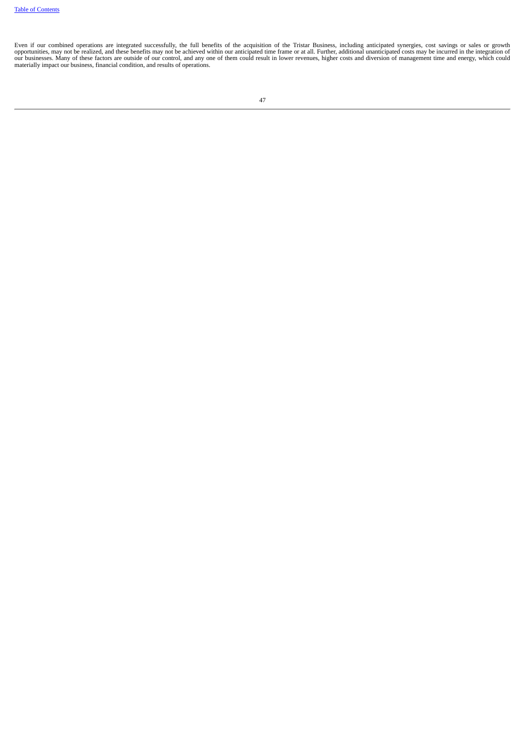Even if our combined operations are integrated successfully, the full benefits of the acquisition of the Tristar Business, including anticipated synergies, cost savings or sales or growth opportunities, may not be realized, and these benefits may not be achieved within our anticipated time frame or at all. Further, additional unanticipated costs may be incurred in the integration of our businesses. Many of these factors are outside of our control, and any one of them could result in lower revenues, higher costs and diversion of management time and energy, which could materially impact our business, financial condition, and results of operations.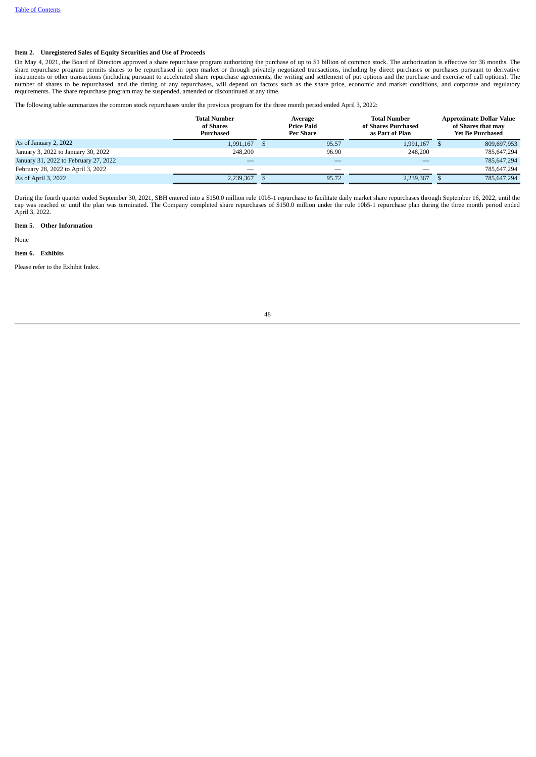**Item 2. Unregistered Sales of Equity Securities and Use of Proceeds**

On May 4, 2021, the Board of Directors approved a share repurchase program authorizing the purchase of up to $1 billion of common stock. The authorization is effective for 36 months. The share repurchase program permits shares to be repurchased in open market or through privately negotiated transactions, including by direct purchases or purchases pursuant to derivative instruments or other transactions (including pursuant to accelerated share repurchase agreements, the writing and settlement of put options and the purchase and exercise of call options). The number of shares to be repurchased, and the timing of any repurchases, will depend on factors such as the share price, economic and market conditions, and corporate and regulatory requirements. The share repurchase program may be suspended, amended or discontinued at any time.

The following table summarizes the common stock repurchases under the previous program for the three month period ended April 3, 2022:

| | Total Number of Shares Purchased | Average Price Paid Per Share | Total Number of Shares Purchased as Part of Plan | Approximate Dollar Value of Shares that may Yet Be Purchased |
|---|---|---|---|---|
| As of January 2, 2022 | 1,991,167 | $ 95.57 | 1,991,167 | $ 809,697,953 |
| January 3, 2022 to January 30, 2022 | 248,200 | 96.90 | 248,200 | 785,647,294 |
| January 31, 2022 to February 27, 2022 | — | — | — | 785,647,294 |
| February 28, 2022 to April 3, 2022 | — | — | — | 785,647,294 |
| As of April 3, 2022 | 2,239,367 | $ 95.72 | 2,239,367 | $ 785,647,294 |

During the fourth quarter ended September 30, 2021, SBH entered into a $150.0 million rule 10b5-1 repurchase to facilitate daily market share repurchases through September 16, 2022, until the cap was reached or until the plan was terminated. The Company completed share repurchases of $150.0 million under the rule 10b5-1 repurchase plan during the three month period ended April 3, 2022.

**Item 5. Other Information**

None

**Item 6. Exhibits**

Please refer to the Exhibit Index.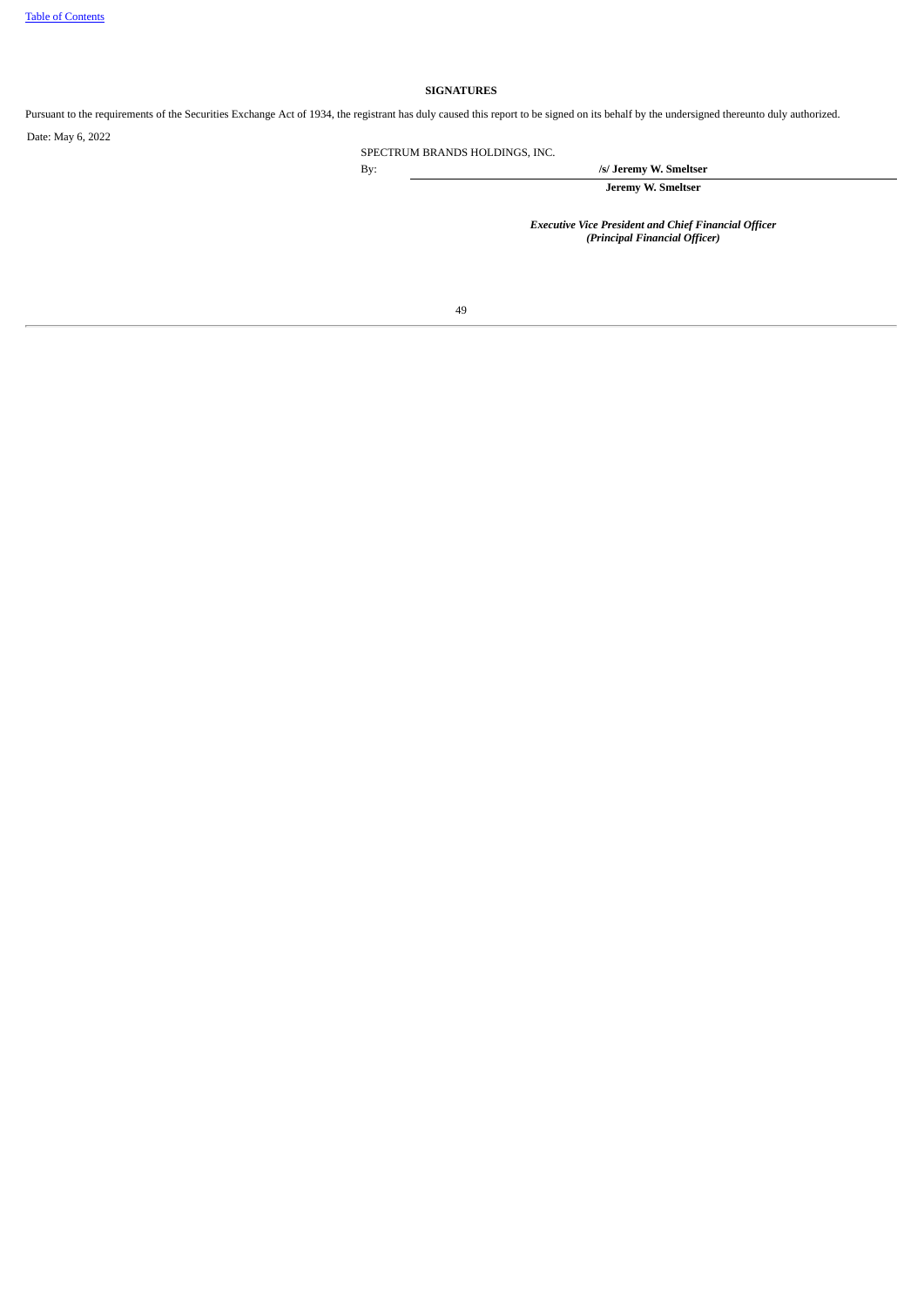## SIGNATURES

Pursuant to the requirements of the Securities Exchange Act of 1934, the registrant has duly caused this report to be signed on its behalf by the undersigned thereunto duly authorized.

Date: May 6, 2022

SPECTRUM BRANDS HOLDINGS, INC.

By: **/s/ Jeremy W. Smeltser**

**Jeremy W. Smeltser**

***Executive Vice President and Chief Financial Officer***
***(Principal Financial Officer)***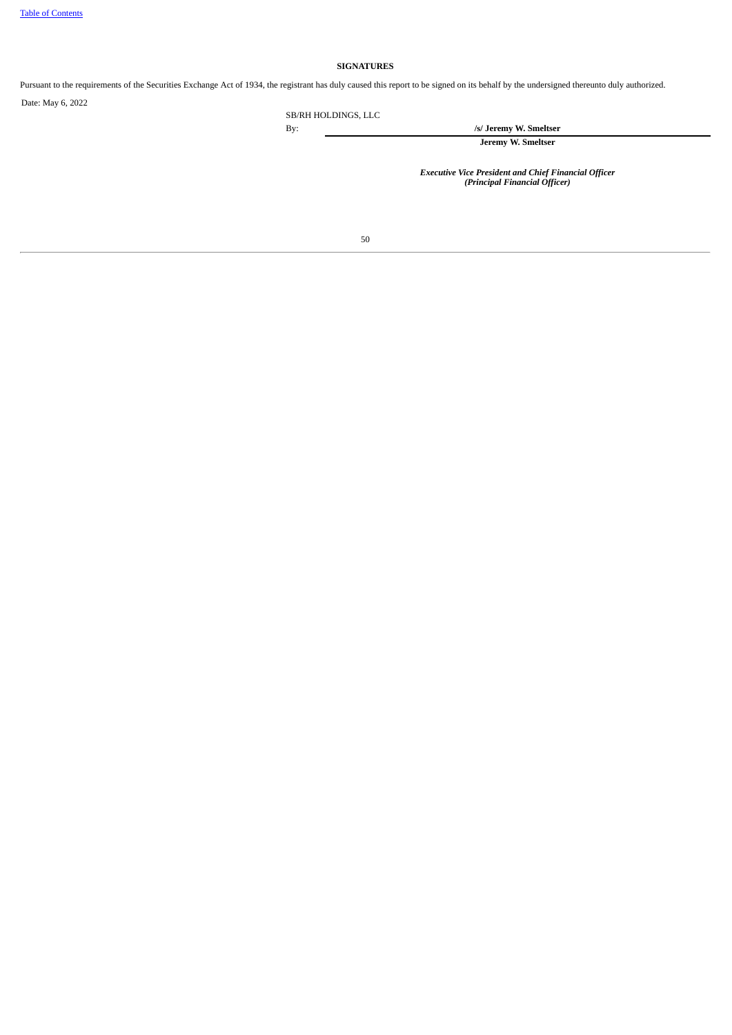**SIGNATURES**

Pursuant to the requirements of the Securities Exchange Act of 1934, the registrant has duly caused this report to be signed on its behalf by the undersigned thereunto duly authorized.

Date: May 6, 2022

SB/RH HOLDINGS, LLC

By: **/s/ Jeremy W. Smeltser**

**Jeremy W. Smeltser**

***Executive Vice President and Chief Financial Officer***
***(Principal Financial Officer)***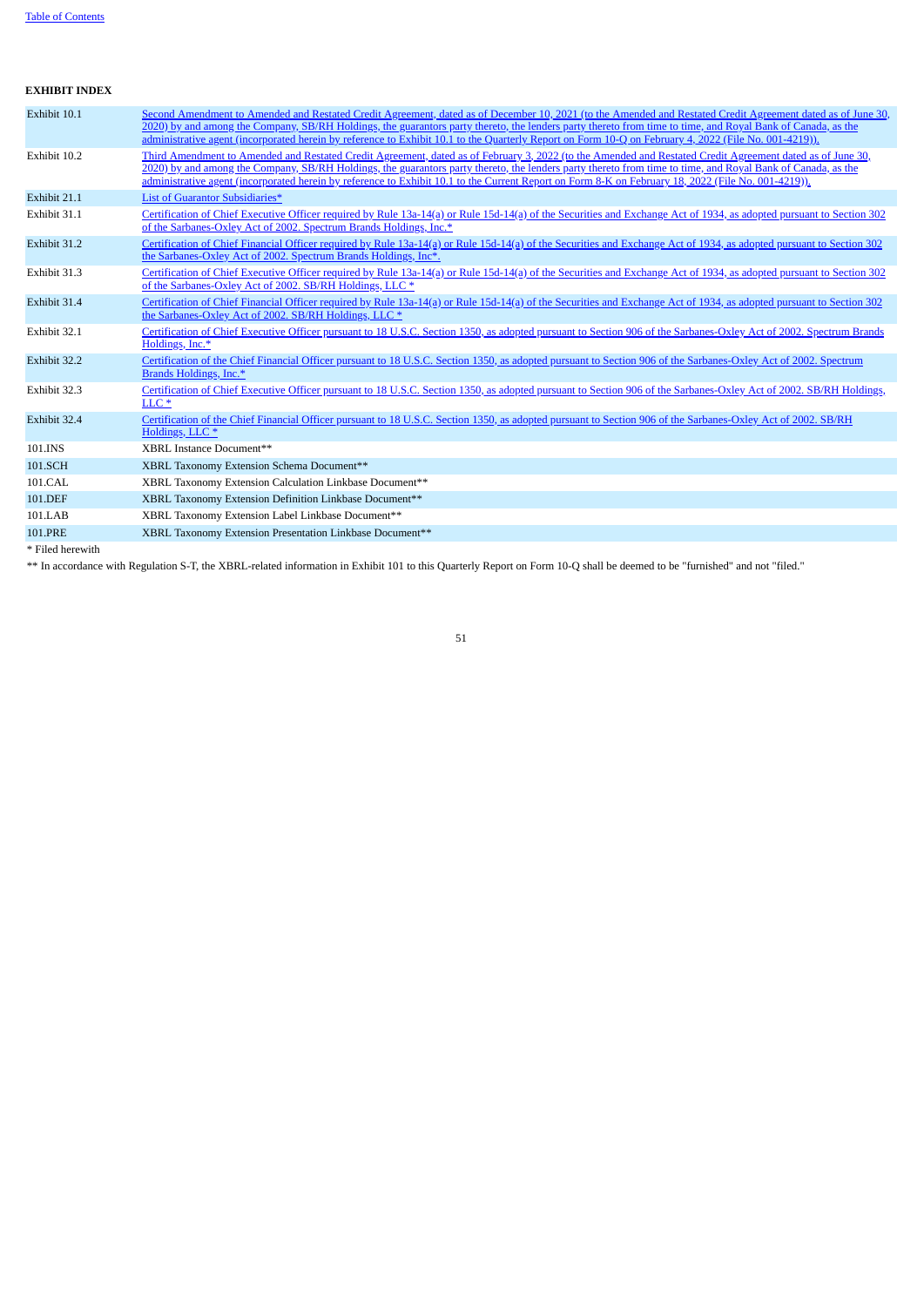**EXHIBIT INDEX**

| | |
|---|---|
| Exhibit 10.1 | Second Amendment to Amended and Restated Credit Agreement, dated as of December 10, 2021 (to the Amended and Restated Credit Agreement dated as of June 30, 2020) by and among the Company, SB/RH Holdings, the guarantors party thereto, the lenders party thereto from time to time, and Royal Bank of Canada, as the administrative agent (incorporated herein by reference to Exhibit 10.1 to the Quarterly Report on Form 10-Q on February 4, 2022 (File No. 001-4219)). |
| Exhibit 10.2 | Third Amendment to Amended and Restated Credit Agreement, dated as of February 3, 2022 (to the Amended and Restated Credit Agreement dated as of June 30, 2020) by and among the Company, SB/RH Holdings, the guarantors party thereto, the lenders party thereto from time to time, and Royal Bank of Canada, as the administrative agent (incorporated herein by reference to Exhibit 10.1 to the Current Report on Form 8-K on February 18, 2022 (File No. 001-4219)). |
| Exhibit 21.1 | List of Guarantor Subsidiaries* |
| Exhibit 31.1 | Certification of Chief Executive Officer required by Rule 13a-14(a) or Rule 15d-14(a) of the Securities and Exchange Act of 1934, as adopted pursuant to Section 302 of the Sarbanes-Oxley Act of 2002. Spectrum Brands Holdings, Inc.* |
| Exhibit 31.2 | Certification of Chief Financial Officer required by Rule 13a-14(a) or Rule 15d-14(a) of the Securities and Exchange Act of 1934, as adopted pursuant to Section 302 the Sarbanes-Oxley Act of 2002. Spectrum Brands Holdings, Inc*. |
| Exhibit 31.3 | Certification of Chief Executive Officer required by Rule 13a-14(a) or Rule 15d-14(a) of the Securities and Exchange Act of 1934, as adopted pursuant to Section 302 of the Sarbanes-Oxley Act of 2002. SB/RH Holdings, LLC * |
| Exhibit 31.4 | Certification of Chief Financial Officer required by Rule 13a-14(a) or Rule 15d-14(a) of the Securities and Exchange Act of 1934, as adopted pursuant to Section 302 the Sarbanes-Oxley Act of 2002. SB/RH Holdings, LLC * |
| Exhibit 32.1 | Certification of Chief Executive Officer pursuant to 18 U.S.C. Section 1350, as adopted pursuant to Section 906 of the Sarbanes-Oxley Act of 2002. Spectrum Brands Holdings, Inc.* |
| Exhibit 32.2 | Certification of the Chief Financial Officer pursuant to 18 U.S.C. Section 1350, as adopted pursuant to Section 906 of the Sarbanes-Oxley Act of 2002. Spectrum Brands Holdings, Inc.* |
| Exhibit 32.3 | Certification of Chief Executive Officer pursuant to 18 U.S.C. Section 1350, as adopted pursuant to Section 906 of the Sarbanes-Oxley Act of 2002. SB/RH Holdings, LLC * |
| Exhibit 32.4 | Certification of the Chief Financial Officer pursuant to 18 U.S.C. Section 1350, as adopted pursuant to Section 906 of the Sarbanes-Oxley Act of 2002. SB/RH Holdings, LLC * |
| 101.INS | XBRL Instance Document** |
| 101.SCH | XBRL Taxonomy Extension Schema Document** |
| 101.CAL | XBRL Taxonomy Extension Calculation Linkbase Document** |
| 101.DEF | XBRL Taxonomy Extension Definition Linkbase Document** |
| 101.LAB | XBRL Taxonomy Extension Label Linkbase Document** |
| 101.PRE | XBRL Taxonomy Extension Presentation Linkbase Document** |

* Filed herewith

** In accordance with Regulation S-T, the XBRL-related information in Exhibit 101 to this Quarterly Report on Form 10-Q shall be deemed to be "furnished" and not "filed."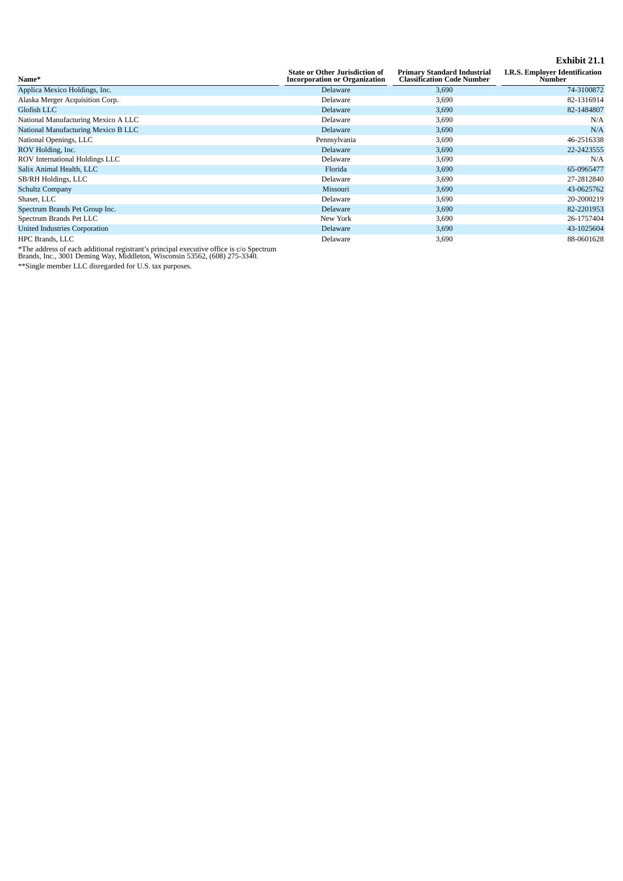**Exhibit 21.1**

| Name* | State or Other Jurisdiction of Incorporation or Organization | Primary Standard Industrial Classification Code Number | I.R.S. Employer Identification Number |
|---|---|---|---|
| Applica Mexico Holdings, Inc. | Delaware | 3,690 | 74-3100872 |
| Alaska Merger Acquisition Corp. | Delaware | 3,690 | 82-1316914 |
| Glofish LLC | Delaware | 3,690 | 82-1484807 |
| National Manufacturing Mexico A LLC | Delaware | 3,690 | N/A |
| National Manufacturing Mexico B LLC | Delaware | 3,690 | N/A |
| National Openings, LLC | Pennsylvania | 3,690 | 46-2516338 |
| ROV Holding, Inc. | Delaware | 3,690 | 22-2423555 |
| ROV International Holdings LLC | Delaware | 3,690 | N/A |
| Salix Animal Health, LLC | Florida | 3,690 | 65-0965477 |
| SB/RH Holdings, LLC | Delaware | 3,690 | 27-2812840 |
| Schultz Company | Missouri | 3,690 | 43-0625762 |
| Shaser, LLC | Delaware | 3,690 | 20-2000219 |
| Spectrum Brands Pet Group Inc. | Delaware | 3,690 | 82-2201953 |
| Spectrum Brands Pet LLC | New York | 3,690 | 26-1757404 |
| United Industries Corporation | Delaware | 3,690 | 43-1025604 |
| HPC Brands, LLC | Delaware | 3,690 | 88-0601628 |

*The address of each additional registrant's principal executive office is c/o Spectrum Brands, Inc., 3001 Deming Way, Middleton, Wisconsin 53562, (608) 275-3340.

**Single member LLC disregarded for U.S. tax purposes.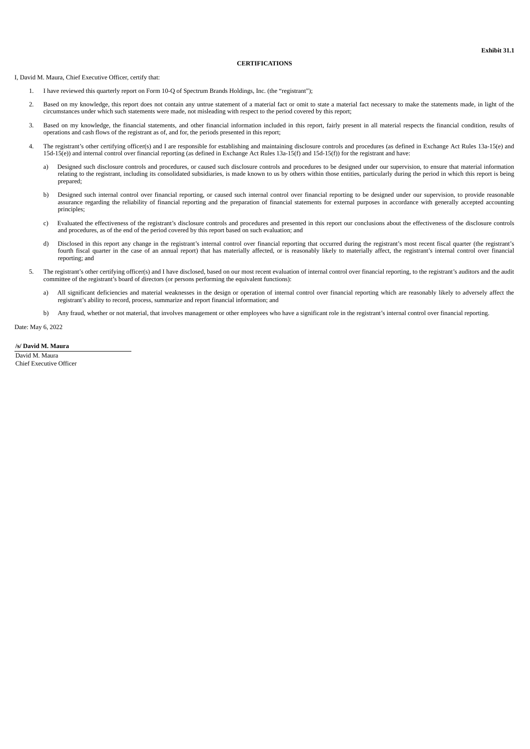**Exhibit 31.1**

**CERTIFICATIONS**

I, David M. Maura, Chief Executive Officer, certify that:

1. I have reviewed this quarterly report on Form 10-Q of Spectrum Brands Holdings, Inc. (the "registrant");

2. Based on my knowledge, this report does not contain any untrue statement of a material fact or omit to state a material fact necessary to make the statements made, in light of the circumstances under which such statements were made, not misleading with respect to the period covered by this report;

3. Based on my knowledge, the financial statements, and other financial information included in this report, fairly present in all material respects the financial condition, results of operations and cash flows of the registrant as of, and for, the periods presented in this report;

4. The registrant's other certifying officer(s) and I are responsible for establishing and maintaining disclosure controls and procedures (as defined in Exchange Act Rules 13a-15(e) and 15d-15(e)) and internal control over financial reporting (as defined in Exchange Act Rules 13a-15(f) and 15d-15(f)) for the registrant and have:

   a) Designed such disclosure controls and procedures, or caused such disclosure controls and procedures to be designed under our supervision, to ensure that material information relating to the registrant, including its consolidated subsidiaries, is made known to us by others within those entities, particularly during the period in which this report is being prepared;

   b) Designed such internal control over financial reporting, or caused such internal control over financial reporting to be designed under our supervision, to provide reasonable assurance regarding the reliability of financial reporting and the preparation of financial statements for external purposes in accordance with generally accepted accounting principles;

   c) Evaluated the effectiveness of the registrant's disclosure controls and procedures and presented in this report our conclusions about the effectiveness of the disclosure controls and procedures, as of the end of the period covered by this report based on such evaluation; and

   d) Disclosed in this report any change in the registrant's internal control over financial reporting that occurred during the registrant's most recent fiscal quarter (the registrant's fourth fiscal quarter in the case of an annual report) that has materially affected, or is reasonably likely to materially affect, the registrant's internal control over financial reporting; and

5. The registrant's other certifying officer(s) and I have disclosed, based on our most recent evaluation of internal control over financial reporting, to the registrant's auditors and the audit committee of the registrant's board of directors (or persons performing the equivalent functions):

   a) All significant deficiencies and material weaknesses in the design or operation of internal control over financial reporting which are reasonably likely to adversely affect the registrant's ability to record, process, summarize and report financial information; and

   b) Any fraud, whether or not material, that involves management or other employees who have a significant role in the registrant's internal control over financial reporting.

Date: May 6, 2022

**/s/ David M. Maura**

David M. Maura
Chief Executive Officer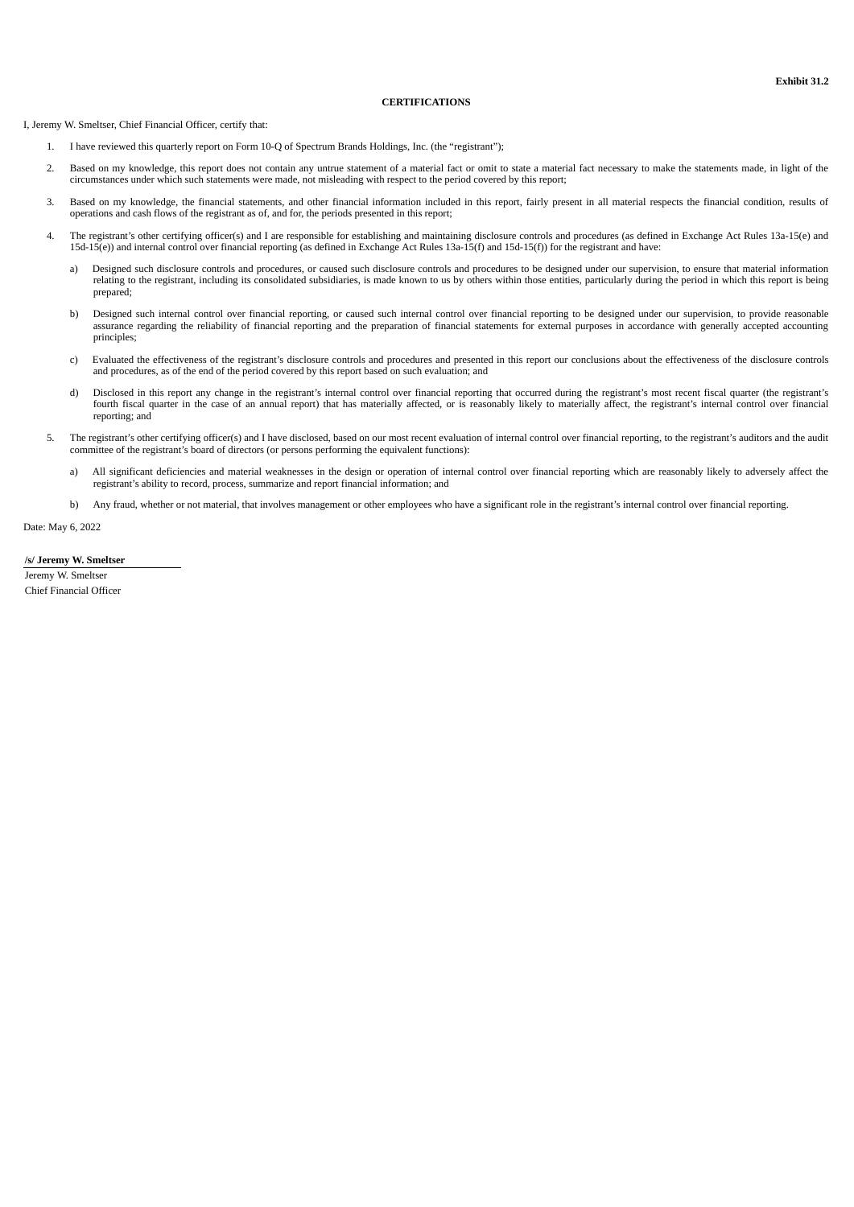**Exhibit 31.2**

**CERTIFICATIONS**

I, Jeremy W. Smeltser, Chief Financial Officer, certify that:

1. I have reviewed this quarterly report on Form 10-Q of Spectrum Brands Holdings, Inc. (the "registrant");

2. Based on my knowledge, this report does not contain any untrue statement of a material fact or omit to state a material fact necessary to make the statements made, in light of the circumstances under which such statements were made, not misleading with respect to the period covered by this report;

3. Based on my knowledge, the financial statements, and other financial information included in this report, fairly present in all material respects the financial condition, results of operations and cash flows of the registrant as of, and for, the periods presented in this report;

4. The registrant's other certifying officer(s) and I are responsible for establishing and maintaining disclosure controls and procedures (as defined in Exchange Act Rules 13a-15(e) and 15d-15(e)) and internal control over financial reporting (as defined in Exchange Act Rules 13a-15(f) and 15d-15(f)) for the registrant and have:

   a) Designed such disclosure controls and procedures, or caused such disclosure controls and procedures to be designed under our supervision, to ensure that material information relating to the registrant, including its consolidated subsidiaries, is made known to us by others within those entities, particularly during the period in which this report is being prepared;

   b) Designed such internal control over financial reporting, or caused such internal control over financial reporting to be designed under our supervision, to provide reasonable assurance regarding the reliability of financial reporting and the preparation of financial statements for external purposes in accordance with generally accepted accounting principles;

   c) Evaluated the effectiveness of the registrant's disclosure controls and procedures and presented in this report our conclusions about the effectiveness of the disclosure controls and procedures, as of the end of the period covered by this report based on such evaluation; and

   d) Disclosed in this report any change in the registrant's internal control over financial reporting that occurred during the registrant's most recent fiscal quarter (the registrant's fourth fiscal quarter in the case of an annual report) that has materially affected, or is reasonably likely to materially affect, the registrant's internal control over financial reporting; and

5. The registrant's other certifying officer(s) and I have disclosed, based on our most recent evaluation of internal control over financial reporting, to the registrant's auditors and the audit committee of the registrant's board of directors (or persons performing the equivalent functions):

   a) All significant deficiencies and material weaknesses in the design or operation of internal control over financial reporting which are reasonably likely to adversely affect the registrant's ability to record, process, summarize and report financial information; and

   b) Any fraud, whether or not material, that involves management or other employees who have a significant role in the registrant's internal control over financial reporting.

Date: May 6, 2022

**/s/ Jeremy W. Smeltser**

Jeremy W. Smeltser

Chief Financial Officer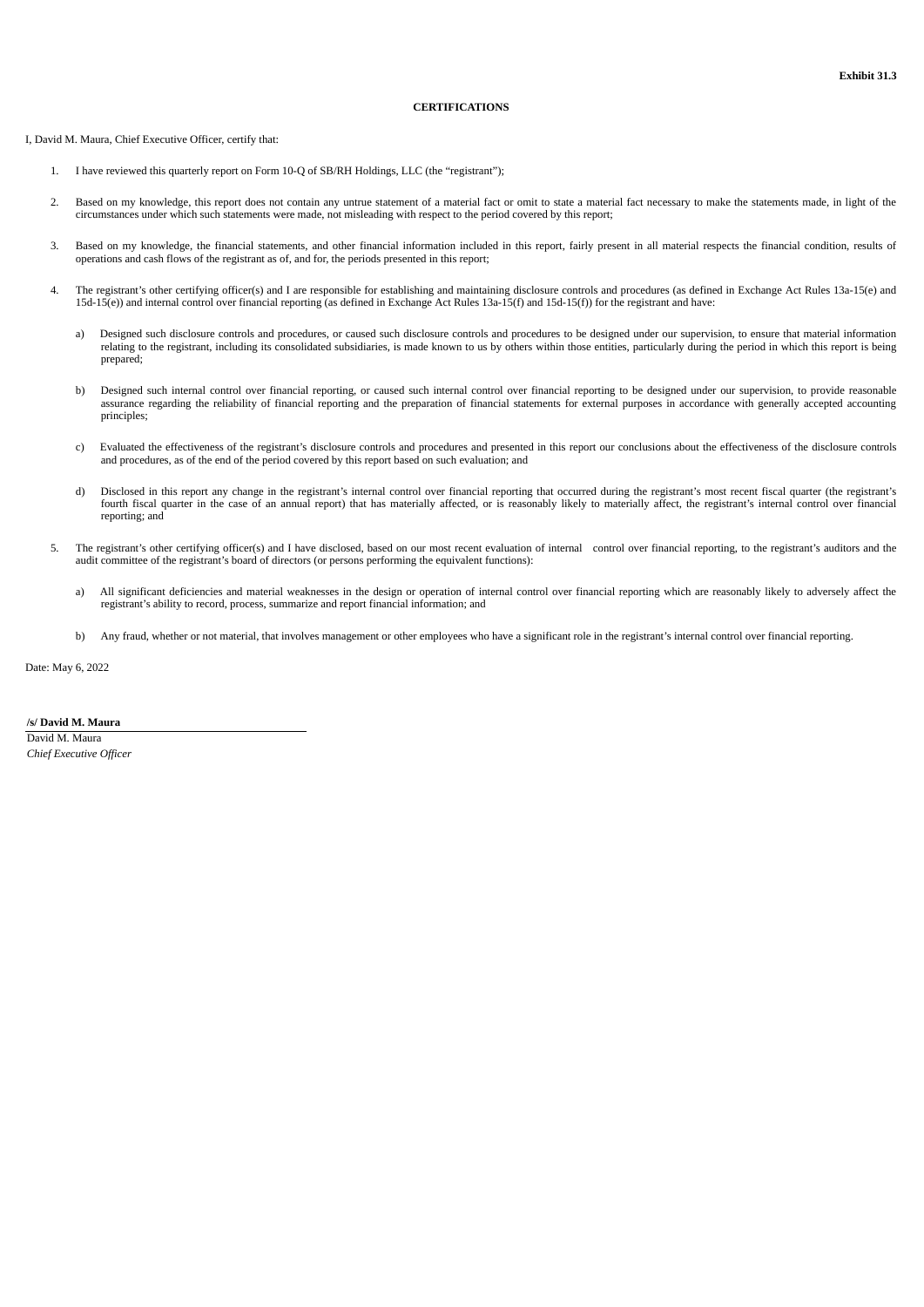**Exhibit 31.3**

**CERTIFICATIONS**

I, David M. Maura, Chief Executive Officer, certify that:

1. I have reviewed this quarterly report on Form 10-Q of SB/RH Holdings, LLC (the "registrant");

2. Based on my knowledge, this report does not contain any untrue statement of a material fact or omit to state a material fact necessary to make the statements made, in light of the circumstances under which such statements were made, not misleading with respect to the period covered by this report;

3. Based on my knowledge, the financial statements, and other financial information included in this report, fairly present in all material respects the financial condition, results of operations and cash flows of the registrant as of, and for, the periods presented in this report;

4. The registrant's other certifying officer(s) and I are responsible for establishing and maintaining disclosure controls and procedures (as defined in Exchange Act Rules 13a-15(e) and 15d-15(e)) and internal control over financial reporting (as defined in Exchange Act Rules 13a-15(f) and 15d-15(f)) for the registrant and have:

   a) Designed such disclosure controls and procedures, or caused such disclosure controls and procedures to be designed under our supervision, to ensure that material information relating to the registrant, including its consolidated subsidiaries, is made known to us by others within those entities, particularly during the period in which this report is being prepared;

   b) Designed such internal control over financial reporting, or caused such internal control over financial reporting to be designed under our supervision, to provide reasonable assurance regarding the reliability of financial reporting and the preparation of financial statements for external purposes in accordance with generally accepted accounting principles;

   c) Evaluated the effectiveness of the registrant's disclosure controls and procedures and presented in this report our conclusions about the effectiveness of the disclosure controls and procedures, as of the end of the period covered by this report based on such evaluation; and

   d) Disclosed in this report any change in the registrant's internal control over financial reporting that occurred during the registrant's most recent fiscal quarter (the registrant's fourth fiscal quarter in the case of an annual report) that has materially affected, or is reasonably likely to materially affect, the registrant's internal control over financial reporting; and

5. The registrant's other certifying officer(s) and I have disclosed, based on our most recent evaluation of internal control over financial reporting, to the registrant's auditors and the audit committee of the registrant's board of directors (or persons performing the equivalent functions):

   a) All significant deficiencies and material weaknesses in the design or operation of internal control over financial reporting which are reasonably likely to adversely affect the registrant's ability to record, process, summarize and report financial information; and

   b) Any fraud, whether or not material, that involves management or other employees who have a significant role in the registrant's internal control over financial reporting.

Date: May 6, 2022

**/s/ David M. Maura**

David M. Maura
*Chief Executive Officer*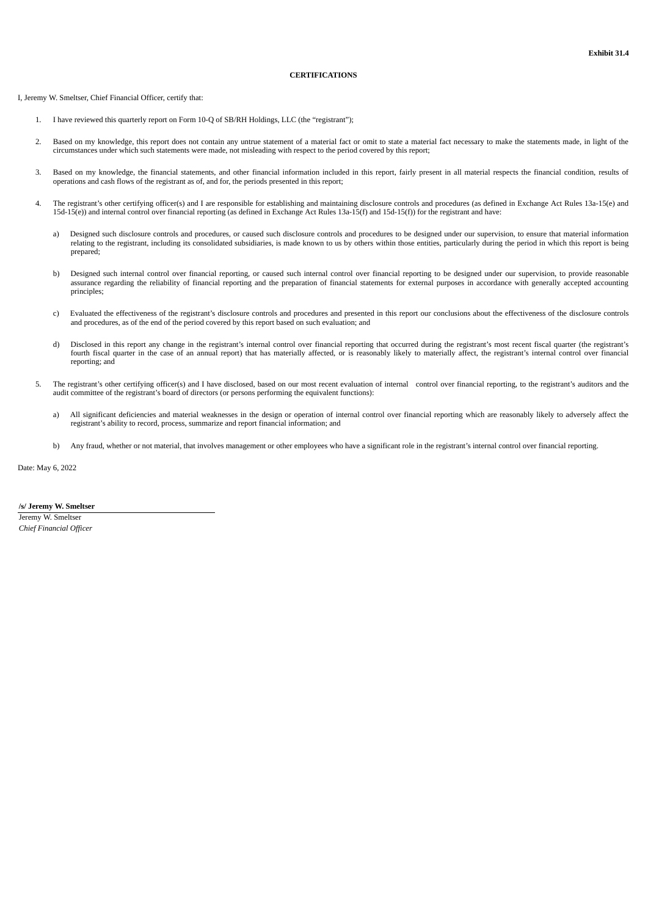**Exhibit 31.4**

**CERTIFICATIONS**

I, Jeremy W. Smeltser, Chief Financial Officer, certify that:

1. I have reviewed this quarterly report on Form 10-Q of SB/RH Holdings, LLC (the “registrant”);

2. Based on my knowledge, this report does not contain any untrue statement of a material fact or omit to state a material fact necessary to make the statements made, in light of the circumstances under which such statements were made, not misleading with respect to the period covered by this report;

3. Based on my knowledge, the financial statements, and other financial information included in this report, fairly present in all material respects the financial condition, results of operations and cash flows of the registrant as of, and for, the periods presented in this report;

4. The registrant’s other certifying officer(s) and I are responsible for establishing and maintaining disclosure controls and procedures (as defined in Exchange Act Rules 13a-15(e) and 15d-15(e)) and internal control over financial reporting (as defined in Exchange Act Rules 13a-15(f) and 15d-15(f)) for the registrant and have:

   a) Designed such disclosure controls and procedures, or caused such disclosure controls and procedures to be designed under our supervision, to ensure that material information relating to the registrant, including its consolidated subsidiaries, is made known to us by others within those entities, particularly during the period in which this report is being prepared;

   b) Designed such internal control over financial reporting, or caused such internal control over financial reporting to be designed under our supervision, to provide reasonable assurance regarding the reliability of financial reporting and the preparation of financial statements for external purposes in accordance with generally accepted accounting principles;

   c) Evaluated the effectiveness of the registrant’s disclosure controls and procedures and presented in this report our conclusions about the effectiveness of the disclosure controls and procedures, as of the end of the period covered by this report based on such evaluation; and

   d) Disclosed in this report any change in the registrant’s internal control over financial reporting that occurred during the registrant’s most recent fiscal quarter (the registrant’s fourth fiscal quarter in the case of an annual report) that has materially affected, or is reasonably likely to materially affect, the registrant’s internal control over financial reporting; and

5. The registrant’s other certifying officer(s) and I have disclosed, based on our most recent evaluation of internal control over financial reporting, to the registrant’s auditors and the audit committee of the registrant’s board of directors (or persons performing the equivalent functions):

   a) All significant deficiencies and material weaknesses in the design or operation of internal control over financial reporting which are reasonably likely to adversely affect the registrant’s ability to record, process, summarize and report financial information; and

   b) Any fraud, whether or not material, that involves management or other employees who have a significant role in the registrant’s internal control over financial reporting.

Date: May 6, 2022

**/s/ Jeremy W. Smeltser**
Jeremy W. Smeltser
*Chief Financial Officer*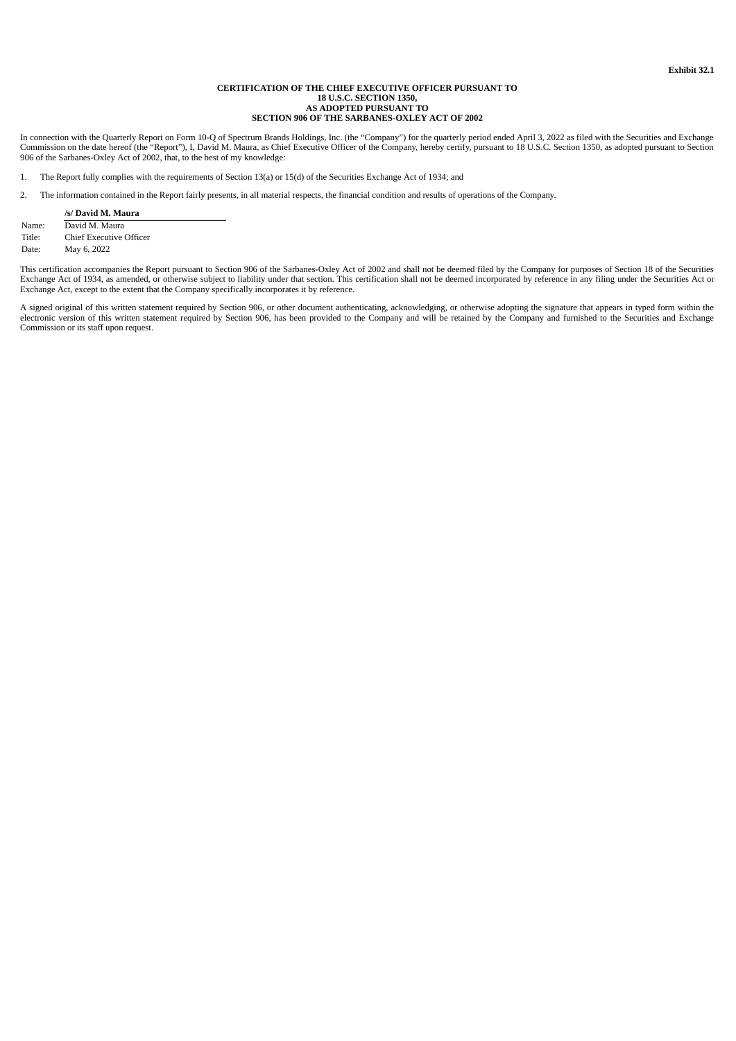**Exhibit 32.1**

**CERTIFICATION OF THE CHIEF EXECUTIVE OFFICER PURSUANT TO 18 U.S.C. SECTION 1350, AS ADOPTED PURSUANT TO SECTION 906 OF THE SARBANES-OXLEY ACT OF 2002**

In connection with the Quarterly Report on Form 10-Q of Spectrum Brands Holdings, Inc. (the "Company") for the quarterly period ended April 3, 2022 as filed with the Securities and Exchange Commission on the date hereof (the "Report"), I, David M. Maura, as Chief Executive Officer of the Company, hereby certify, pursuant to 18 U.S.C. Section 1350, as adopted pursuant to Section 906 of the Sarbanes-Oxley Act of 2002, that, to the best of my knowledge:

1. The Report fully complies with the requirements of Section 13(a) or 15(d) of the Securities Exchange Act of 1934; and

2. The information contained in the Report fairly presents, in all material respects, the financial condition and results of operations of the Company.

| | **/s/ David M. Maura** |
|---|---|
| Name: | David M. Maura |
| Title: | Chief Executive Officer |
| Date: | May 6, 2022 |

This certification accompanies the Report pursuant to Section 906 of the Sarbanes-Oxley Act of 2002 and shall not be deemed filed by the Company for purposes of Section 18 of the Securities Exchange Act of 1934, as amended, or otherwise subject to liability under that section. This certification shall not be deemed incorporated by reference in any filing under the Securities Act or Exchange Act, except to the extent that the Company specifically incorporates it by reference.

A signed original of this written statement required by Section 906, or other document authenticating, acknowledging, or otherwise adopting the signature that appears in typed form within the electronic version of this written statement required by Section 906, has been provided to the Company and will be retained by the Company and furnished to the Securities and Exchange Commission or its staff upon request.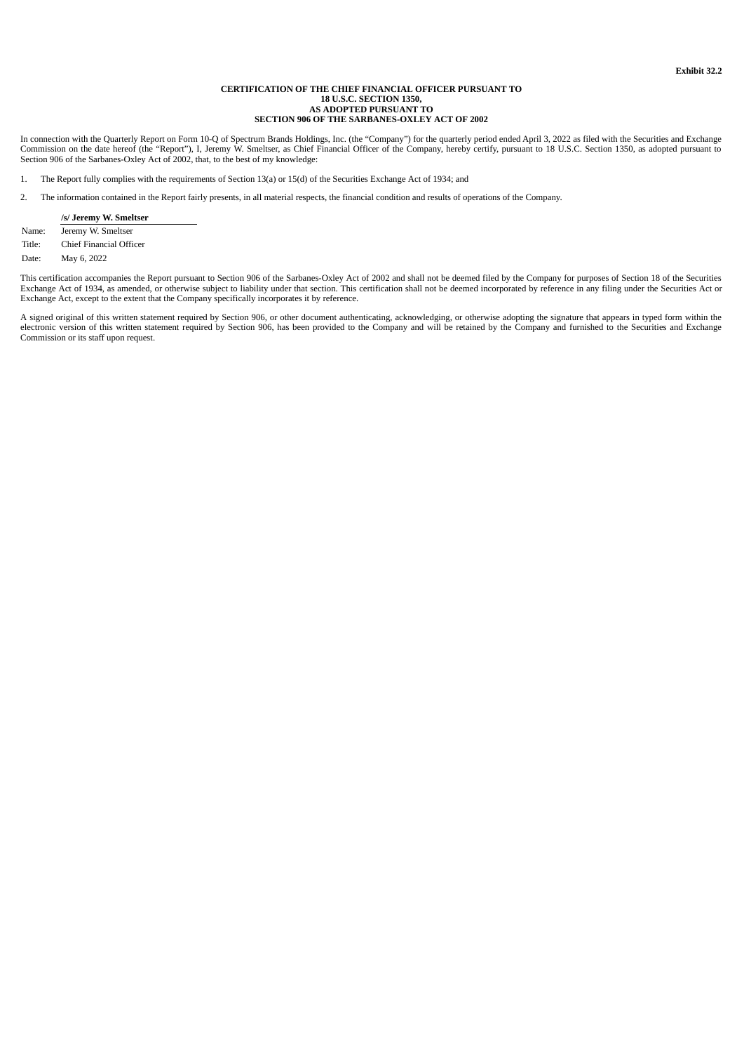**Exhibit 32.2**

**CERTIFICATION OF THE CHIEF FINANCIAL OFFICER PURSUANT TO
18 U.S.C. SECTION 1350,
AS ADOPTED PURSUANT TO
SECTION 906 OF THE SARBANES-OXLEY ACT OF 2002**

In connection with the Quarterly Report on Form 10-Q of Spectrum Brands Holdings, Inc. (the "Company") for the quarterly period ended April 3, 2022 as filed with the Securities and Exchange Commission on the date hereof (the "Report"), I, Jeremy W. Smeltser, as Chief Financial Officer of the Company, hereby certify, pursuant to 18 U.S.C. Section 1350, as adopted pursuant to Section 906 of the Sarbanes-Oxley Act of 2002, that, to the best of my knowledge:

1. The Report fully complies with the requirements of Section 13(a) or 15(d) of the Securities Exchange Act of 1934; and

2. The information contained in the Report fairly presents, in all material respects, the financial condition and results of operations of the Company.

| | **/s/ Jeremy W. Smeltser** |
|---|---|
| Name: | Jeremy W. Smeltser |
| Title: | Chief Financial Officer |
| Date: | May 6, 2022 |

This certification accompanies the Report pursuant to Section 906 of the Sarbanes-Oxley Act of 2002 and shall not be deemed filed by the Company for purposes of Section 18 of the Securities Exchange Act of 1934, as amended, or otherwise subject to liability under that section. This certification shall not be deemed incorporated by reference in any filing under the Securities Act or Exchange Act, except to the extent that the Company specifically incorporates it by reference.

A signed original of this written statement required by Section 906, or other document authenticating, acknowledging, or otherwise adopting the signature that appears in typed form within the electronic version of this written statement required by Section 906, has been provided to the Company and will be retained by the Company and furnished to the Securities and Exchange Commission or its staff upon request.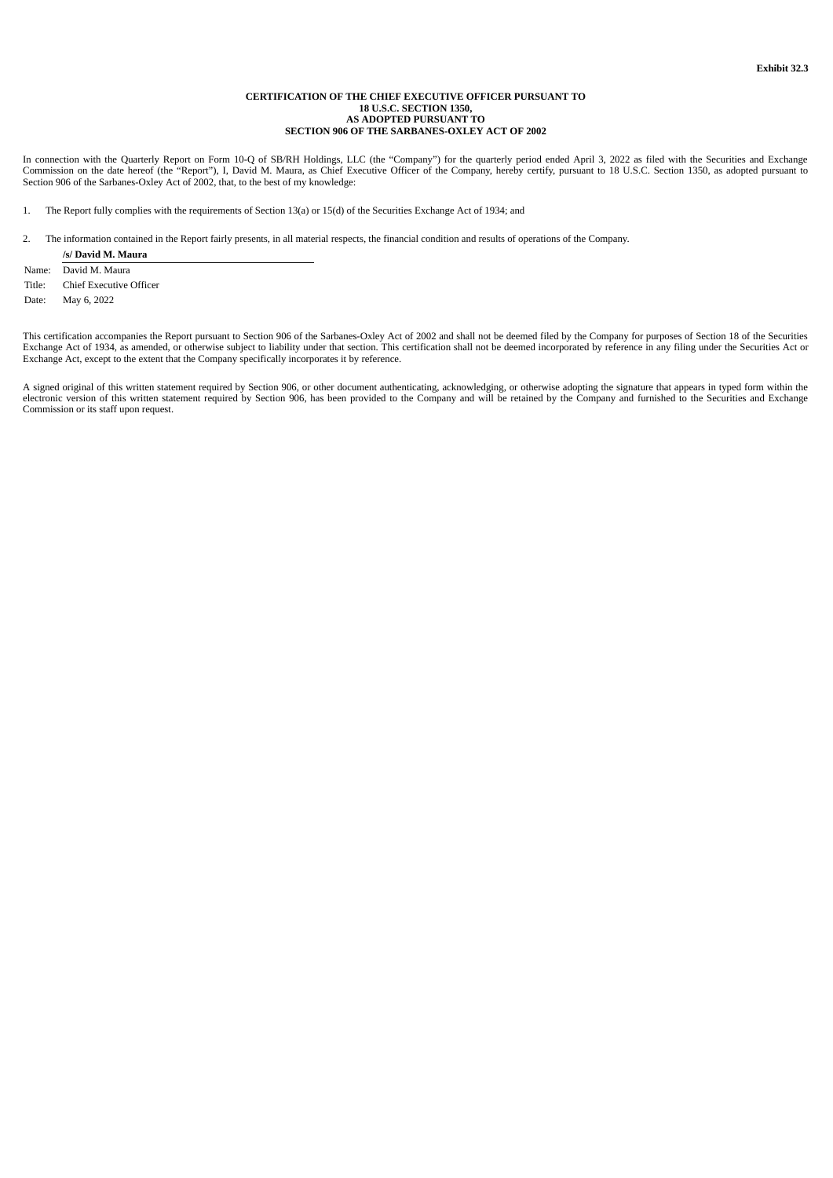**Exhibit 32.3**

**CERTIFICATION OF THE CHIEF EXECUTIVE OFFICER PURSUANT TO**
**18 U.S.C. SECTION 1350,**
**AS ADOPTED PURSUANT TO**
**SECTION 906 OF THE SARBANES-OXLEY ACT OF 2002**

In connection with the Quarterly Report on Form 10-Q of SB/RH Holdings, LLC (the "Company") for the quarterly period ended April 3, 2022 as filed with the Securities and Exchange Commission on the date hereof (the "Report"), I, David M. Maura, as Chief Executive Officer of the Company, hereby certify, pursuant to 18 U.S.C. Section 1350, as adopted pursuant to Section 906 of the Sarbanes-Oxley Act of 2002, that, to the best of my knowledge:

1. The Report fully complies with the requirements of Section 13(a) or 15(d) of the Securities Exchange Act of 1934; and

2. The information contained in the Report fairly presents, in all material respects, the financial condition and results of operations of the Company.

**/s/ David M. Maura**

Name: David M. Maura
Title: Chief Executive Officer
Date: May 6, 2022

This certification accompanies the Report pursuant to Section 906 of the Sarbanes-Oxley Act of 2002 and shall not be deemed filed by the Company for purposes of Section 18 of the Securities Exchange Act of 1934, as amended, or otherwise subject to liability under that section. This certification shall not be deemed incorporated by reference in any filing under the Securities Act or Exchange Act, except to the extent that the Company specifically incorporates it by reference.

A signed original of this written statement required by Section 906, or other document authenticating, acknowledging, or otherwise adopting the signature that appears in typed form within the electronic version of this written statement required by Section 906, has been provided to the Company and will be retained by the Company and furnished to the Securities and Exchange Commission or its staff upon request.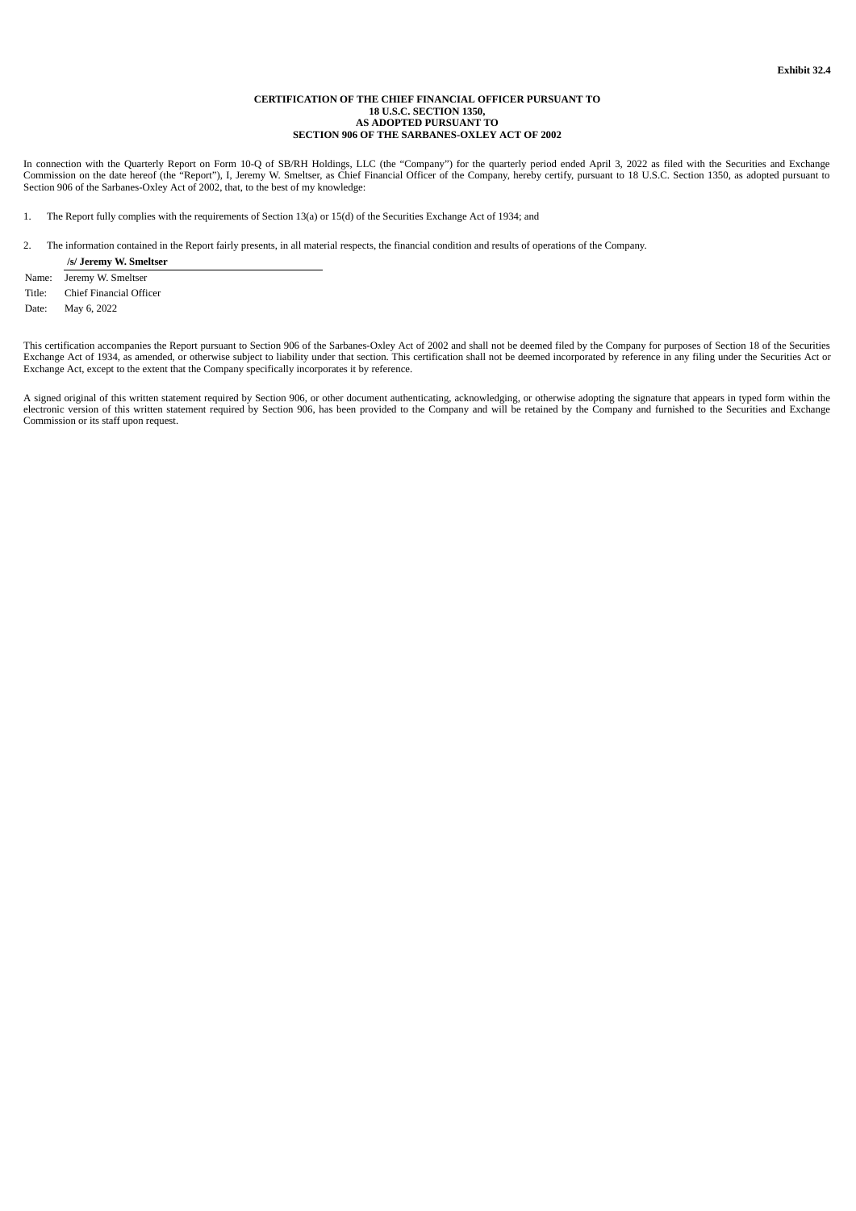**Exhibit 32.4**

**CERTIFICATION OF THE CHIEF FINANCIAL OFFICER PURSUANT TO**
**18 U.S.C. SECTION 1350,**
**AS ADOPTED PURSUANT TO**
**SECTION 906 OF THE SARBANES-OXLEY ACT OF 2002**

In connection with the Quarterly Report on Form 10-Q of SB/RH Holdings, LLC (the "Company") for the quarterly period ended April 3, 2022 as filed with the Securities and Exchange Commission on the date hereof (the "Report"), I, Jeremy W. Smeltser, as Chief Financial Officer of the Company, hereby certify, pursuant to 18 U.S.C. Section 1350, as adopted pursuant to Section 906 of the Sarbanes-Oxley Act of 2002, that, to the best of my knowledge:

1. The Report fully complies with the requirements of Section 13(a) or 15(d) of the Securities Exchange Act of 1934; and

2. The information contained in the Report fairly presents, in all material respects, the financial condition and results of operations of the Company.

| | |
|---|---|
| | **/s/ Jeremy W. Smeltser** |
| Name: | Jeremy W. Smeltser |
| Title: | Chief Financial Officer |
| Date: | May 6, 2022 |

This certification accompanies the Report pursuant to Section 906 of the Sarbanes-Oxley Act of 2002 and shall not be deemed filed by the Company for purposes of Section 18 of the Securities Exchange Act of 1934, as amended, or otherwise subject to liability under that section. This certification shall not be deemed incorporated by reference in any filing under the Securities Act or Exchange Act, except to the extent that the Company specifically incorporates it by reference.

A signed original of this written statement required by Section 906, or other document authenticating, acknowledging, or otherwise adopting the signature that appears in typed form within the electronic version of this written statement required by Section 906, has been provided to the Company and will be retained by the Company and furnished to the Securities and Exchange Commission or its staff upon request.